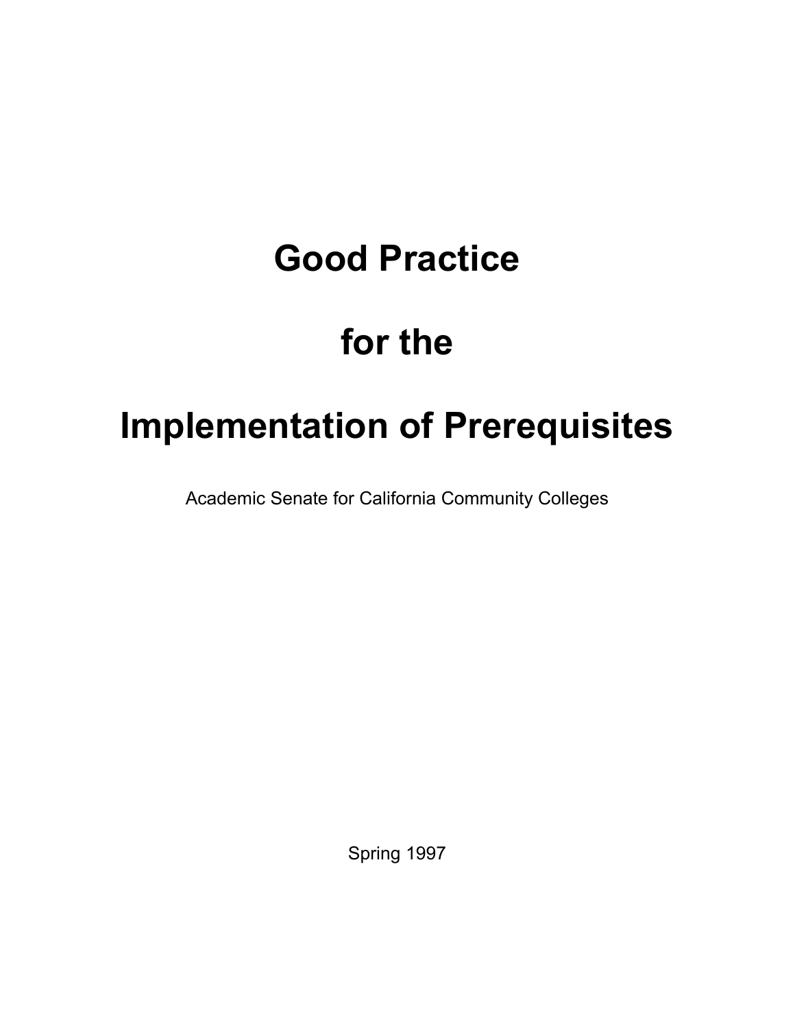# Good Practice

# for the

# Implementation of Prerequisites

Academic Senate for California Community Colleges

Spring 1997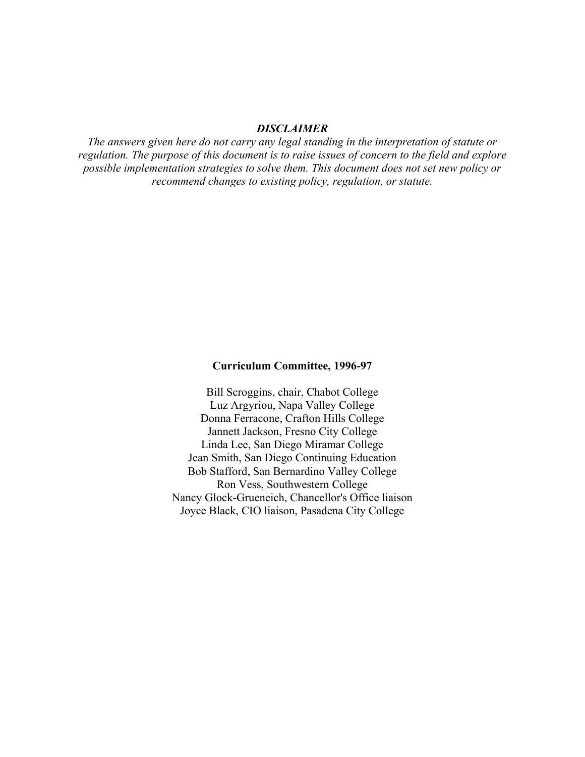***DISCLAIMER***

*The answers given here do not carry any legal standing in the interpretation of statute or regulation. The purpose of this document is to raise issues of concern to the field and explore possible implementation strategies to solve them. This document does not set new policy or recommend changes to existing policy, regulation, or statute.*

**Curriculum Committee, 1996-97**

Bill Scroggins, chair, Chabot College
Luz Argyriou, Napa Valley College
Donna Ferracone, Crafton Hills College
Jannett Jackson, Fresno City College
Linda Lee, San Diego Miramar College
Jean Smith, San Diego Continuing Education
Bob Stafford, San Bernardino Valley College
Ron Vess, Southwestern College
Nancy Glock-Grueneich, Chancellor's Office liaison
Joyce Black, CIO liaison, Pasadena City College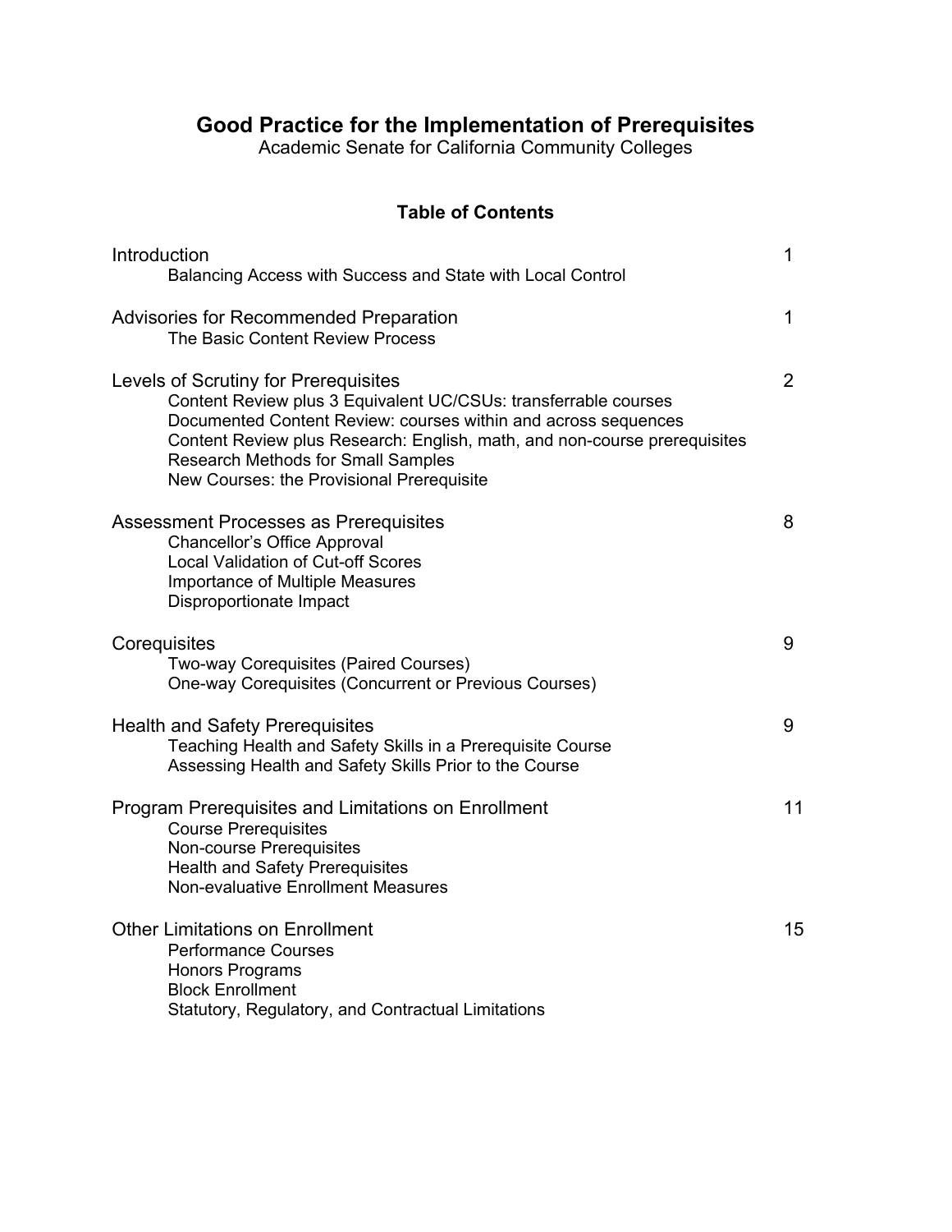# Good Practice for the Implementation of Prerequisites

Academic Senate for California Community Colleges

## Table of Contents

| | |
|---|---|
| **Introduction** | 1 |
| Balancing Access with Success and State with Local Control | |
| **Advisories for Recommended Preparation** | 1 |
| The Basic Content Review Process | |
| **Levels of Scrutiny for Prerequisites** | 2 |
| Content Review plus 3 Equivalent UC/CSUs: transferrable courses | |
| Documented Content Review: courses within and across sequences | |
| Content Review plus Research: English, math, and non-course prerequisites | |
| Research Methods for Small Samples | |
| New Courses: the Provisional Prerequisite | |
| **Assessment Processes as Prerequisites** | 8 |
| Chancellor's Office Approval | |
| Local Validation of Cut-off Scores | |
| Importance of Multiple Measures | |
| Disproportionate Impact | |
| **Corequisites** | 9 |
| Two-way Corequisites (Paired Courses) | |
| One-way Corequisites (Concurrent or Previous Courses) | |
| **Health and Safety Prerequisites** | 9 |
| Teaching Health and Safety Skills in a Prerequisite Course | |
| Assessing Health and Safety Skills Prior to the Course | |
| **Program Prerequisites and Limitations on Enrollment** | 11 |
| Course Prerequisites | |
| Non-course Prerequisites | |
| Health and Safety Prerequisites | |
| Non-evaluative Enrollment Measures | |
| **Other Limitations on Enrollment** | 15 |
| Performance Courses | |
| Honors Programs | |
| Block Enrollment | |
| Statutory, Regulatory, and Contractual Limitations | |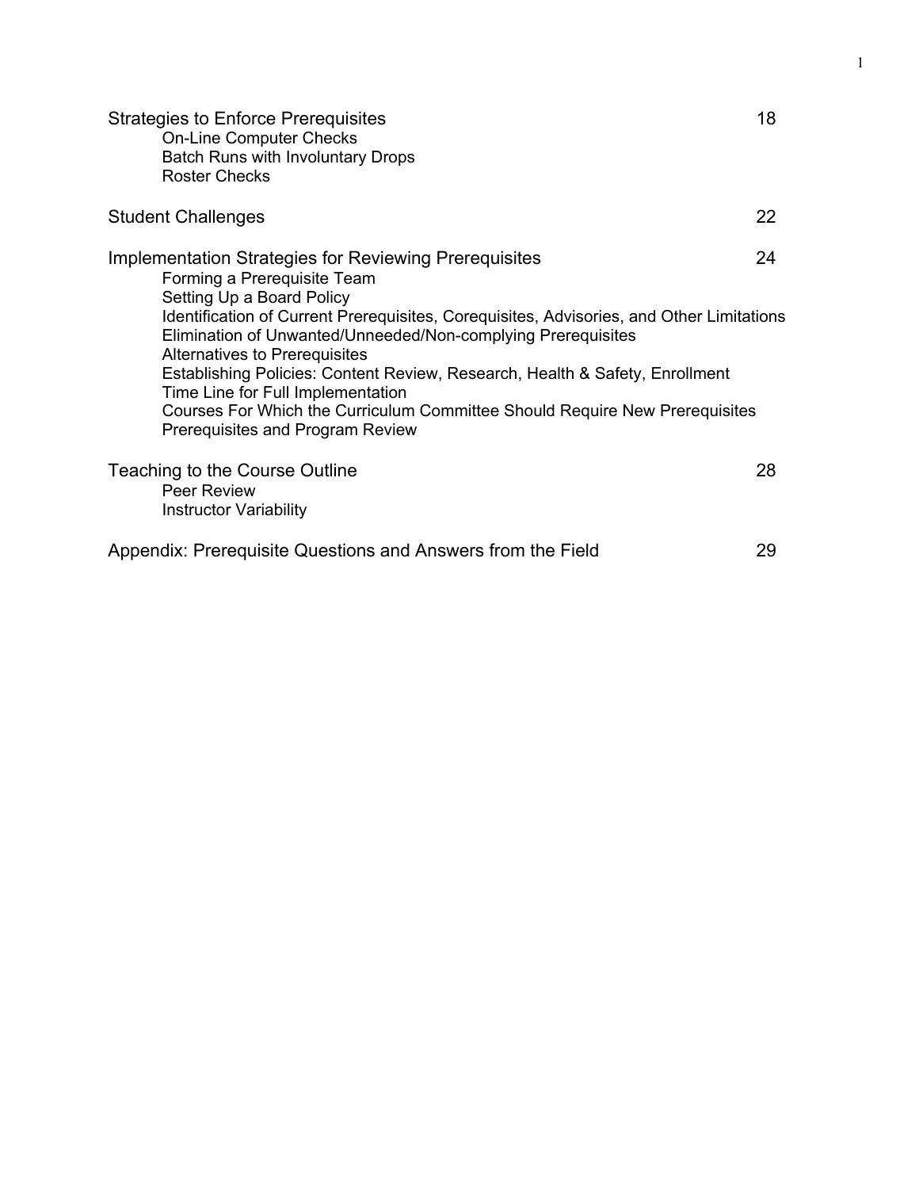Strategies to Enforce Prerequisites 18
- On-Line Computer Checks
- Batch Runs with Involuntary Drops
- Roster Checks

Student Challenges 22

Implementation Strategies for Reviewing Prerequisites 24
- Forming a Prerequisite Team
- Setting Up a Board Policy
- Identification of Current Prerequisites, Corequisites, Advisories, and Other Limitations
- Elimination of Unwanted/Unneeded/Non-complying Prerequisites
- Alternatives to Prerequisites
- Establishing Policies: Content Review, Research, Health & Safety, Enrollment
- Time Line for Full Implementation
- Courses For Which the Curriculum Committee Should Require New Prerequisites
- Prerequisites and Program Review

Teaching to the Course Outline 28
- Peer Review
- Instructor Variability

Appendix: Prerequisite Questions and Answers from the Field 29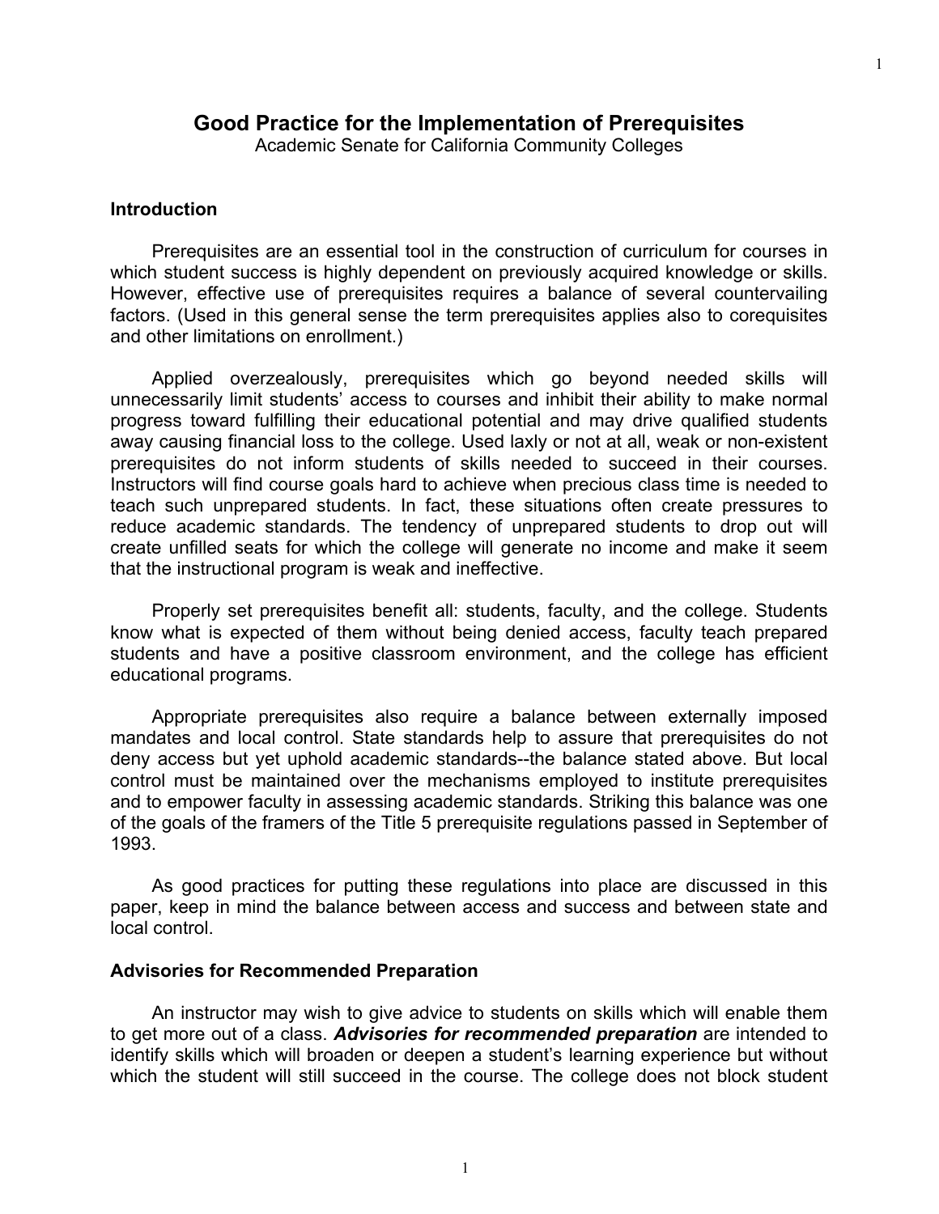# Good Practice for the Implementation of Prerequisites

Academic Senate for California Community Colleges

## Introduction

Prerequisites are an essential tool in the construction of curriculum for courses in which student success is highly dependent on previously acquired knowledge or skills. However, effective use of prerequisites requires a balance of several countervailing factors. (Used in this general sense the term prerequisites applies also to corequisites and other limitations on enrollment.)

Applied overzealously, prerequisites which go beyond needed skills will unnecessarily limit students' access to courses and inhibit their ability to make normal progress toward fulfilling their educational potential and may drive qualified students away causing financial loss to the college. Used laxly or not at all, weak or non-existent prerequisites do not inform students of skills needed to succeed in their courses. Instructors will find course goals hard to achieve when precious class time is needed to teach such unprepared students. In fact, these situations often create pressures to reduce academic standards. The tendency of unprepared students to drop out will create unfilled seats for which the college will generate no income and make it seem that the instructional program is weak and ineffective.

Properly set prerequisites benefit all: students, faculty, and the college. Students know what is expected of them without being denied access, faculty teach prepared students and have a positive classroom environment, and the college has efficient educational programs.

Appropriate prerequisites also require a balance between externally imposed mandates and local control. State standards help to assure that prerequisites do not deny access but yet uphold academic standards--the balance stated above. But local control must be maintained over the mechanisms employed to institute prerequisites and to empower faculty in assessing academic standards. Striking this balance was one of the goals of the framers of the Title 5 prerequisite regulations passed in September of 1993.

As good practices for putting these regulations into place are discussed in this paper, keep in mind the balance between access and success and between state and local control.

## Advisories for Recommended Preparation

An instructor may wish to give advice to students on skills which will enable them to get more out of a class. ***Advisories for recommended preparation*** are intended to identify skills which will broaden or deepen a student's learning experience but without which the student will still succeed in the course. The college does not block student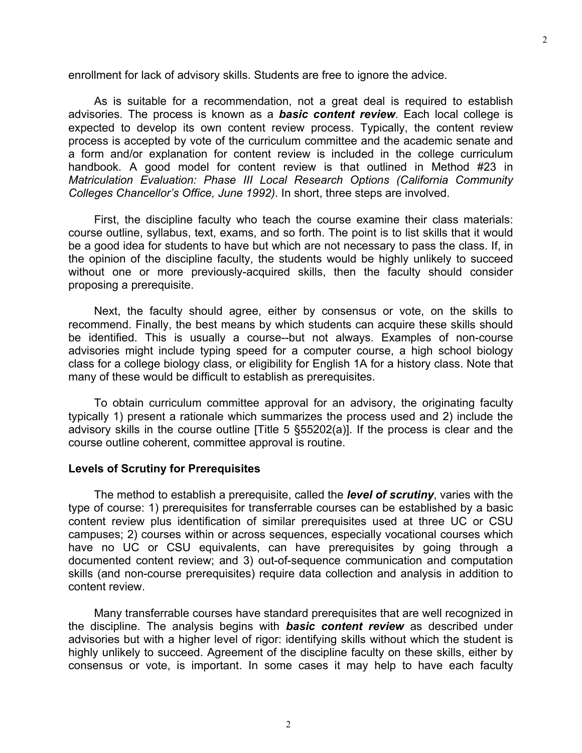enrollment for lack of advisory skills. Students are free to ignore the advice.

As is suitable for a recommendation, not a great deal is required to establish advisories. The process is known as a ***basic content review***. Each local college is expected to develop its own content review process. Typically, the content review process is accepted by vote of the curriculum committee and the academic senate and a form and/or explanation for content review is included in the college curriculum handbook. A good model for content review is that outlined in Method #23 in *Matriculation Evaluation: Phase III Local Research Options (California Community Colleges Chancellor's Office, June 1992)*. In short, three steps are involved.

First, the discipline faculty who teach the course examine their class materials: course outline, syllabus, text, exams, and so forth. The point is to list skills that it would be a good idea for students to have but which are not necessary to pass the class. If, in the opinion of the discipline faculty, the students would be highly unlikely to succeed without one or more previously-acquired skills, then the faculty should consider proposing a prerequisite.

Next, the faculty should agree, either by consensus or vote, on the skills to recommend. Finally, the best means by which students can acquire these skills should be identified. This is usually a course--but not always. Examples of non-course advisories might include typing speed for a computer course, a high school biology class for a college biology class, or eligibility for English 1A for a history class. Note that many of these would be difficult to establish as prerequisites.

To obtain curriculum committee approval for an advisory, the originating faculty typically 1) present a rationale which summarizes the process used and 2) include the advisory skills in the course outline [Title 5 §55202(a)]. If the process is clear and the course outline coherent, committee approval is routine.

**Levels of Scrutiny for Prerequisites**

The method to establish a prerequisite, called the ***level of scrutiny***, varies with the type of course: 1) prerequisites for transferrable courses can be established by a basic content review plus identification of similar prerequisites used at three UC or CSU campuses; 2) courses within or across sequences, especially vocational courses which have no UC or CSU equivalents, can have prerequisites by going through a documented content review; and 3) out-of-sequence communication and computation skills (and non-course prerequisites) require data collection and analysis in addition to content review.

Many transferrable courses have standard prerequisites that are well recognized in the discipline. The analysis begins with ***basic content review*** as described under advisories but with a higher level of rigor: identifying skills without which the student is highly unlikely to succeed. Agreement of the discipline faculty on these skills, either by consensus or vote, is important. In some cases it may help to have each faculty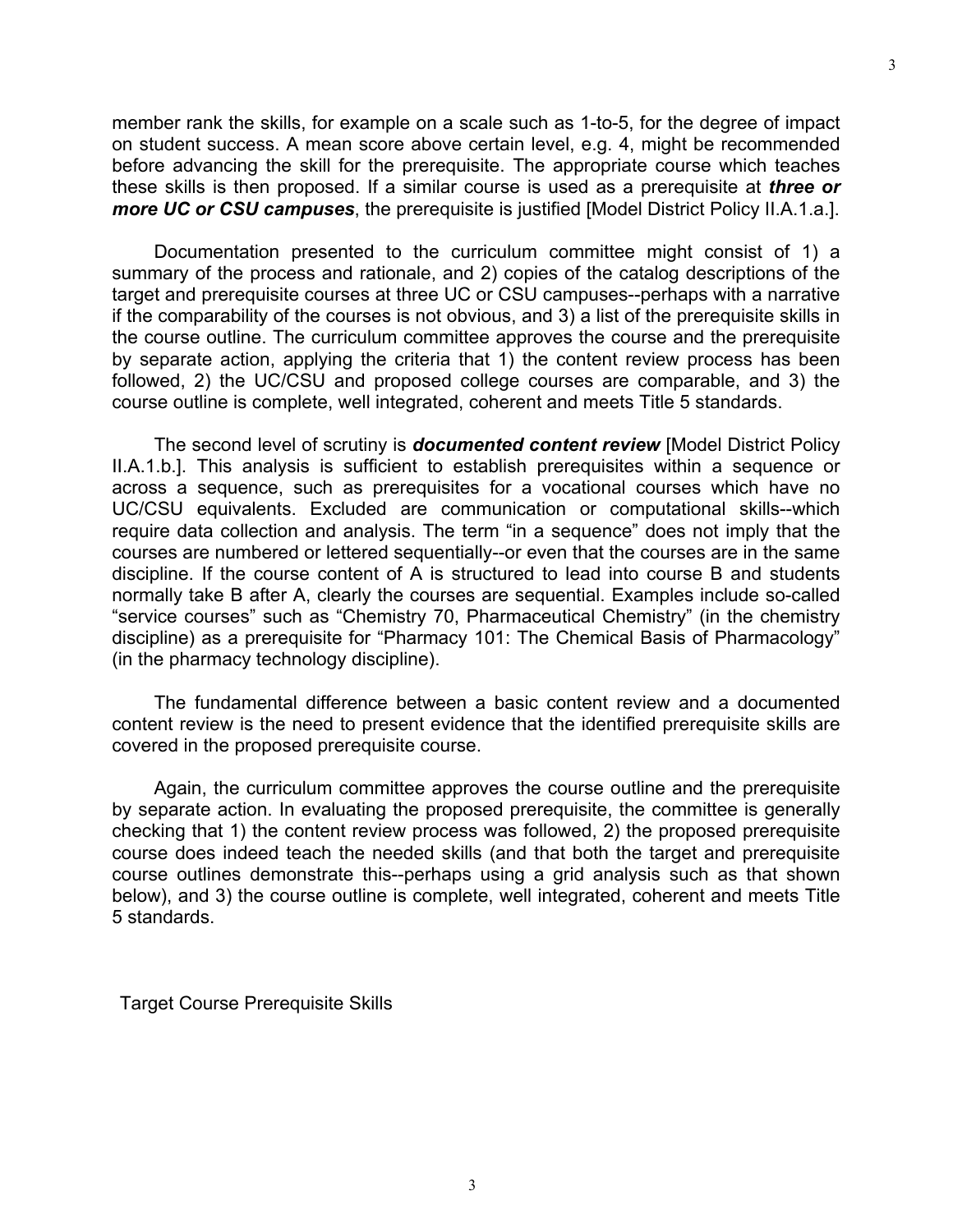member rank the skills, for example on a scale such as 1-to-5, for the degree of impact on student success. A mean score above certain level, e.g. 4, might be recommended before advancing the skill for the prerequisite. The appropriate course which teaches these skills is then proposed. If a similar course is used as a prerequisite at ***three or more UC or CSU campuses***, the prerequisite is justified [Model District Policy II.A.1.a.].

Documentation presented to the curriculum committee might consist of 1) a summary of the process and rationale, and 2) copies of the catalog descriptions of the target and prerequisite courses at three UC or CSU campuses--perhaps with a narrative if the comparability of the courses is not obvious, and 3) a list of the prerequisite skills in the course outline. The curriculum committee approves the course and the prerequisite by separate action, applying the criteria that 1) the content review process has been followed, 2) the UC/CSU and proposed college courses are comparable, and 3) the course outline is complete, well integrated, coherent and meets Title 5 standards.

The second level of scrutiny is ***documented content review*** [Model District Policy II.A.1.b.]. This analysis is sufficient to establish prerequisites within a sequence or across a sequence, such as prerequisites for a vocational courses which have no UC/CSU equivalents. Excluded are communication or computational skills--which require data collection and analysis. The term "in a sequence" does not imply that the courses are numbered or lettered sequentially--or even that the courses are in the same discipline. If the course content of A is structured to lead into course B and students normally take B after A, clearly the courses are sequential. Examples include so-called "service courses" such as "Chemistry 70, Pharmaceutical Chemistry" (in the chemistry discipline) as a prerequisite for "Pharmacy 101: The Chemical Basis of Pharmacology" (in the pharmacy technology discipline).

The fundamental difference between a basic content review and a documented content review is the need to present evidence that the identified prerequisite skills are covered in the proposed prerequisite course.

Again, the curriculum committee approves the course outline and the prerequisite by separate action. In evaluating the proposed prerequisite, the committee is generally checking that 1) the content review process was followed, 2) the proposed prerequisite course does indeed teach the needed skills (and that both the target and prerequisite course outlines demonstrate this--perhaps using a grid analysis such as that shown below), and 3) the course outline is complete, well integrated, coherent and meets Title 5 standards.

Target Course Prerequisite Skills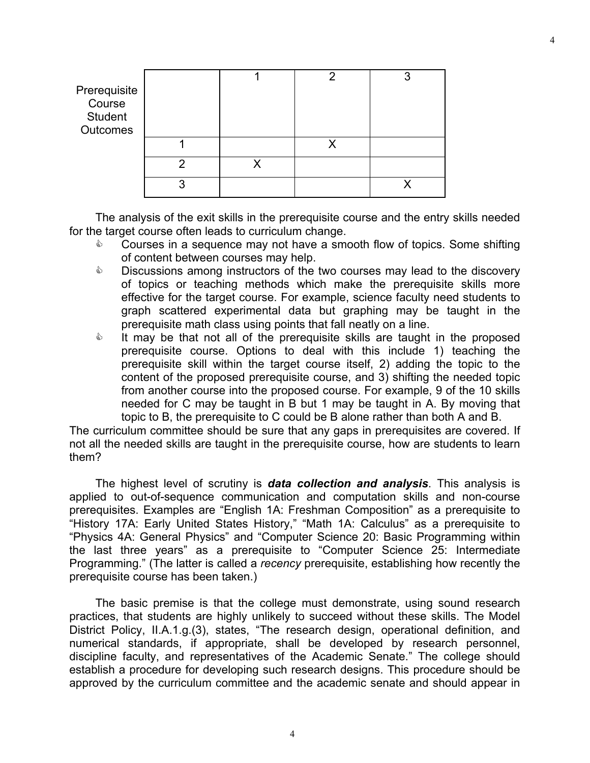| Prerequisite Course Student Outcomes | 1 | 2 | 3 |
|---|---|---|---|
| 1 | | X | |
| 2 | X | | |
| 3 | | | X |

The analysis of the exit skills in the prerequisite course and the entry skills needed for the target course often leads to curriculum change.

- Courses in a sequence may not have a smooth flow of topics. Some shifting of content between courses may help.
- Discussions among instructors of the two courses may lead to the discovery of topics or teaching methods which make the prerequisite skills more effective for the target course. For example, science faculty need students to graph scattered experimental data but graphing may be taught in the prerequisite math class using points that fall neatly on a line.
- It may be that not all of the prerequisite skills are taught in the proposed prerequisite course. Options to deal with this include 1) teaching the prerequisite skill within the target course itself, 2) adding the topic to the content of the proposed prerequisite course, and 3) shifting the needed topic from another course into the proposed course. For example, 9 of the 10 skills needed for C may be taught in B but 1 may be taught in A. By moving that topic to B, the prerequisite to C could be B alone rather than both A and B.

The curriculum committee should be sure that any gaps in prerequisites are covered. If not all the needed skills are taught in the prerequisite course, how are students to learn them?

The highest level of scrutiny is ***data collection and analysis***. This analysis is applied to out-of-sequence communication and computation skills and non-course prerequisites. Examples are "English 1A: Freshman Composition" as a prerequisite to "History 17A: Early United States History," "Math 1A: Calculus" as a prerequisite to "Physics 4A: General Physics" and "Computer Science 20: Basic Programming within the last three years" as a prerequisite to "Computer Science 25: Intermediate Programming." (The latter is called a *recency* prerequisite, establishing how recently the prerequisite course has been taken.)

The basic premise is that the college must demonstrate, using sound research practices, that students are highly unlikely to succeed without these skills. The Model District Policy, II.A.1.g.(3), states, "The research design, operational definition, and numerical standards, if appropriate, shall be developed by research personnel, discipline faculty, and representatives of the Academic Senate." The college should establish a procedure for developing such research designs. This procedure should be approved by the curriculum committee and the academic senate and should appear in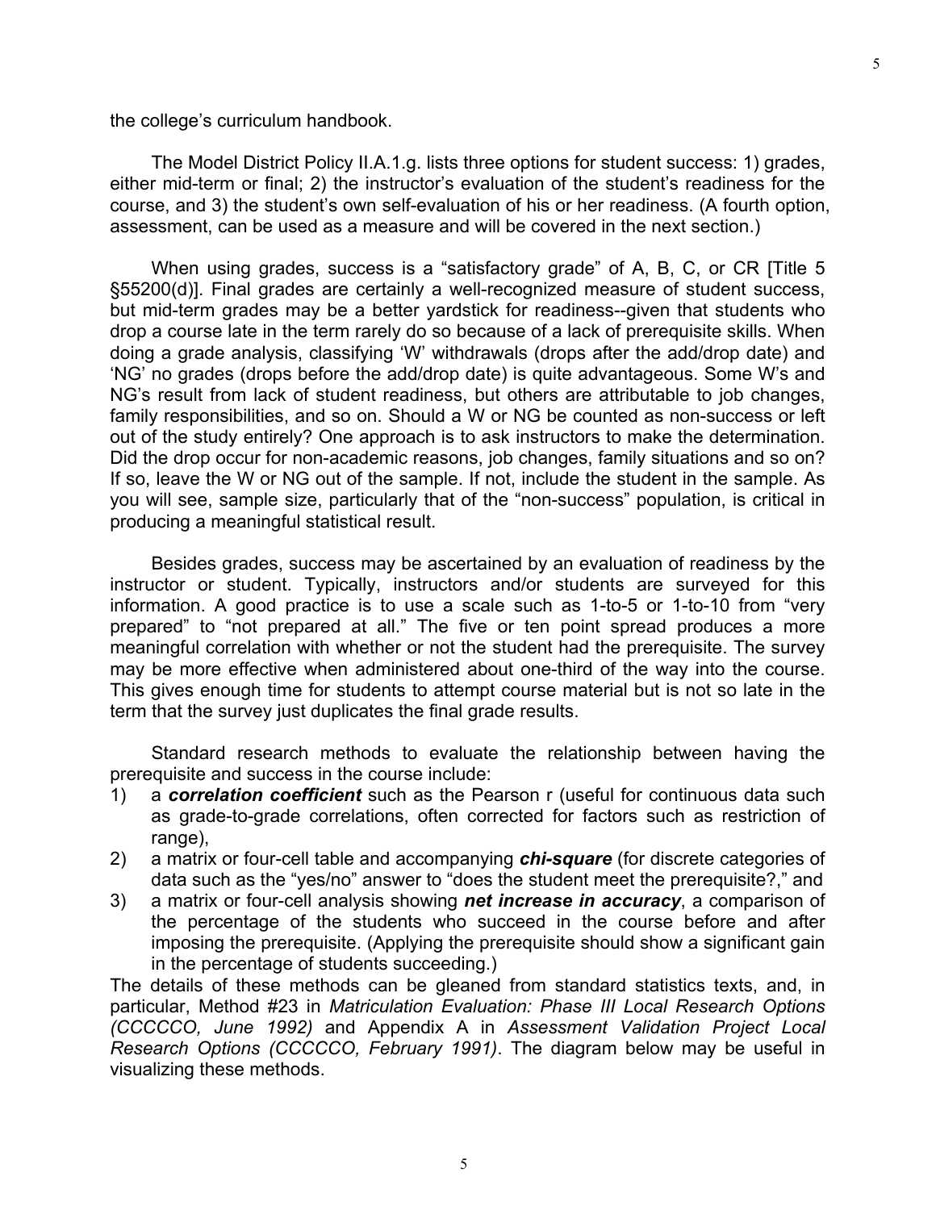the college's curriculum handbook.

The Model District Policy II.A.1.g. lists three options for student success: 1) grades, either mid-term or final; 2) the instructor's evaluation of the student's readiness for the course, and 3) the student's own self-evaluation of his or her readiness. (A fourth option, assessment, can be used as a measure and will be covered in the next section.)

When using grades, success is a "satisfactory grade" of A, B, C, or CR [Title 5 §55200(d)]. Final grades are certainly a well-recognized measure of student success, but mid-term grades may be a better yardstick for readiness--given that students who drop a course late in the term rarely do so because of a lack of prerequisite skills. When doing a grade analysis, classifying 'W' withdrawals (drops after the add/drop date) and 'NG' no grades (drops before the add/drop date) is quite advantageous. Some W's and NG's result from lack of student readiness, but others are attributable to job changes, family responsibilities, and so on. Should a W or NG be counted as non-success or left out of the study entirely? One approach is to ask instructors to make the determination. Did the drop occur for non-academic reasons, job changes, family situations and so on? If so, leave the W or NG out of the sample. If not, include the student in the sample. As you will see, sample size, particularly that of the "non-success" population, is critical in producing a meaningful statistical result.

Besides grades, success may be ascertained by an evaluation of readiness by the instructor or student. Typically, instructors and/or students are surveyed for this information. A good practice is to use a scale such as 1-to-5 or 1-to-10 from "very prepared" to "not prepared at all." The five or ten point spread produces a more meaningful correlation with whether or not the student had the prerequisite. The survey may be more effective when administered about one-third of the way into the course. This gives enough time for students to attempt course material but is not so late in the term that the survey just duplicates the final grade results.

Standard research methods to evaluate the relationship between having the prerequisite and success in the course include:

1) a ***correlation coefficient*** such as the Pearson r (useful for continuous data such as grade-to-grade correlations, often corrected for factors such as restriction of range),
2) a matrix or four-cell table and accompanying ***chi-square*** (for discrete categories of data such as the "yes/no" answer to "does the student meet the prerequisite?," and
3) a matrix or four-cell analysis showing ***net increase in accuracy***, a comparison of the percentage of the students who succeed in the course before and after imposing the prerequisite. (Applying the prerequisite should show a significant gain in the percentage of students succeeding.)

The details of these methods can be gleaned from standard statistics texts, and, in particular, Method #23 in *Matriculation Evaluation: Phase III Local Research Options (CCCCCO, June 1992)* and Appendix A in *Assessment Validation Project Local Research Options (CCCCCO, February 1991)*. The diagram below may be useful in visualizing these methods.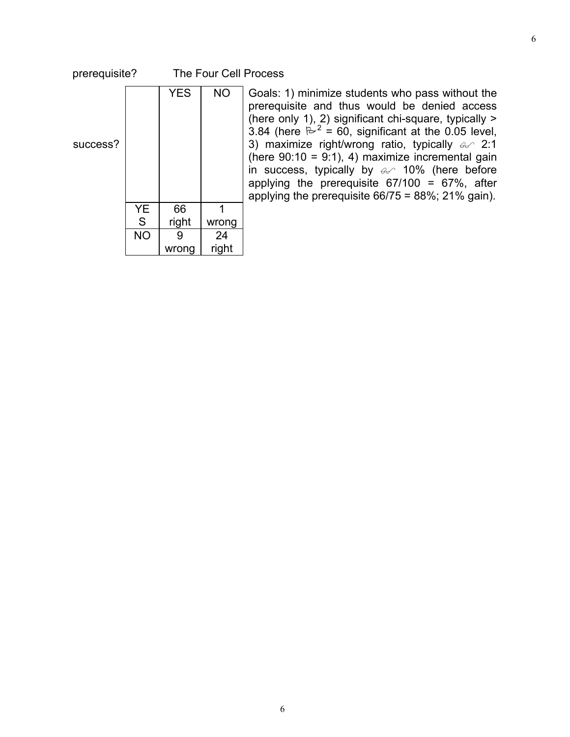prerequisite? The Four Cell Process

success?

| | YES | NO |
|---|---|---|
| YES | 66 right | 1 wrong |
| NO | 9 wrong | 24 right |

Goals: 1) minimize students who pass without the prerequisite and thus would be denied access (here only 1), 2) significant chi-square, typically > 3.84 (here $\chi^2$ = 60, significant at the 0.05 level, 3) maximize right/wrong ratio, typically $\geq$ 2:1 (here 90:10 = 9:1), 4) maximize incremental gain in success, typically by $\geq$ 10% (here before applying the prerequisite 67/100 = 67%, after applying the prerequisite 66/75 = 88%; 21% gain).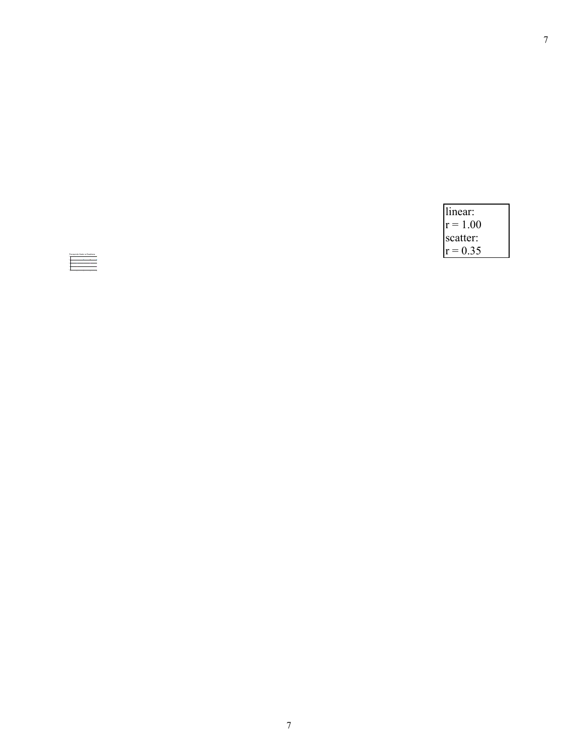linear:
r = 1.00
scatter:
r = 0.35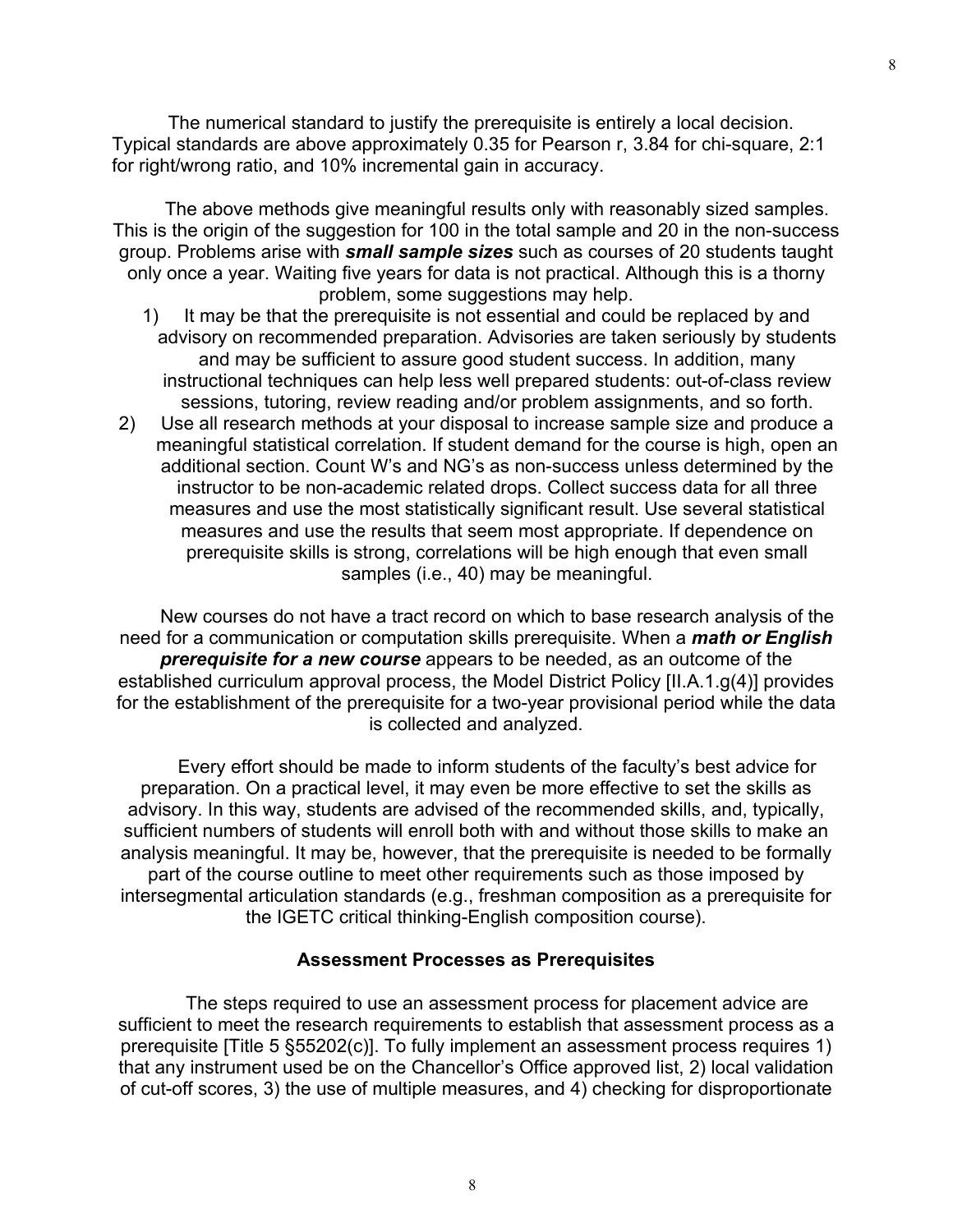The numerical standard to justify the prerequisite is entirely a local decision. Typical standards are above approximately 0.35 for Pearson r, 3.84 for chi-square, 2:1 for right/wrong ratio, and 10% incremental gain in accuracy.

The above methods give meaningful results only with reasonably sized samples. This is the origin of the suggestion for 100 in the total sample and 20 in the non-success group. Problems arise with ***small sample sizes*** such as courses of 20 students taught only once a year. Waiting five years for data is not practical. Although this is a thorny problem, some suggestions may help.

1) It may be that the prerequisite is not essential and could be replaced by and advisory on recommended preparation. Advisories are taken seriously by students and may be sufficient to assure good student success. In addition, many instructional techniques can help less well prepared students: out-of-class review sessions, tutoring, review reading and/or problem assignments, and so forth.
2) Use all research methods at your disposal to increase sample size and produce a meaningful statistical correlation. If student demand for the course is high, open an additional section. Count W's and NG's as non-success unless determined by the instructor to be non-academic related drops. Collect success data for all three measures and use the most statistically significant result. Use several statistical measures and use the results that seem most appropriate. If dependence on prerequisite skills is strong, correlations will be high enough that even small samples (i.e., 40) may be meaningful.

New courses do not have a tract record on which to base research analysis of the need for a communication or computation skills prerequisite. When a ***math or English prerequisite for a new course*** appears to be needed, as an outcome of the established curriculum approval process, the Model District Policy [II.A.1.g(4)] provides for the establishment of the prerequisite for a two-year provisional period while the data is collected and analyzed.

Every effort should be made to inform students of the faculty's best advice for preparation. On a practical level, it may even be more effective to set the skills as advisory. In this way, students are advised of the recommended skills, and, typically, sufficient numbers of students will enroll both with and without those skills to make an analysis meaningful. It may be, however, that the prerequisite is needed to be formally part of the course outline to meet other requirements such as those imposed by intersegmental articulation standards (e.g., freshman composition as a prerequisite for the IGETC critical thinking-English composition course).

### Assessment Processes as Prerequisites

The steps required to use an assessment process for placement advice are sufficient to meet the research requirements to establish that assessment process as a prerequisite [Title 5 §55202(c)]. To fully implement an assessment process requires 1) that any instrument used be on the Chancellor's Office approved list, 2) local validation of cut-off scores, 3) the use of multiple measures, and 4) checking for disproportionate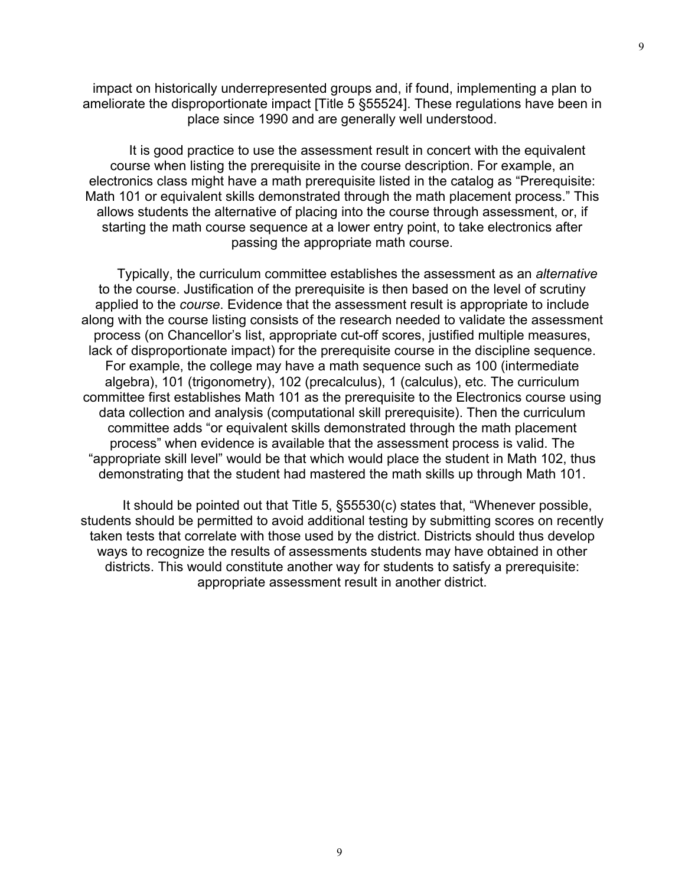impact on historically underrepresented groups and, if found, implementing a plan to ameliorate the disproportionate impact [Title 5 §55524]. These regulations have been in place since 1990 and are generally well understood.

It is good practice to use the assessment result in concert with the equivalent course when listing the prerequisite in the course description. For example, an electronics class might have a math prerequisite listed in the catalog as "Prerequisite: Math 101 or equivalent skills demonstrated through the math placement process." This allows students the alternative of placing into the course through assessment, or, if starting the math course sequence at a lower entry point, to take electronics after passing the appropriate math course.

Typically, the curriculum committee establishes the assessment as an *alternative* to the course. Justification of the prerequisite is then based on the level of scrutiny applied to the *course*. Evidence that the assessment result is appropriate to include along with the course listing consists of the research needed to validate the assessment process (on Chancellor's list, appropriate cut-off scores, justified multiple measures, lack of disproportionate impact) for the prerequisite course in the discipline sequence. For example, the college may have a math sequence such as 100 (intermediate algebra), 101 (trigonometry), 102 (precalculus), 1 (calculus), etc. The curriculum committee first establishes Math 101 as the prerequisite to the Electronics course using data collection and analysis (computational skill prerequisite). Then the curriculum committee adds "or equivalent skills demonstrated through the math placement process" when evidence is available that the assessment process is valid. The "appropriate skill level" would be that which would place the student in Math 102, thus demonstrating that the student had mastered the math skills up through Math 101.

It should be pointed out that Title 5, §55530(c) states that, "Whenever possible, students should be permitted to avoid additional testing by submitting scores on recently taken tests that correlate with those used by the district. Districts should thus develop ways to recognize the results of assessments students may have obtained in other districts. This would constitute another way for students to satisfy a prerequisite: appropriate assessment result in another district.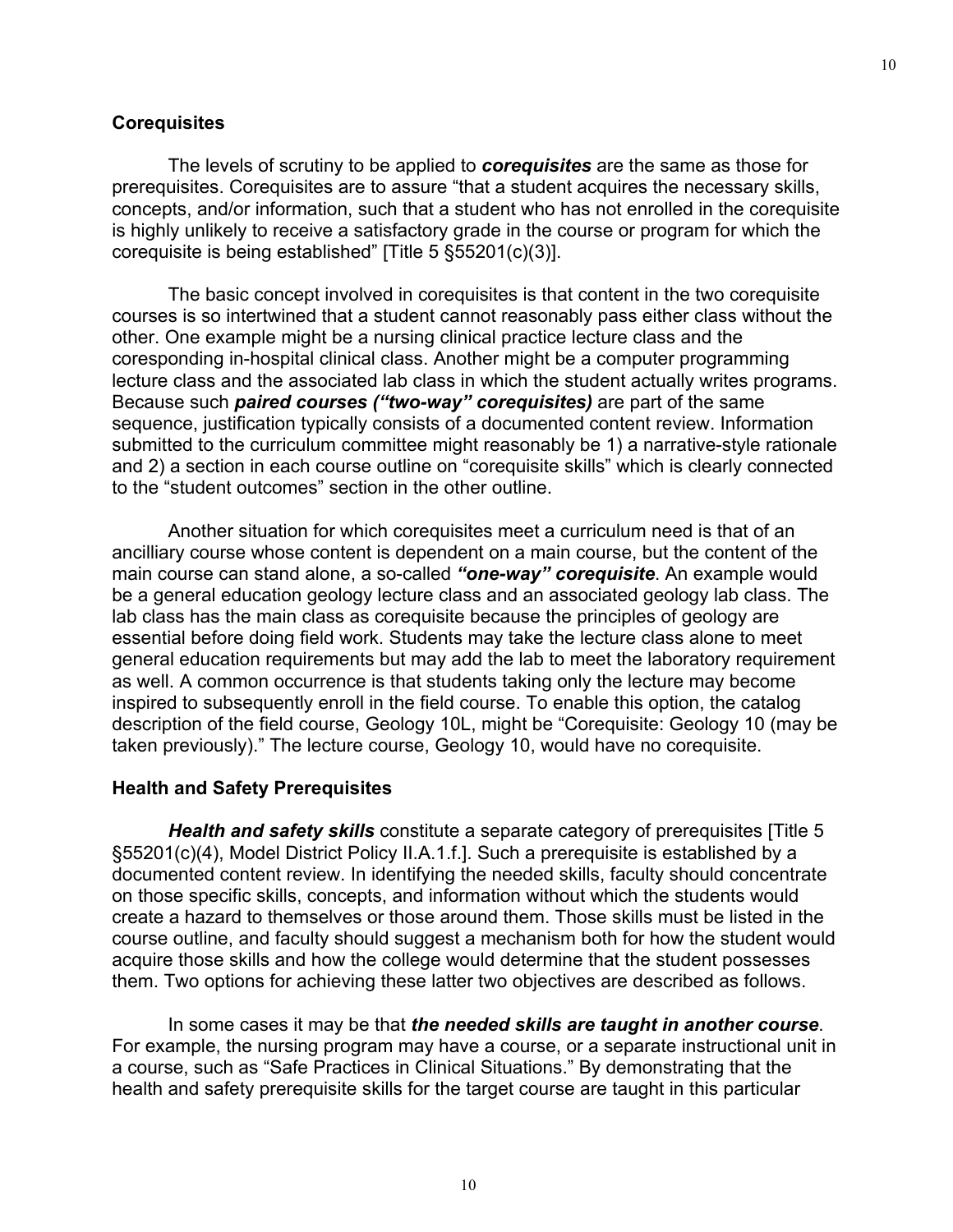### Corequisites

The levels of scrutiny to be applied to ***corequisites*** are the same as those for prerequisites. Corequisites are to assure "that a student acquires the necessary skills, concepts, and/or information, such that a student who has not enrolled in the corequisite is highly unlikely to receive a satisfactory grade in the course or program for which the corequisite is being established" [Title 5 §55201(c)(3)].

The basic concept involved in corequisites is that content in the two corequisite courses is so intertwined that a student cannot reasonably pass either class without the other. One example might be a nursing clinical practice lecture class and the coresponding in-hospital clinical class. Another might be a computer programming lecture class and the associated lab class in which the student actually writes programs. Because such ***paired courses ("two-way" corequisites)*** are part of the same sequence, justification typically consists of a documented content review. Information submitted to the curriculum committee might reasonably be 1) a narrative-style rationale and 2) a section in each course outline on "corequisite skills" which is clearly connected to the "student outcomes" section in the other outline.

Another situation for which corequisites meet a curriculum need is that of an ancilliary course whose content is dependent on a main course, but the content of the main course can stand alone, a so-called ***"one-way" corequisite***. An example would be a general education geology lecture class and an associated geology lab class. The lab class has the main class as corequisite because the principles of geology are essential before doing field work. Students may take the lecture class alone to meet general education requirements but may add the lab to meet the laboratory requirement as well. A common occurrence is that students taking only the lecture may become inspired to subsequently enroll in the field course. To enable this option, the catalog description of the field course, Geology 10L, might be "Corequisite: Geology 10 (may be taken previously)." The lecture course, Geology 10, would have no corequisite.

### Health and Safety Prerequisites

***Health and safety skills*** constitute a separate category of prerequisites [Title 5 §55201(c)(4), Model District Policy II.A.1.f.]. Such a prerequisite is established by a documented content review. In identifying the needed skills, faculty should concentrate on those specific skills, concepts, and information without which the students would create a hazard to themselves or those around them. Those skills must be listed in the course outline, and faculty should suggest a mechanism both for how the student would acquire those skills and how the college would determine that the student possesses them. Two options for achieving these latter two objectives are described as follows.

In some cases it may be that ***the needed skills are taught in another course***. For example, the nursing program may have a course, or a separate instructional unit in a course, such as "Safe Practices in Clinical Situations." By demonstrating that the health and safety prerequisite skills for the target course are taught in this particular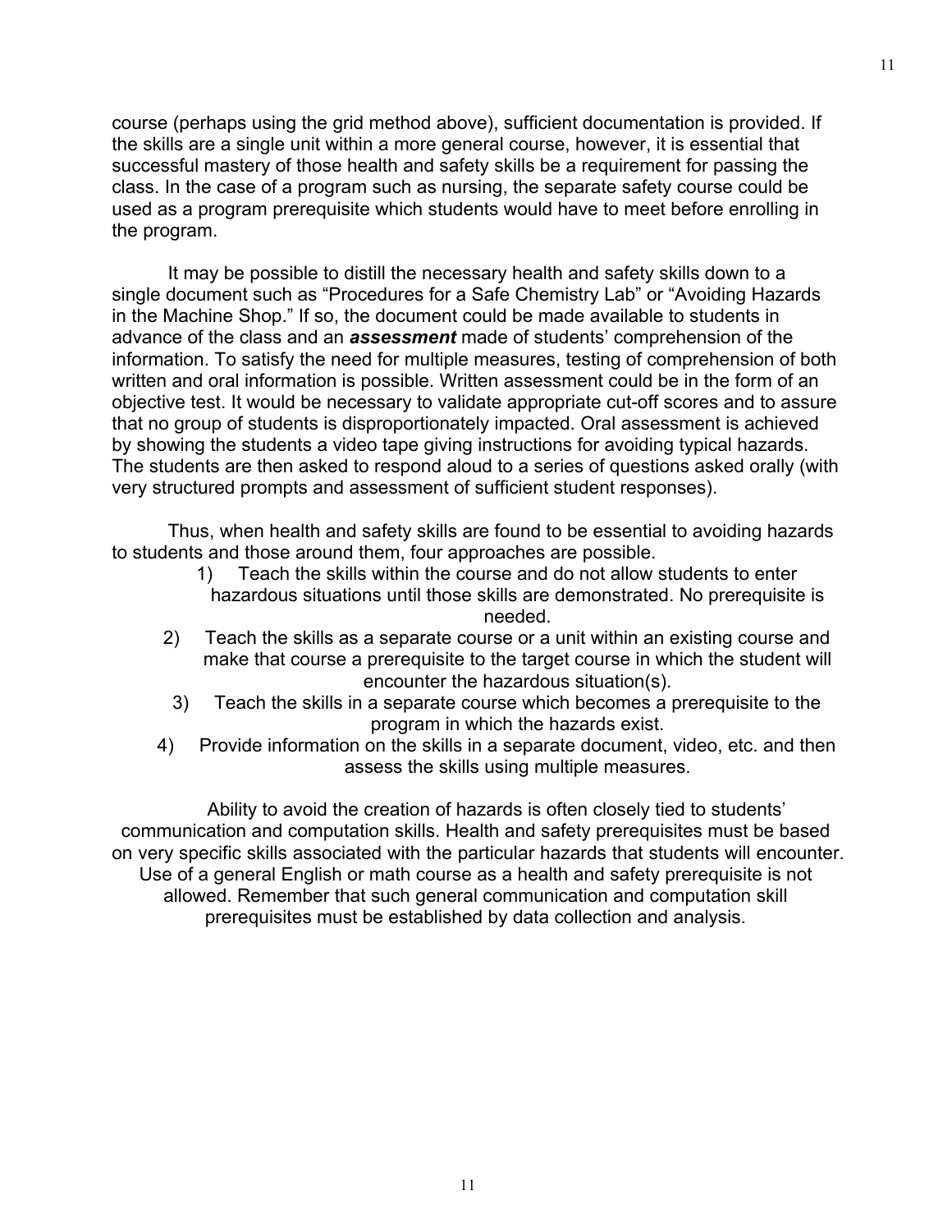course (perhaps using the grid method above), sufficient documentation is provided. If the skills are a single unit within a more general course, however, it is essential that successful mastery of those health and safety skills be a requirement for passing the class. In the case of a program such as nursing, the separate safety course could be used as a program prerequisite which students would have to meet before enrolling in the program.

It may be possible to distill the necessary health and safety skills down to a single document such as “Procedures for a Safe Chemistry Lab” or “Avoiding Hazards in the Machine Shop.” If so, the document could be made available to students in advance of the class and an ***assessment*** made of students’ comprehension of the information. To satisfy the need for multiple measures, testing of comprehension of both written and oral information is possible. Written assessment could be in the form of an objective test. It would be necessary to validate appropriate cut-off scores and to assure that no group of students is disproportionately impacted. Oral assessment is achieved by showing the students a video tape giving instructions for avoiding typical hazards. The students are then asked to respond aloud to a series of questions asked orally (with very structured prompts and assessment of sufficient student responses).

Thus, when health and safety skills are found to be essential to avoiding hazards to students and those around them, four approaches are possible.

1) Teach the skills within the course and do not allow students to enter hazardous situations until those skills are demonstrated. No prerequisite is needed.
2) Teach the skills as a separate course or a unit within an existing course and make that course a prerequisite to the target course in which the student will encounter the hazardous situation(s).
3) Teach the skills in a separate course which becomes a prerequisite to the program in which the hazards exist.
4) Provide information on the skills in a separate document, video, etc. and then assess the skills using multiple measures.

Ability to avoid the creation of hazards is often closely tied to students’ communication and computation skills. Health and safety prerequisites must be based on very specific skills associated with the particular hazards that students will encounter. Use of a general English or math course as a health and safety prerequisite is not allowed. Remember that such general communication and computation skill prerequisites must be established by data collection and analysis.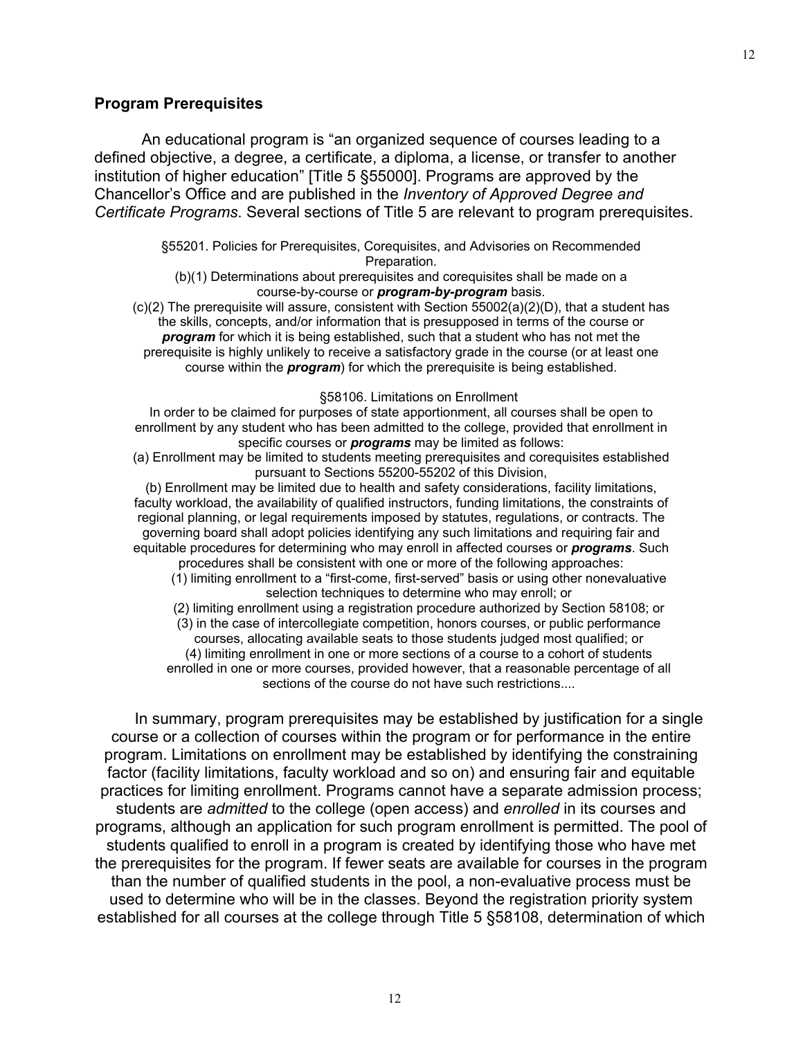## Program Prerequisites

An educational program is "an organized sequence of courses leading to a defined objective, a degree, a certificate, a diploma, a license, or transfer to another institution of higher education" [Title 5 §55000]. Programs are approved by the Chancellor's Office and are published in the *Inventory of Approved Degree and Certificate Programs*. Several sections of Title 5 are relevant to program prerequisites.

> §55201. Policies for Prerequisites, Corequisites, and Advisories on Recommended Preparation.
>
> (b)(1) Determinations about prerequisites and corequisites shall be made on a course-by-course or ***program-by-program*** basis.
>
> (c)(2) The prerequisite will assure, consistent with Section 55002(a)(2)(D), that a student has the skills, concepts, and/or information that is presupposed in terms of the course or ***program*** for which it is being established, such that a student who has not met the prerequisite is highly unlikely to receive a satisfactory grade in the course (or at least one course within the ***program***) for which the prerequisite is being established.

> §58106. Limitations on Enrollment
>
> In order to be claimed for purposes of state apportionment, all courses shall be open to enrollment by any student who has been admitted to the college, provided that enrollment in specific courses or ***programs*** may be limited as follows:
>
> (a) Enrollment may be limited to students meeting prerequisites and corequisites established pursuant to Sections 55200-55202 of this Division,
>
> (b) Enrollment may be limited due to health and safety considerations, facility limitations, faculty workload, the availability of qualified instructors, funding limitations, the constraints of regional planning, or legal requirements imposed by statutes, regulations, or contracts. The governing board shall adopt policies identifying any such limitations and requiring fair and equitable procedures for determining who may enroll in affected courses or ***programs***. Such procedures shall be consistent with one or more of the following approaches:
>
> (1) limiting enrollment to a "first-come, first-served" basis or using other nonevaluative selection techniques to determine who may enroll; or
>
> (2) limiting enrollment using a registration procedure authorized by Section 58108; or
>
> (3) in the case of intercollegiate competition, honors courses, or public performance courses, allocating available seats to those students judged most qualified; or
>
> (4) limiting enrollment in one or more sections of a course to a cohort of students enrolled in one or more courses, provided however, that a reasonable percentage of all sections of the course do not have such restrictions....

In summary, program prerequisites may be established by justification for a single course or a collection of courses within the program or for performance in the entire program. Limitations on enrollment may be established by identifying the constraining factor (facility limitations, faculty workload and so on) and ensuring fair and equitable practices for limiting enrollment. Programs cannot have a separate admission process; students are *admitted* to the college (open access) and *enrolled* in its courses and programs, although an application for such program enrollment is permitted. The pool of students qualified to enroll in a program is created by identifying those who have met the prerequisites for the program. If fewer seats are available for courses in the program than the number of qualified students in the pool, a non-evaluative process must be used to determine who will be in the classes. Beyond the registration priority system established for all courses at the college through Title 5 §58108, determination of which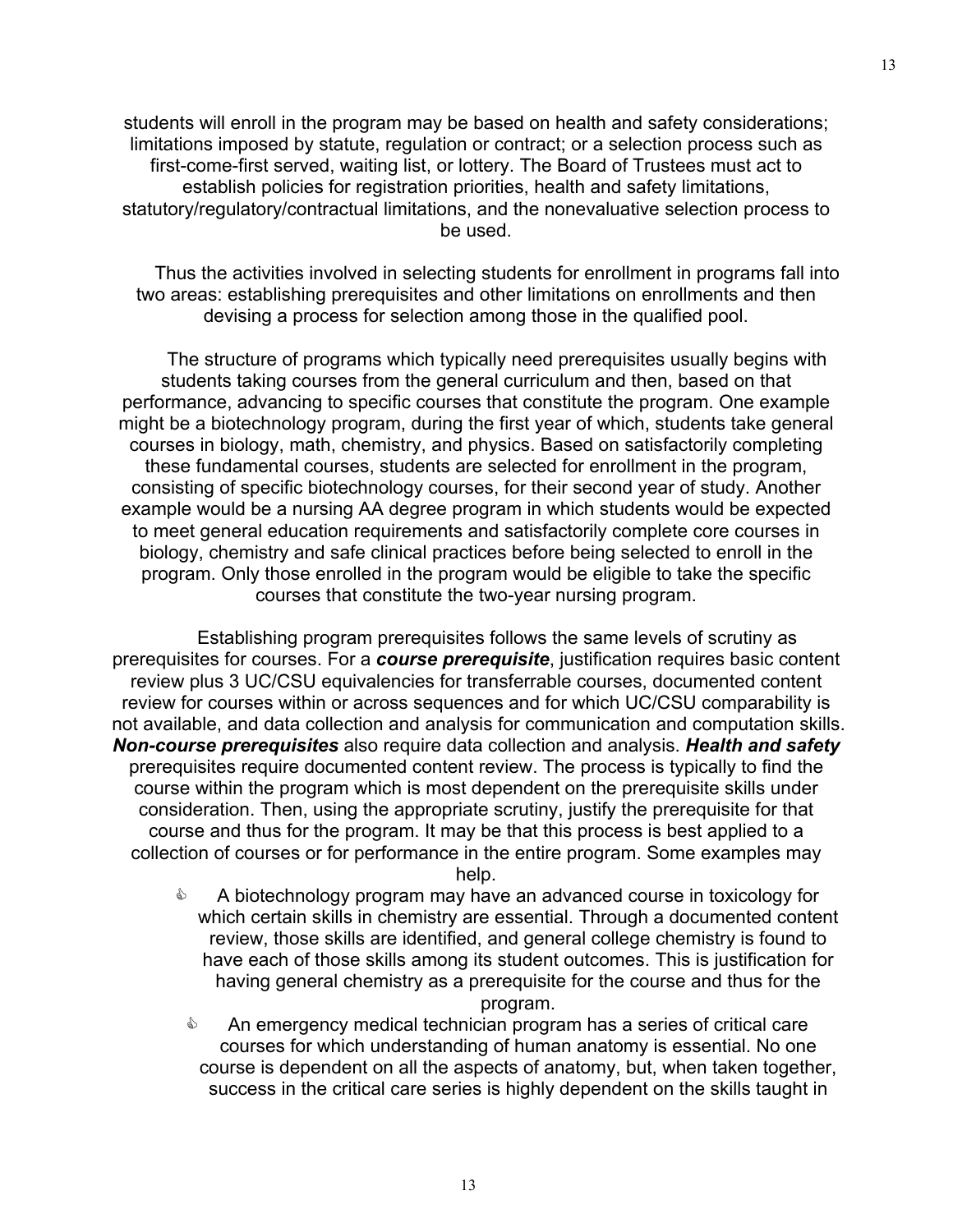students will enroll in the program may be based on health and safety considerations; limitations imposed by statute, regulation or contract; or a selection process such as first-come-first served, waiting list, or lottery. The Board of Trustees must act to establish policies for registration priorities, health and safety limitations, statutory/regulatory/contractual limitations, and the nonevaluative selection process to be used.

Thus the activities involved in selecting students for enrollment in programs fall into two areas: establishing prerequisites and other limitations on enrollments and then devising a process for selection among those in the qualified pool.

The structure of programs which typically need prerequisites usually begins with students taking courses from the general curriculum and then, based on that performance, advancing to specific courses that constitute the program. One example might be a biotechnology program, during the first year of which, students take general courses in biology, math, chemistry, and physics. Based on satisfactorily completing these fundamental courses, students are selected for enrollment in the program, consisting of specific biotechnology courses, for their second year of study. Another example would be a nursing AA degree program in which students would be expected to meet general education requirements and satisfactorily complete core courses in biology, chemistry and safe clinical practices before being selected to enroll in the program. Only those enrolled in the program would be eligible to take the specific courses that constitute the two-year nursing program.

Establishing program prerequisites follows the same levels of scrutiny as prerequisites for courses. For a ***course prerequisite***, justification requires basic content review plus 3 UC/CSU equivalencies for transferrable courses, documented content review for courses within or across sequences and for which UC/CSU comparability is not available, and data collection and analysis for communication and computation skills. ***Non-course prerequisites*** also require data collection and analysis. ***Health and safety*** prerequisites require documented content review. The process is typically to find the course within the program which is most dependent on the prerequisite skills under consideration. Then, using the appropriate scrutiny, justify the prerequisite for that course and thus for the program. It may be that this process is best applied to a collection of courses or for performance in the entire program. Some examples may help.

- A biotechnology program may have an advanced course in toxicology for which certain skills in chemistry are essential. Through a documented content review, those skills are identified, and general college chemistry is found to have each of those skills among its student outcomes. This is justification for having general chemistry as a prerequisite for the course and thus for the program.
- An emergency medical technician program has a series of critical care courses for which understanding of human anatomy is essential. No one course is dependent on all the aspects of anatomy, but, when taken together, success in the critical care series is highly dependent on the skills taught in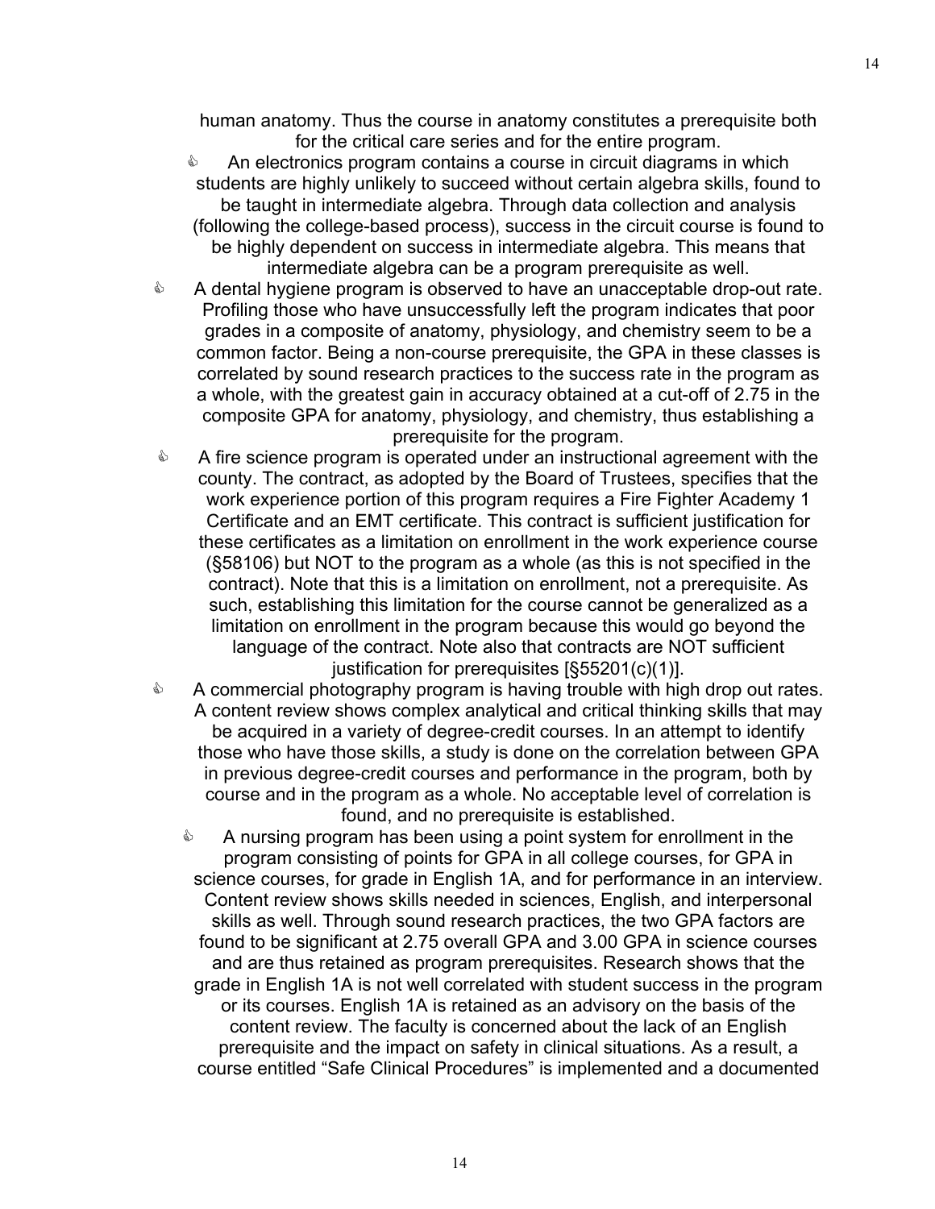human anatomy. Thus the course in anatomy constitutes a prerequisite both for the critical care series and for the entire program.

- An electronics program contains a course in circuit diagrams in which students are highly unlikely to succeed without certain algebra skills, found to be taught in intermediate algebra. Through data collection and analysis (following the college-based process), success in the circuit course is found to be highly dependent on success in intermediate algebra. This means that intermediate algebra can be a program prerequisite as well.
- A dental hygiene program is observed to have an unacceptable drop-out rate. Profiling those who have unsuccessfully left the program indicates that poor grades in a composite of anatomy, physiology, and chemistry seem to be a common factor. Being a non-course prerequisite, the GPA in these classes is correlated by sound research practices to the success rate in the program as a whole, with the greatest gain in accuracy obtained at a cut-off of 2.75 in the composite GPA for anatomy, physiology, and chemistry, thus establishing a prerequisite for the program.
- A fire science program is operated under an instructional agreement with the county. The contract, as adopted by the Board of Trustees, specifies that the work experience portion of this program requires a Fire Fighter Academy 1 Certificate and an EMT certificate. This contract is sufficient justification for these certificates as a limitation on enrollment in the work experience course (§58106) but NOT to the program as a whole (as this is not specified in the contract). Note that this is a limitation on enrollment, not a prerequisite. As such, establishing this limitation for the course cannot be generalized as a limitation on enrollment in the program because this would go beyond the language of the contract. Note also that contracts are NOT sufficient justification for prerequisites [§55201(c)(1)].
- A commercial photography program is having trouble with high drop out rates. A content review shows complex analytical and critical thinking skills that may be acquired in a variety of degree-credit courses. In an attempt to identify those who have those skills, a study is done on the correlation between GPA in previous degree-credit courses and performance in the program, both by course and in the program as a whole. No acceptable level of correlation is found, and no prerequisite is established.
- A nursing program has been using a point system for enrollment in the program consisting of points for GPA in all college courses, for GPA in science courses, for grade in English 1A, and for performance in an interview. Content review shows skills needed in sciences, English, and interpersonal skills as well. Through sound research practices, the two GPA factors are found to be significant at 2.75 overall GPA and 3.00 GPA in science courses and are thus retained as program prerequisites. Research shows that the grade in English 1A is not well correlated with student success in the program or its courses. English 1A is retained as an advisory on the basis of the content review. The faculty is concerned about the lack of an English prerequisite and the impact on safety in clinical situations. As a result, a course entitled “Safe Clinical Procedures” is implemented and a documented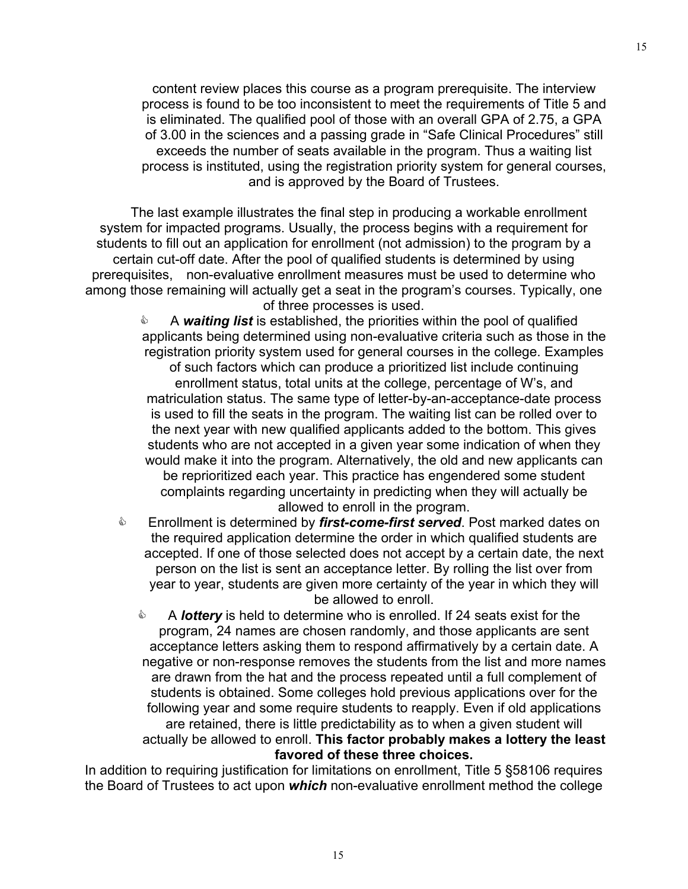content review places this course as a program prerequisite. The interview process is found to be too inconsistent to meet the requirements of Title 5 and is eliminated. The qualified pool of those with an overall GPA of 2.75, a GPA of 3.00 in the sciences and a passing grade in "Safe Clinical Procedures" still exceeds the number of seats available in the program. Thus a waiting list process is instituted, using the registration priority system for general courses, and is approved by the Board of Trustees.

The last example illustrates the final step in producing a workable enrollment system for impacted programs. Usually, the process begins with a requirement for students to fill out an application for enrollment (not admission) to the program by a certain cut-off date. After the pool of qualified students is determined by using prerequisites, non-evaluative enrollment measures must be used to determine who among those remaining will actually get a seat in the program's courses. Typically, one of three processes is used.

- A ***waiting list*** is established, the priorities within the pool of qualified applicants being determined using non-evaluative criteria such as those in the registration priority system used for general courses in the college. Examples of such factors which can produce a prioritized list include continuing enrollment status, total units at the college, percentage of W's, and matriculation status. The same type of letter-by-an-acceptance-date process is used to fill the seats in the program. The waiting list can be rolled over to the next year with new qualified applicants added to the bottom. This gives students who are not accepted in a given year some indication of when they would make it into the program. Alternatively, the old and new applicants can be reprioritized each year. This practice has engendered some student complaints regarding uncertainty in predicting when they will actually be allowed to enroll in the program.
- Enrollment is determined by ***first-come-first served***. Post marked dates on the required application determine the order in which qualified students are accepted. If one of those selected does not accept by a certain date, the next person on the list is sent an acceptance letter. By rolling the list over from year to year, students are given more certainty of the year in which they will be allowed to enroll.
- A ***lottery*** is held to determine who is enrolled. If 24 seats exist for the program, 24 names are chosen randomly, and those applicants are sent acceptance letters asking them to respond affirmatively by a certain date. A negative or non-response removes the students from the list and more names are drawn from the hat and the process repeated until a full complement of students is obtained. Some colleges hold previous applications over for the following year and some require students to reapply. Even if old applications are retained, there is little predictability as to when a given student will actually be allowed to enroll. **This factor probably makes a lottery the least favored of these three choices.**

In addition to requiring justification for limitations on enrollment, Title 5 §58106 requires the Board of Trustees to act upon ***which*** non-evaluative enrollment method the college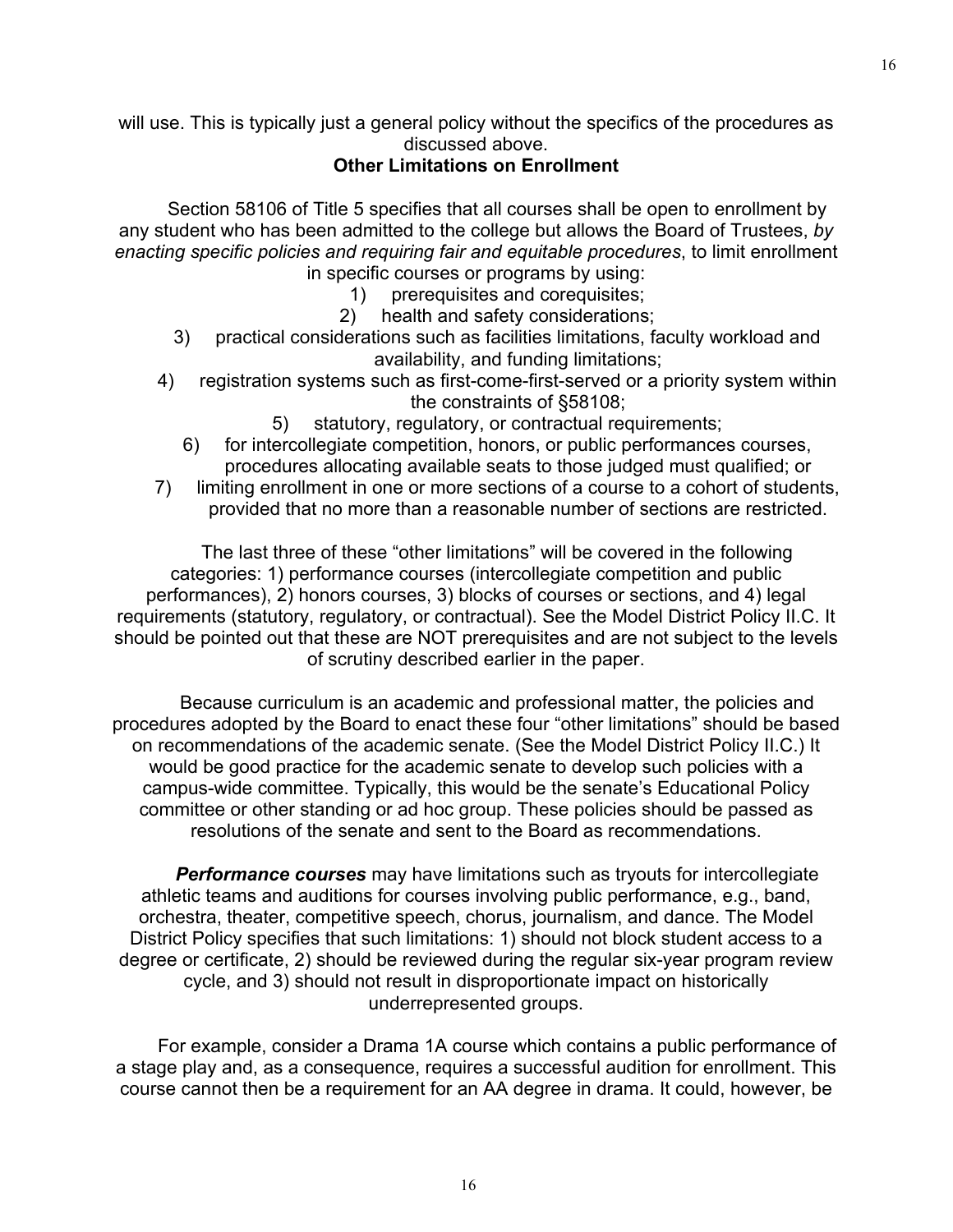will use. This is typically just a general policy without the specifics of the procedures as discussed above.

### Other Limitations on Enrollment

Section 58106 of Title 5 specifies that all courses shall be open to enrollment by any student who has been admitted to the college but allows the Board of Trustees, *by enacting specific policies and requiring fair and equitable procedures*, to limit enrollment in specific courses or programs by using:

1) prerequisites and corequisites;
2) health and safety considerations;
3) practical considerations such as facilities limitations, faculty workload and availability, and funding limitations;
4) registration systems such as first-come-first-served or a priority system within the constraints of §58108;
5) statutory, regulatory, or contractual requirements;
6) for intercollegiate competition, honors, or public performances courses, procedures allocating available seats to those judged must qualified; or
7) limiting enrollment in one or more sections of a course to a cohort of students, provided that no more than a reasonable number of sections are restricted.

The last three of these "other limitations" will be covered in the following categories: 1) performance courses (intercollegiate competition and public performances), 2) honors courses, 3) blocks of courses or sections, and 4) legal requirements (statutory, regulatory, or contractual). See the Model District Policy II.C. It should be pointed out that these are NOT prerequisites and are not subject to the levels of scrutiny described earlier in the paper.

Because curriculum is an academic and professional matter, the policies and procedures adopted by the Board to enact these four "other limitations" should be based on recommendations of the academic senate. (See the Model District Policy II.C.) It would be good practice for the academic senate to develop such policies with a campus-wide committee. Typically, this would be the senate's Educational Policy committee or other standing or ad hoc group. These policies should be passed as resolutions of the senate and sent to the Board as recommendations.

***Performance courses*** may have limitations such as tryouts for intercollegiate athletic teams and auditions for courses involving public performance, e.g., band, orchestra, theater, competitive speech, chorus, journalism, and dance. The Model District Policy specifies that such limitations: 1) should not block student access to a degree or certificate, 2) should be reviewed during the regular six-year program review cycle, and 3) should not result in disproportionate impact on historically underrepresented groups.

For example, consider a Drama 1A course which contains a public performance of a stage play and, as a consequence, requires a successful audition for enrollment. This course cannot then be a requirement for an AA degree in drama. It could, however, be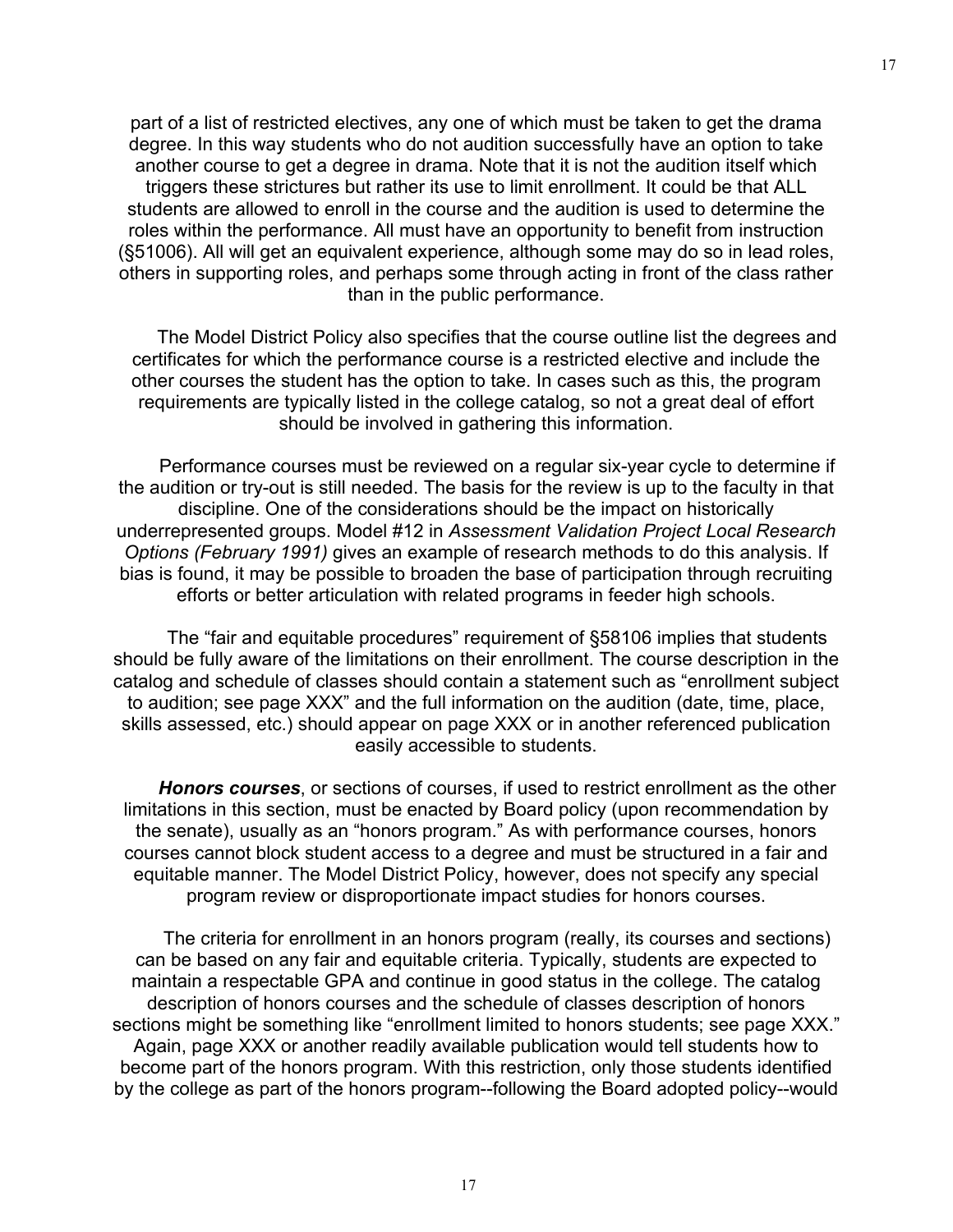part of a list of restricted electives, any one of which must be taken to get the drama degree. In this way students who do not audition successfully have an option to take another course to get a degree in drama. Note that it is not the audition itself which triggers these strictures but rather its use to limit enrollment. It could be that ALL students are allowed to enroll in the course and the audition is used to determine the roles within the performance. All must have an opportunity to benefit from instruction (§51006). All will get an equivalent experience, although some may do so in lead roles, others in supporting roles, and perhaps some through acting in front of the class rather than in the public performance.

The Model District Policy also specifies that the course outline list the degrees and certificates for which the performance course is a restricted elective and include the other courses the student has the option to take. In cases such as this, the program requirements are typically listed in the college catalog, so not a great deal of effort should be involved in gathering this information.

Performance courses must be reviewed on a regular six-year cycle to determine if the audition or try-out is still needed. The basis for the review is up to the faculty in that discipline. One of the considerations should be the impact on historically underrepresented groups. Model #12 in *Assessment Validation Project Local Research Options (February 1991)* gives an example of research methods to do this analysis. If bias is found, it may be possible to broaden the base of participation through recruiting efforts or better articulation with related programs in feeder high schools.

The "fair and equitable procedures" requirement of §58106 implies that students should be fully aware of the limitations on their enrollment. The course description in the catalog and schedule of classes should contain a statement such as "enrollment subject to audition; see page XXX" and the full information on the audition (date, time, place, skills assessed, etc.) should appear on page XXX or in another referenced publication easily accessible to students.

***Honors courses***, or sections of courses, if used to restrict enrollment as the other limitations in this section, must be enacted by Board policy (upon recommendation by the senate), usually as an "honors program." As with performance courses, honors courses cannot block student access to a degree and must be structured in a fair and equitable manner. The Model District Policy, however, does not specify any special program review or disproportionate impact studies for honors courses.

The criteria for enrollment in an honors program (really, its courses and sections) can be based on any fair and equitable criteria. Typically, students are expected to maintain a respectable GPA and continue in good status in the college. The catalog description of honors courses and the schedule of classes description of honors sections might be something like "enrollment limited to honors students; see page XXX." Again, page XXX or another readily available publication would tell students how to become part of the honors program. With this restriction, only those students identified by the college as part of the honors program--following the Board adopted policy--would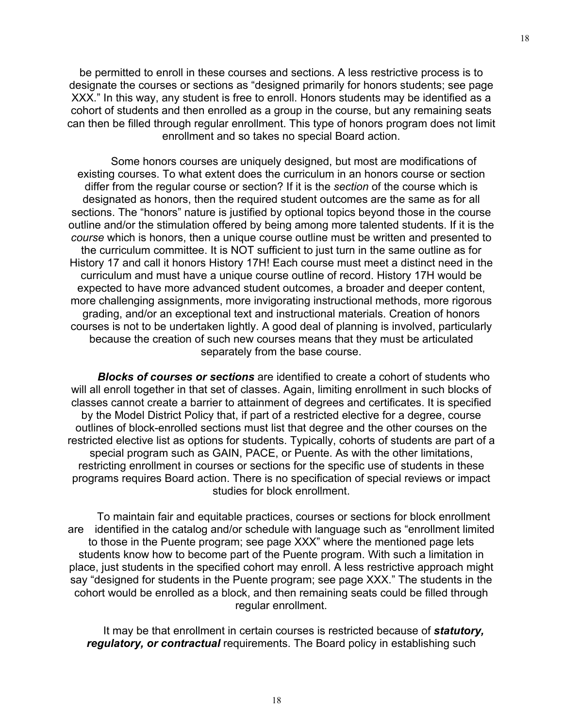be permitted to enroll in these courses and sections. A less restrictive process is to designate the courses or sections as "designed primarily for honors students; see page XXX." In this way, any student is free to enroll. Honors students may be identified as a cohort of students and then enrolled as a group in the course, but any remaining seats can then be filled through regular enrollment. This type of honors program does not limit enrollment and so takes no special Board action.

Some honors courses are uniquely designed, but most are modifications of existing courses. To what extent does the curriculum in an honors course or section differ from the regular course or section? If it is the *section* of the course which is designated as honors, then the required student outcomes are the same as for all sections. The "honors" nature is justified by optional topics beyond those in the course outline and/or the stimulation offered by being among more talented students. If it is the *course* which is honors, then a unique course outline must be written and presented to the curriculum committee. It is NOT sufficient to just turn in the same outline as for History 17 and call it honors History 17H! Each course must meet a distinct need in the curriculum and must have a unique course outline of record. History 17H would be expected to have more advanced student outcomes, a broader and deeper content, more challenging assignments, more invigorating instructional methods, more rigorous grading, and/or an exceptional text and instructional materials. Creation of honors courses is not to be undertaken lightly. A good deal of planning is involved, particularly because the creation of such new courses means that they must be articulated separately from the base course.

***Blocks of courses or sections*** are identified to create a cohort of students who will all enroll together in that set of classes. Again, limiting enrollment in such blocks of classes cannot create a barrier to attainment of degrees and certificates. It is specified by the Model District Policy that, if part of a restricted elective for a degree, course outlines of block-enrolled sections must list that degree and the other courses on the restricted elective list as options for students. Typically, cohorts of students are part of a special program such as GAIN, PACE, or Puente. As with the other limitations, restricting enrollment in courses or sections for the specific use of students in these programs requires Board action. There is no specification of special reviews or impact studies for block enrollment.

To maintain fair and equitable practices, courses or sections for block enrollment are identified in the catalog and/or schedule with language such as "enrollment limited to those in the Puente program; see page XXX" where the mentioned page lets students know how to become part of the Puente program. With such a limitation in place, just students in the specified cohort may enroll. A less restrictive approach might say "designed for students in the Puente program; see page XXX." The students in the cohort would be enrolled as a block, and then remaining seats could be filled through regular enrollment.

It may be that enrollment in certain courses is restricted because of ***statutory, regulatory, or contractual*** requirements. The Board policy in establishing such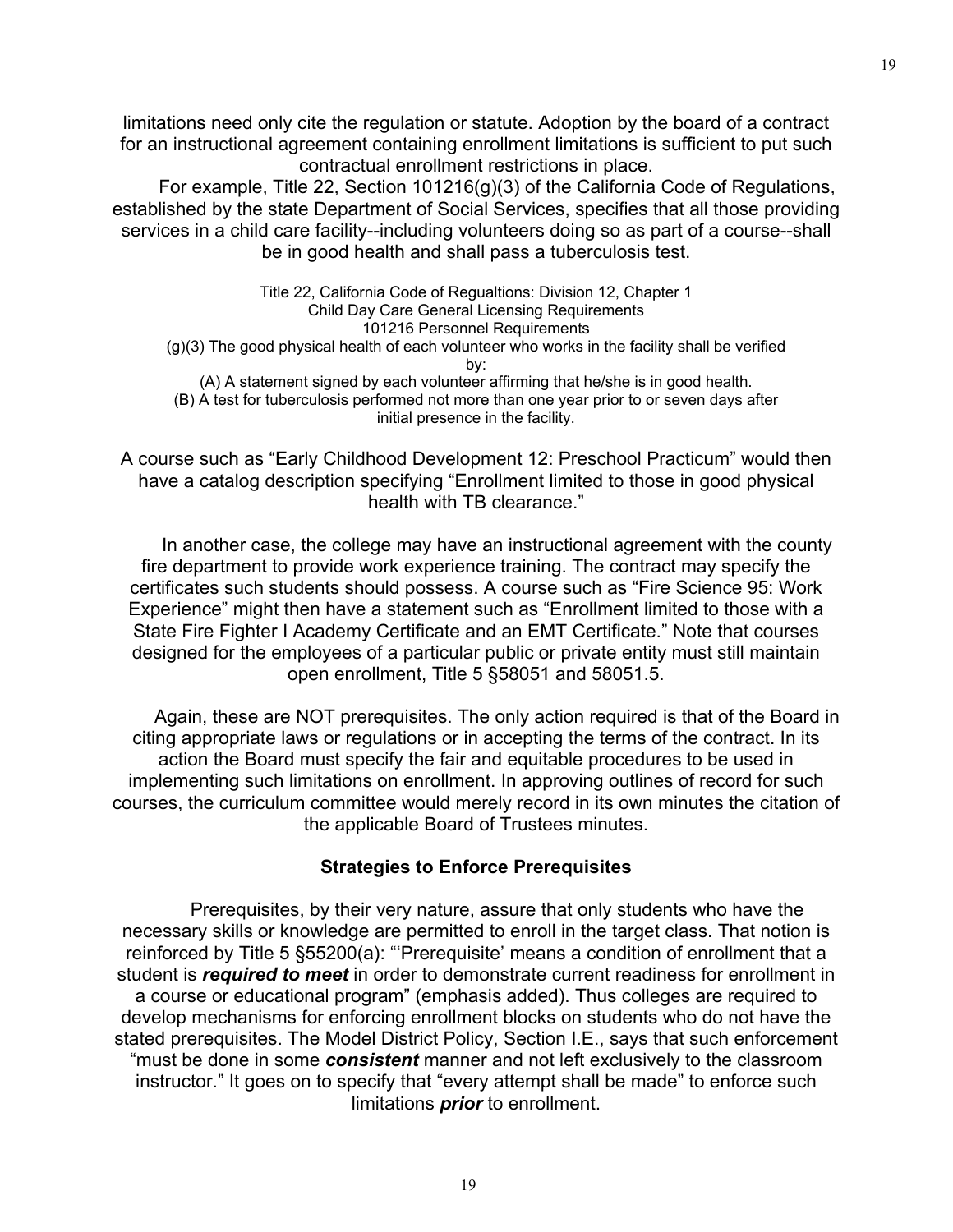limitations need only cite the regulation or statute. Adoption by the board of a contract for an instructional agreement containing enrollment limitations is sufficient to put such contractual enrollment restrictions in place.

For example, Title 22, Section 101216(g)(3) of the California Code of Regulations, established by the state Department of Social Services, specifies that all those providing services in a child care facility--including volunteers doing so as part of a course--shall be in good health and shall pass a tuberculosis test.

> Title 22, California Code of Regualtions: Division 12, Chapter 1
> Child Day Care General Licensing Requirements
> 101216 Personnel Requirements
> (g)(3) The good physical health of each volunteer who works in the facility shall be verified by:
> (A) A statement signed by each volunteer affirming that he/she is in good health.
> (B) A test for tuberculosis performed not more than one year prior to or seven days after initial presence in the facility.

A course such as "Early Childhood Development 12: Preschool Practicum" would then have a catalog description specifying "Enrollment limited to those in good physical health with TB clearance."

In another case, the college may have an instructional agreement with the county fire department to provide work experience training. The contract may specify the certificates such students should possess. A course such as "Fire Science 95: Work Experience" might then have a statement such as "Enrollment limited to those with a State Fire Fighter I Academy Certificate and an EMT Certificate." Note that courses designed for the employees of a particular public or private entity must still maintain open enrollment, Title 5 §58051 and 58051.5.

Again, these are NOT prerequisites. The only action required is that of the Board in citing appropriate laws or regulations or in accepting the terms of the contract. In its action the Board must specify the fair and equitable procedures to be used in implementing such limitations on enrollment. In approving outlines of record for such courses, the curriculum committee would merely record in its own minutes the citation of the applicable Board of Trustees minutes.

### Strategies to Enforce Prerequisites

Prerequisites, by their very nature, assure that only students who have the necessary skills or knowledge are permitted to enroll in the target class. That notion is reinforced by Title 5 §55200(a): "'Prerequisite' means a condition of enrollment that a student is ***required to meet*** in order to demonstrate current readiness for enrollment in a course or educational program" (emphasis added). Thus colleges are required to develop mechanisms for enforcing enrollment blocks on students who do not have the stated prerequisites. The Model District Policy, Section I.E., says that such enforcement "must be done in some ***consistent*** manner and not left exclusively to the classroom instructor." It goes on to specify that "every attempt shall be made" to enforce such limitations ***prior*** to enrollment.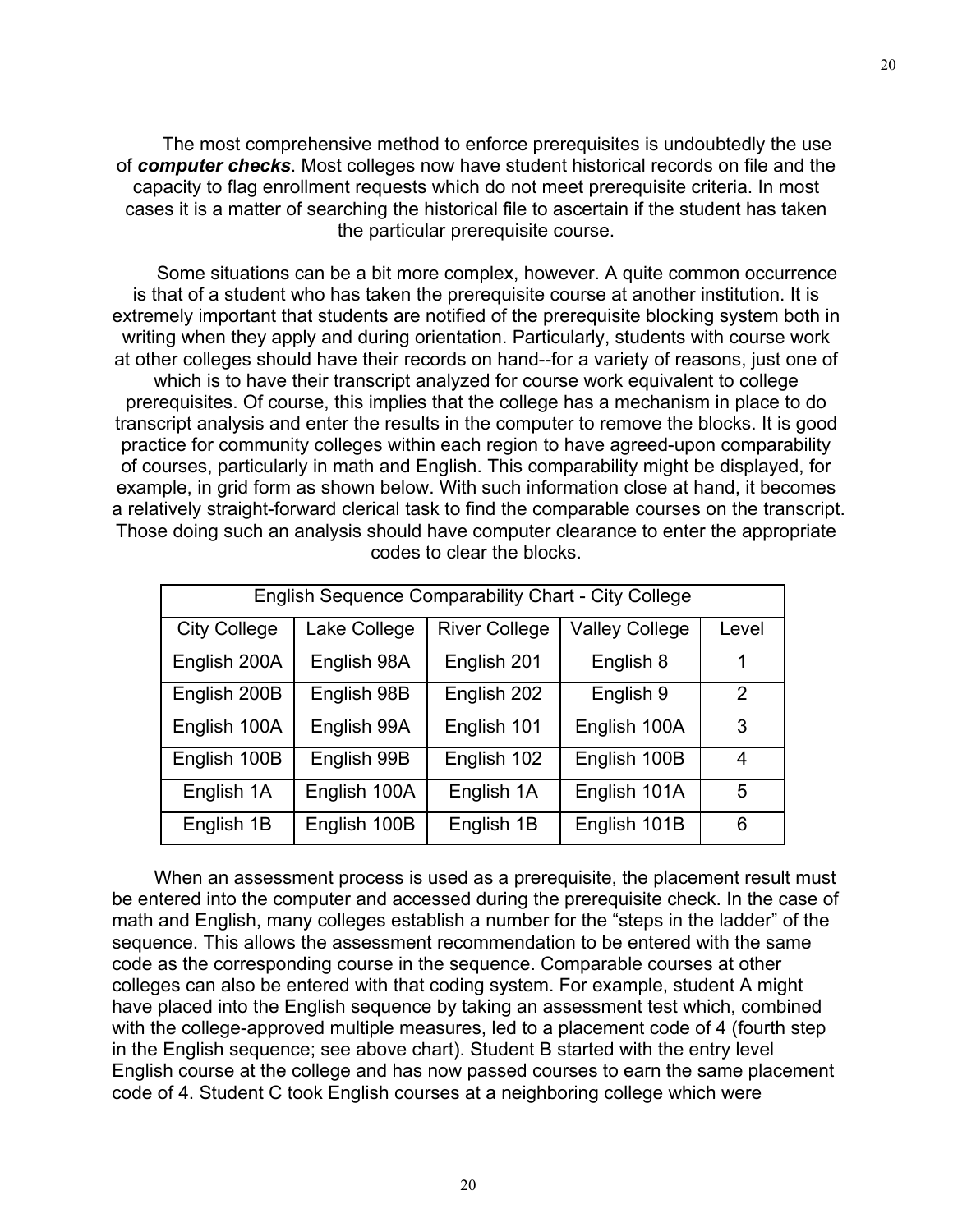The most comprehensive method to enforce prerequisites is undoubtedly the use of ***computer checks***. Most colleges now have student historical records on file and the capacity to flag enrollment requests which do not meet prerequisite criteria. In most cases it is a matter of searching the historical file to ascertain if the student has taken the particular prerequisite course.

Some situations can be a bit more complex, however. A quite common occurrence is that of a student who has taken the prerequisite course at another institution. It is extremely important that students are notified of the prerequisite blocking system both in writing when they apply and during orientation. Particularly, students with course work at other colleges should have their records on hand--for a variety of reasons, just one of which is to have their transcript analyzed for course work equivalent to college prerequisites. Of course, this implies that the college has a mechanism in place to do transcript analysis and enter the results in the computer to remove the blocks. It is good practice for community colleges within each region to have agreed-upon comparability of courses, particularly in math and English. This comparability might be displayed, for example, in grid form as shown below. With such information close at hand, it becomes a relatively straight-forward clerical task to find the comparable courses on the transcript. Those doing such an analysis should have computer clearance to enter the appropriate codes to clear the blocks.

| English Sequence Comparability Chart - City College | | | | |
|---|---|---|---|---|
| City College | Lake College | River College | Valley College | Level |
| English 200A | English 98A | English 201 | English 8 | 1 |
| English 200B | English 98B | English 202 | English 9 | 2 |
| English 100A | English 99A | English 101 | English 100A | 3 |
| English 100B | English 99B | English 102 | English 100B | 4 |
| English 1A | English 100A | English 1A | English 101A | 5 |
| English 1B | English 100B | English 1B | English 101B | 6 |

When an assessment process is used as a prerequisite, the placement result must be entered into the computer and accessed during the prerequisite check. In the case of math and English, many colleges establish a number for the "steps in the ladder" of the sequence. This allows the assessment recommendation to be entered with the same code as the corresponding course in the sequence. Comparable courses at other colleges can also be entered with that coding system. For example, student A might have placed into the English sequence by taking an assessment test which, combined with the college-approved multiple measures, led to a placement code of 4 (fourth step in the English sequence; see above chart). Student B started with the entry level English course at the college and has now passed courses to earn the same placement code of 4. Student C took English courses at a neighboring college which were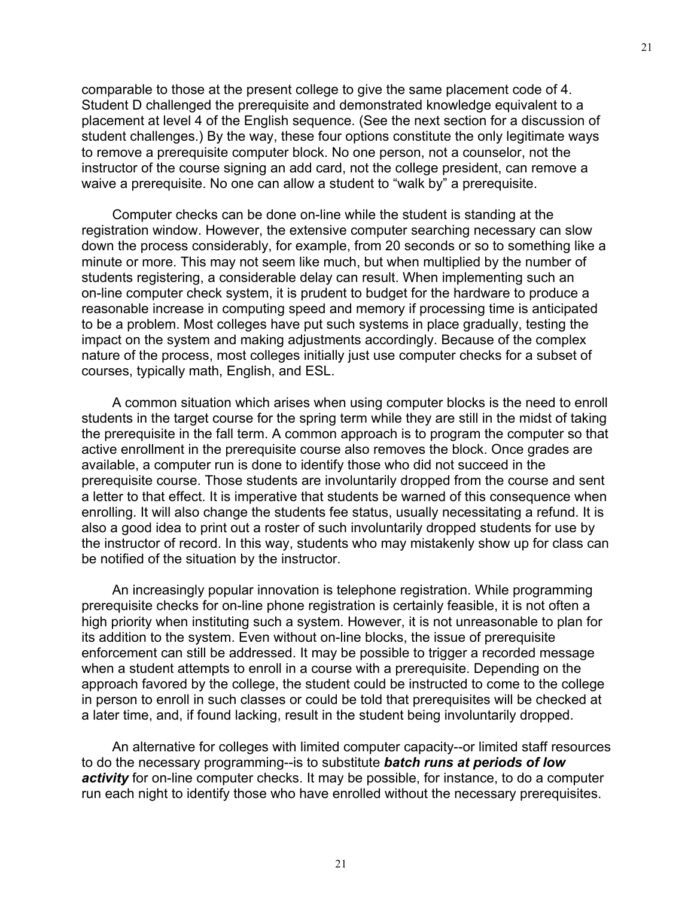comparable to those at the present college to give the same placement code of 4. Student D challenged the prerequisite and demonstrated knowledge equivalent to a placement at level 4 of the English sequence. (See the next section for a discussion of student challenges.) By the way, these four options constitute the only legitimate ways to remove a prerequisite computer block. No one person, not a counselor, not the instructor of the course signing an add card, not the college president, can remove a waive a prerequisite. No one can allow a student to "walk by" a prerequisite.

Computer checks can be done on-line while the student is standing at the registration window. However, the extensive computer searching necessary can slow down the process considerably, for example, from 20 seconds or so to something like a minute or more. This may not seem like much, but when multiplied by the number of students registering, a considerable delay can result. When implementing such an on-line computer check system, it is prudent to budget for the hardware to produce a reasonable increase in computing speed and memory if processing time is anticipated to be a problem. Most colleges have put such systems in place gradually, testing the impact on the system and making adjustments accordingly. Because of the complex nature of the process, most colleges initially just use computer checks for a subset of courses, typically math, English, and ESL.

A common situation which arises when using computer blocks is the need to enroll students in the target course for the spring term while they are still in the midst of taking the prerequisite in the fall term. A common approach is to program the computer so that active enrollment in the prerequisite course also removes the block. Once grades are available, a computer run is done to identify those who did not succeed in the prerequisite course. Those students are involuntarily dropped from the course and sent a letter to that effect. It is imperative that students be warned of this consequence when enrolling. It will also change the students fee status, usually necessitating a refund. It is also a good idea to print out a roster of such involuntarily dropped students for use by the instructor of record. In this way, students who may mistakenly show up for class can be notified of the situation by the instructor.

An increasingly popular innovation is telephone registration. While programming prerequisite checks for on-line phone registration is certainly feasible, it is not often a high priority when instituting such a system. However, it is not unreasonable to plan for its addition to the system. Even without on-line blocks, the issue of prerequisite enforcement can still be addressed. It may be possible to trigger a recorded message when a student attempts to enroll in a course with a prerequisite. Depending on the approach favored by the college, the student could be instructed to come to the college in person to enroll in such classes or could be told that prerequisites will be checked at a later time, and, if found lacking, result in the student being involuntarily dropped.

An alternative for colleges with limited computer capacity--or limited staff resources to do the necessary programming--is to substitute ***batch runs at periods of low activity*** for on-line computer checks. It may be possible, for instance, to do a computer run each night to identify those who have enrolled without the necessary prerequisites.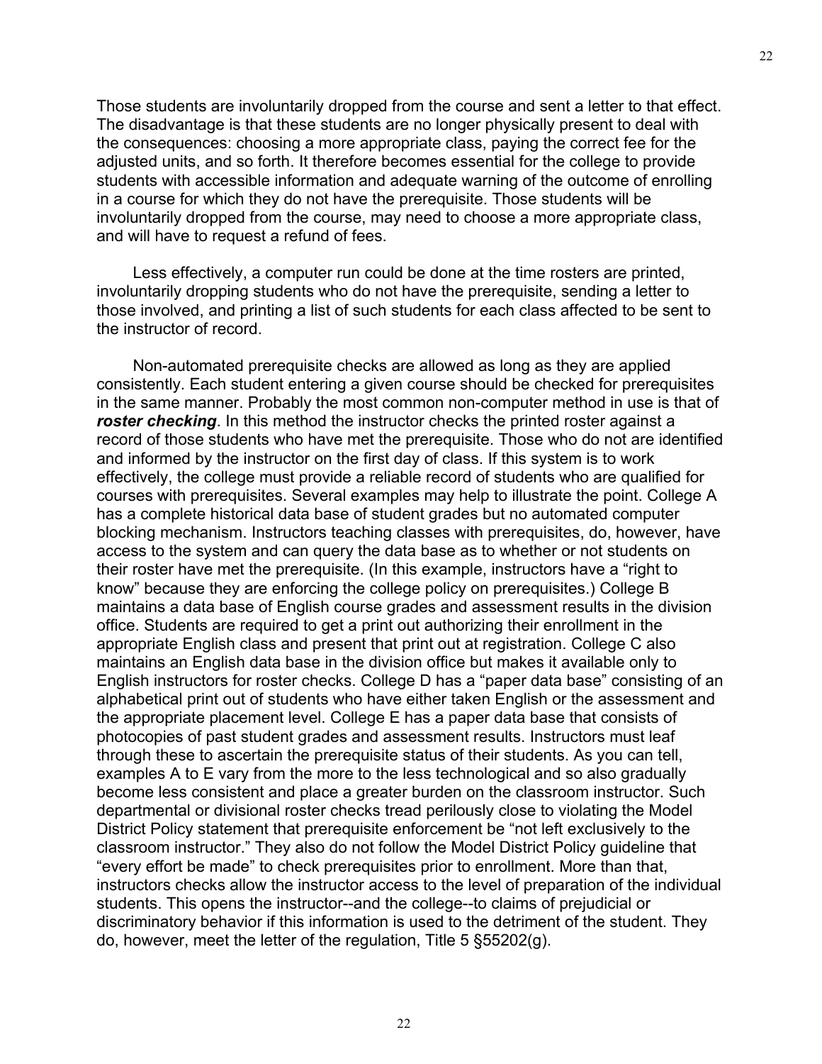Those students are involuntarily dropped from the course and sent a letter to that effect. The disadvantage is that these students are no longer physically present to deal with the consequences: choosing a more appropriate class, paying the correct fee for the adjusted units, and so forth. It therefore becomes essential for the college to provide students with accessible information and adequate warning of the outcome of enrolling in a course for which they do not have the prerequisite. Those students will be involuntarily dropped from the course, may need to choose a more appropriate class, and will have to request a refund of fees.

Less effectively, a computer run could be done at the time rosters are printed, involuntarily dropping students who do not have the prerequisite, sending a letter to those involved, and printing a list of such students for each class affected to be sent to the instructor of record.

Non-automated prerequisite checks are allowed as long as they are applied consistently. Each student entering a given course should be checked for prerequisites in the same manner. Probably the most common non-computer method in use is that of ***roster checking***. In this method the instructor checks the printed roster against a record of those students who have met the prerequisite. Those who do not are identified and informed by the instructor on the first day of class. If this system is to work effectively, the college must provide a reliable record of students who are qualified for courses with prerequisites. Several examples may help to illustrate the point. College A has a complete historical data base of student grades but no automated computer blocking mechanism. Instructors teaching classes with prerequisites, do, however, have access to the system and can query the data base as to whether or not students on their roster have met the prerequisite. (In this example, instructors have a "right to know" because they are enforcing the college policy on prerequisites.) College B maintains a data base of English course grades and assessment results in the division office. Students are required to get a print out authorizing their enrollment in the appropriate English class and present that print out at registration. College C also maintains an English data base in the division office but makes it available only to English instructors for roster checks. College D has a "paper data base" consisting of an alphabetical print out of students who have either taken English or the assessment and the appropriate placement level. College E has a paper data base that consists of photocopies of past student grades and assessment results. Instructors must leaf through these to ascertain the prerequisite status of their students. As you can tell, examples A to E vary from the more to the less technological and so also gradually become less consistent and place a greater burden on the classroom instructor. Such departmental or divisional roster checks tread perilously close to violating the Model District Policy statement that prerequisite enforcement be "not left exclusively to the classroom instructor." They also do not follow the Model District Policy guideline that "every effort be made" to check prerequisites prior to enrollment. More than that, instructors checks allow the instructor access to the level of preparation of the individual students. This opens the instructor--and the college--to claims of prejudicial or discriminatory behavior if this information is used to the detriment of the student. They do, however, meet the letter of the regulation, Title 5 §55202(g).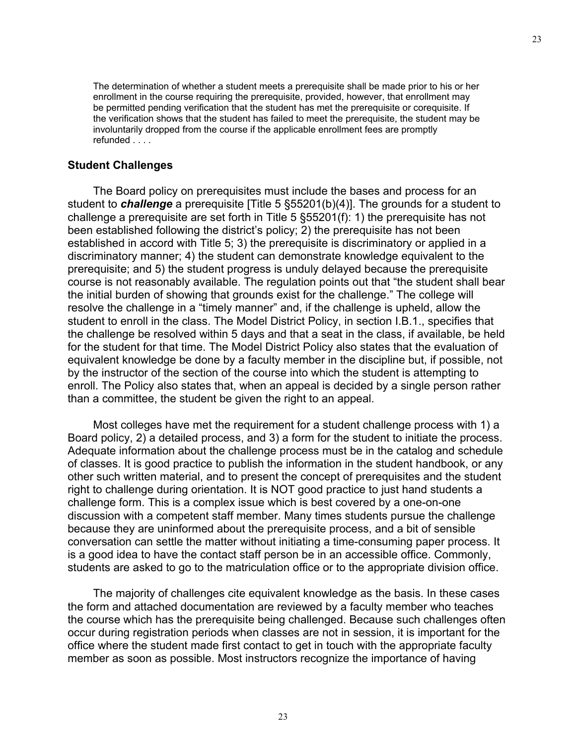> The determination of whether a student meets a prerequisite shall be made prior to his or her enrollment in the course requiring the prerequisite, provided, however, that enrollment may be permitted pending verification that the student has met the prerequisite or corequisite. If the verification shows that the student has failed to meet the prerequisite, the student may be involuntarily dropped from the course if the applicable enrollment fees are promptly refunded . . . .

### Student Challenges

The Board policy on prerequisites must include the bases and process for an student to ***challenge*** a prerequisite [Title 5 §55201(b)(4)]. The grounds for a student to challenge a prerequisite are set forth in Title 5 §55201(f): 1) the prerequisite has not been established following the district's policy; 2) the prerequisite has not been established in accord with Title 5; 3) the prerequisite is discriminatory or applied in a discriminatory manner; 4) the student can demonstrate knowledge equivalent to the prerequisite; and 5) the student progress is unduly delayed because the prerequisite course is not reasonably available. The regulation points out that "the student shall bear the initial burden of showing that grounds exist for the challenge." The college will resolve the challenge in a "timely manner" and, if the challenge is upheld, allow the student to enroll in the class. The Model District Policy, in section I.B.1., specifies that the challenge be resolved within 5 days and that a seat in the class, if available, be held for the student for that time. The Model District Policy also states that the evaluation of equivalent knowledge be done by a faculty member in the discipline but, if possible, not by the instructor of the section of the course into which the student is attempting to enroll. The Policy also states that, when an appeal is decided by a single person rather than a committee, the student be given the right to an appeal.

Most colleges have met the requirement for a student challenge process with 1) a Board policy, 2) a detailed process, and 3) a form for the student to initiate the process. Adequate information about the challenge process must be in the catalog and schedule of classes. It is good practice to publish the information in the student handbook, or any other such written material, and to present the concept of prerequisites and the student right to challenge during orientation. It is NOT good practice to just hand students a challenge form. This is a complex issue which is best covered by a one-on-one discussion with a competent staff member. Many times students pursue the challenge because they are uninformed about the prerequisite process, and a bit of sensible conversation can settle the matter without initiating a time-consuming paper process. It is a good idea to have the contact staff person be in an accessible office. Commonly, students are asked to go to the matriculation office or to the appropriate division office.

The majority of challenges cite equivalent knowledge as the basis. In these cases the form and attached documentation are reviewed by a faculty member who teaches the course which has the prerequisite being challenged. Because such challenges often occur during registration periods when classes are not in session, it is important for the office where the student made first contact to get in touch with the appropriate faculty member as soon as possible. Most instructors recognize the importance of having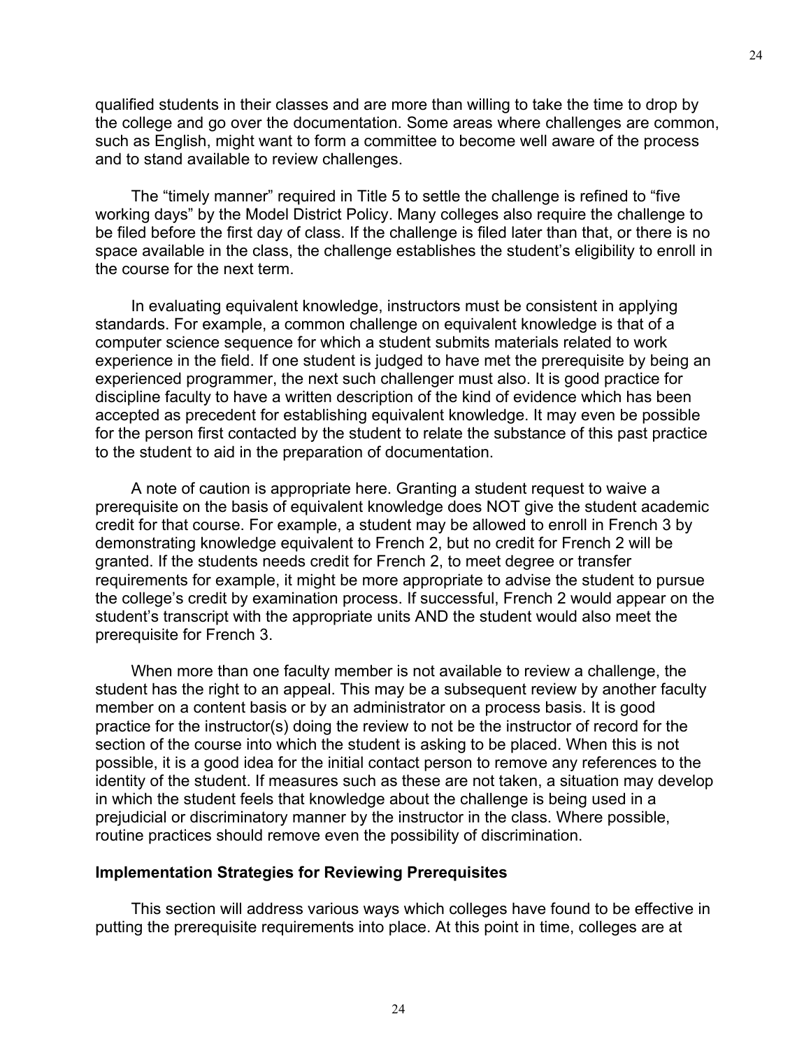qualified students in their classes and are more than willing to take the time to drop by the college and go over the documentation. Some areas where challenges are common, such as English, might want to form a committee to become well aware of the process and to stand available to review challenges.

The "timely manner" required in Title 5 to settle the challenge is refined to "five working days" by the Model District Policy. Many colleges also require the challenge to be filed before the first day of class. If the challenge is filed later than that, or there is no space available in the class, the challenge establishes the student's eligibility to enroll in the course for the next term.

In evaluating equivalent knowledge, instructors must be consistent in applying standards. For example, a common challenge on equivalent knowledge is that of a computer science sequence for which a student submits materials related to work experience in the field. If one student is judged to have met the prerequisite by being an experienced programmer, the next such challenger must also. It is good practice for discipline faculty to have a written description of the kind of evidence which has been accepted as precedent for establishing equivalent knowledge. It may even be possible for the person first contacted by the student to relate the substance of this past practice to the student to aid in the preparation of documentation.

A note of caution is appropriate here. Granting a student request to waive a prerequisite on the basis of equivalent knowledge does NOT give the student academic credit for that course. For example, a student may be allowed to enroll in French 3 by demonstrating knowledge equivalent to French 2, but no credit for French 2 will be granted. If the students needs credit for French 2, to meet degree or transfer requirements for example, it might be more appropriate to advise the student to pursue the college's credit by examination process. If successful, French 2 would appear on the student's transcript with the appropriate units AND the student would also meet the prerequisite for French 3.

When more than one faculty member is not available to review a challenge, the student has the right to an appeal. This may be a subsequent review by another faculty member on a content basis or by an administrator on a process basis. It is good practice for the instructor(s) doing the review to not be the instructor of record for the section of the course into which the student is asking to be placed. When this is not possible, it is a good idea for the initial contact person to remove any references to the identity of the student. If measures such as these are not taken, a situation may develop in which the student feels that knowledge about the challenge is being used in a prejudicial or discriminatory manner by the instructor in the class. Where possible, routine practices should remove even the possibility of discrimination.

### Implementation Strategies for Reviewing Prerequisites

This section will address various ways which colleges have found to be effective in putting the prerequisite requirements into place. At this point in time, colleges are at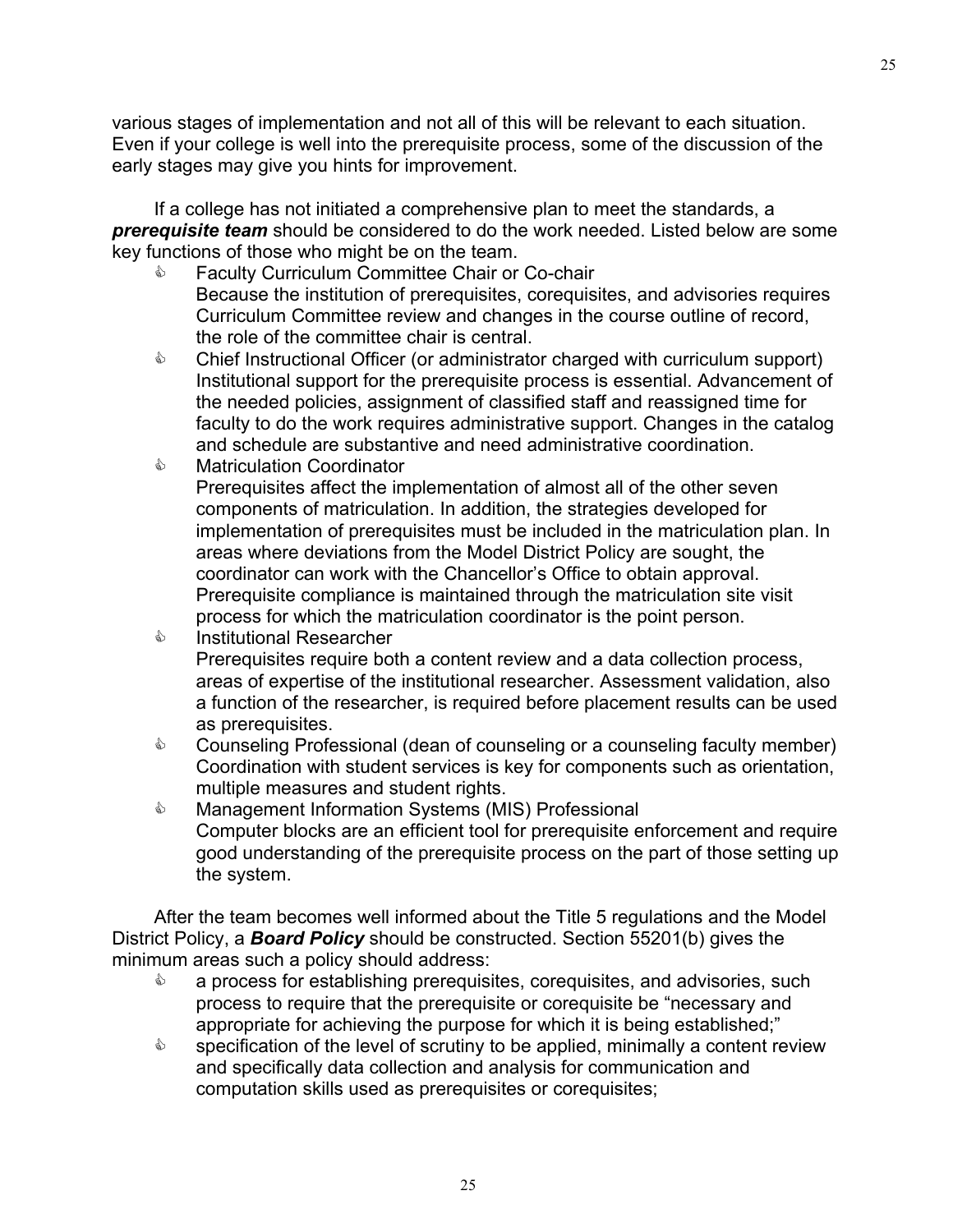various stages of implementation and not all of this will be relevant to each situation. Even if your college is well into the prerequisite process, some of the discussion of the early stages may give you hints for improvement.

If a college has not initiated a comprehensive plan to meet the standards, a ***prerequisite team*** should be considered to do the work needed. Listed below are some key functions of those who might be on the team.

- Faculty Curriculum Committee Chair or Co-chair
  Because the institution of prerequisites, corequisites, and advisories requires Curriculum Committee review and changes in the course outline of record, the role of the committee chair is central.
- Chief Instructional Officer (or administrator charged with curriculum support)
  Institutional support for the prerequisite process is essential. Advancement of the needed policies, assignment of classified staff and reassigned time for faculty to do the work requires administrative support. Changes in the catalog and schedule are substantive and need administrative coordination.
- Matriculation Coordinator
  Prerequisites affect the implementation of almost all of the other seven components of matriculation. In addition, the strategies developed for implementation of prerequisites must be included in the matriculation plan. In areas where deviations from the Model District Policy are sought, the coordinator can work with the Chancellor's Office to obtain approval. Prerequisite compliance is maintained through the matriculation site visit process for which the matriculation coordinator is the point person.
- Institutional Researcher
  Prerequisites require both a content review and a data collection process, areas of expertise of the institutional researcher. Assessment validation, also a function of the researcher, is required before placement results can be used as prerequisites.
- Counseling Professional (dean of counseling or a counseling faculty member)
  Coordination with student services is key for components such as orientation, multiple measures and student rights.
- Management Information Systems (MIS) Professional
  Computer blocks are an efficient tool for prerequisite enforcement and require good understanding of the prerequisite process on the part of those setting up the system.

After the team becomes well informed about the Title 5 regulations and the Model District Policy, a ***Board Policy*** should be constructed. Section 55201(b) gives the minimum areas such a policy should address:

- a process for establishing prerequisites, corequisites, and advisories, such process to require that the prerequisite or corequisite be "necessary and appropriate for achieving the purpose for which it is being established;"
- specification of the level of scrutiny to be applied, minimally a content review and specifically data collection and analysis for communication and computation skills used as prerequisites or corequisites;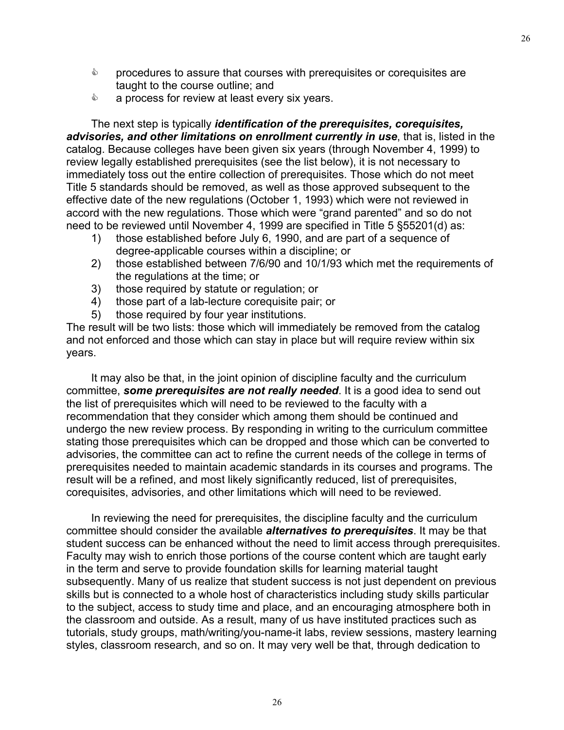- procedures to assure that courses with prerequisites or corequisites are taught to the course outline; and
- a process for review at least every six years.

The next step is typically ***identification of the prerequisites, corequisites, advisories, and other limitations on enrollment currently in use***, that is, listed in the catalog. Because colleges have been given six years (through November 4, 1999) to review legally established prerequisites (see the list below), it is not necessary to immediately toss out the entire collection of prerequisites. Those which do not meet Title 5 standards should be removed, as well as those approved subsequent to the effective date of the new regulations (October 1, 1993) which were not reviewed in accord with the new regulations. Those which were "grand parented" and so do not need to be reviewed until November 4, 1999 are specified in Title 5 §55201(d) as:

1) those established before July 6, 1990, and are part of a sequence of degree-applicable courses within a discipline; or
2) those established between 7/6/90 and 10/1/93 which met the requirements of the regulations at the time; or
3) those required by statute or regulation; or
4) those part of a lab-lecture corequisite pair; or
5) those required by four year institutions.

The result will be two lists: those which will immediately be removed from the catalog and not enforced and those which can stay in place but will require review within six years.

It may also be that, in the joint opinion of discipline faculty and the curriculum committee, ***some prerequisites are not really needed***. It is a good idea to send out the list of prerequisites which will need to be reviewed to the faculty with a recommendation that they consider which among them should be continued and undergo the new review process. By responding in writing to the curriculum committee stating those prerequisites which can be dropped and those which can be converted to advisories, the committee can act to refine the current needs of the college in terms of prerequisites needed to maintain academic standards in its courses and programs. The result will be a refined, and most likely significantly reduced, list of prerequisites, corequisites, advisories, and other limitations which will need to be reviewed.

In reviewing the need for prerequisites, the discipline faculty and the curriculum committee should consider the available ***alternatives to prerequisites***. It may be that student success can be enhanced without the need to limit access through prerequisites. Faculty may wish to enrich those portions of the course content which are taught early in the term and serve to provide foundation skills for learning material taught subsequently. Many of us realize that student success is not just dependent on previous skills but is connected to a whole host of characteristics including study skills particular to the subject, access to study time and place, and an encouraging atmosphere both in the classroom and outside. As a result, many of us have instituted practices such as tutorials, study groups, math/writing/you-name-it labs, review sessions, mastery learning styles, classroom research, and so on. It may very well be that, through dedication to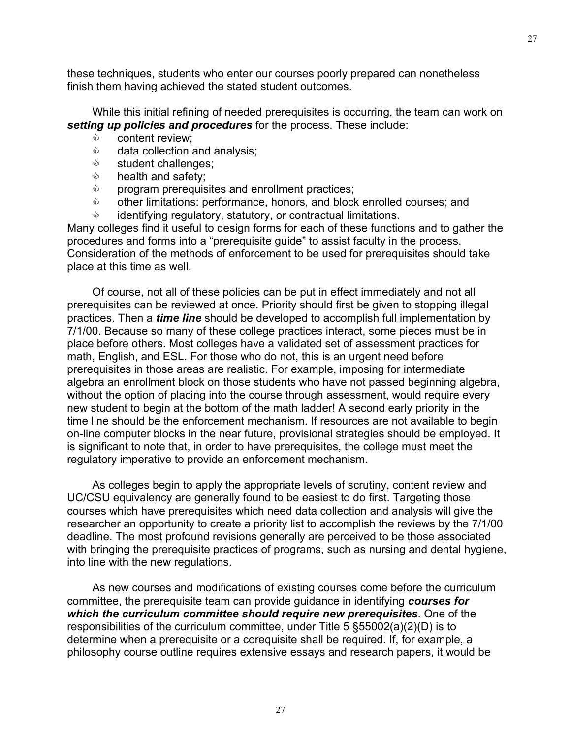these techniques, students who enter our courses poorly prepared can nonetheless finish them having achieved the stated student outcomes.

While this initial refining of needed prerequisites is occurring, the team can work on ***setting up policies and procedures*** for the process. These include:

- content review;
- data collection and analysis;
- student challenges;
- health and safety;
- program prerequisites and enrollment practices;
- other limitations: performance, honors, and block enrolled courses; and
- identifying regulatory, statutory, or contractual limitations.

Many colleges find it useful to design forms for each of these functions and to gather the procedures and forms into a "prerequisite guide" to assist faculty in the process. Consideration of the methods of enforcement to be used for prerequisites should take place at this time as well.

Of course, not all of these policies can be put in effect immediately and not all prerequisites can be reviewed at once. Priority should first be given to stopping illegal practices. Then a ***time line*** should be developed to accomplish full implementation by 7/1/00. Because so many of these college practices interact, some pieces must be in place before others. Most colleges have a validated set of assessment practices for math, English, and ESL. For those who do not, this is an urgent need before prerequisites in those areas are realistic. For example, imposing for intermediate algebra an enrollment block on those students who have not passed beginning algebra, without the option of placing into the course through assessment, would require every new student to begin at the bottom of the math ladder! A second early priority in the time line should be the enforcement mechanism. If resources are not available to begin on-line computer blocks in the near future, provisional strategies should be employed. It is significant to note that, in order to have prerequisites, the college must meet the regulatory imperative to provide an enforcement mechanism.

As colleges begin to apply the appropriate levels of scrutiny, content review and UC/CSU equivalency are generally found to be easiest to do first. Targeting those courses which have prerequisites which need data collection and analysis will give the researcher an opportunity to create a priority list to accomplish the reviews by the 7/1/00 deadline. The most profound revisions generally are perceived to be those associated with bringing the prerequisite practices of programs, such as nursing and dental hygiene, into line with the new regulations.

As new courses and modifications of existing courses come before the curriculum committee, the prerequisite team can provide guidance in identifying ***courses for which the curriculum committee should require new prerequisites***. One of the responsibilities of the curriculum committee, under Title 5 §55002(a)(2)(D) is to determine when a prerequisite or a corequisite shall be required. If, for example, a philosophy course outline requires extensive essays and research papers, it would be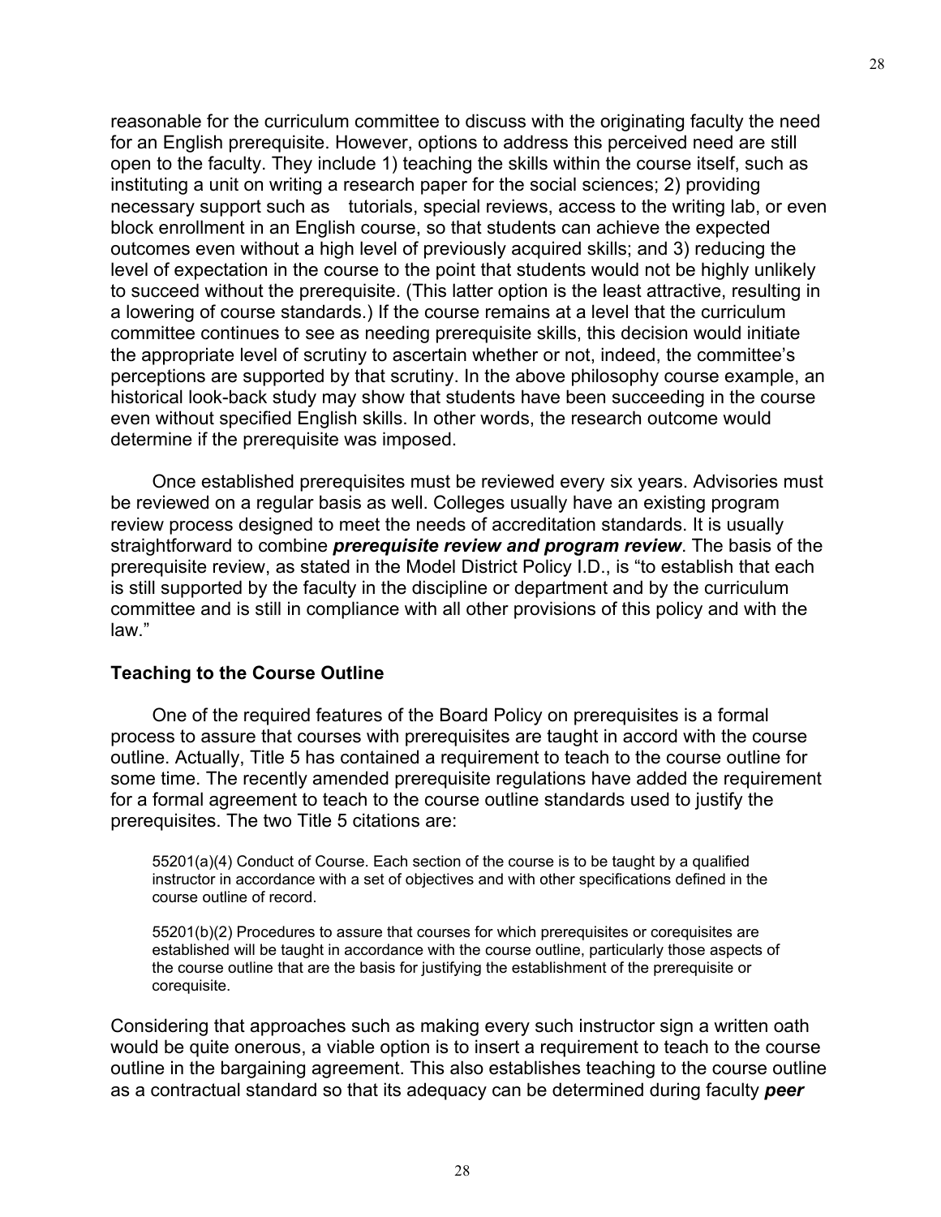reasonable for the curriculum committee to discuss with the originating faculty the need for an English prerequisite. However, options to address this perceived need are still open to the faculty. They include 1) teaching the skills within the course itself, such as instituting a unit on writing a research paper for the social sciences; 2) providing necessary support such as tutorials, special reviews, access to the writing lab, or even block enrollment in an English course, so that students can achieve the expected outcomes even without a high level of previously acquired skills; and 3) reducing the level of expectation in the course to the point that students would not be highly unlikely to succeed without the prerequisite. (This latter option is the least attractive, resulting in a lowering of course standards.) If the course remains at a level that the curriculum committee continues to see as needing prerequisite skills, this decision would initiate the appropriate level of scrutiny to ascertain whether or not, indeed, the committee's perceptions are supported by that scrutiny. In the above philosophy course example, an historical look-back study may show that students have been succeeding in the course even without specified English skills. In other words, the research outcome would determine if the prerequisite was imposed.

Once established prerequisites must be reviewed every six years. Advisories must be reviewed on a regular basis as well. Colleges usually have an existing program review process designed to meet the needs of accreditation standards. It is usually straightforward to combine ***prerequisite review and program review***. The basis of the prerequisite review, as stated in the Model District Policy I.D., is "to establish that each is still supported by the faculty in the discipline or department and by the curriculum committee and is still in compliance with all other provisions of this policy and with the law."

### Teaching to the Course Outline

One of the required features of the Board Policy on prerequisites is a formal process to assure that courses with prerequisites are taught in accord with the course outline. Actually, Title 5 has contained a requirement to teach to the course outline for some time. The recently amended prerequisite regulations have added the requirement for a formal agreement to teach to the course outline standards used to justify the prerequisites. The two Title 5 citations are:

> 55201(a)(4) Conduct of Course. Each section of the course is to be taught by a qualified instructor in accordance with a set of objectives and with other specifications defined in the course outline of record.
>
> 55201(b)(2) Procedures to assure that courses for which prerequisites or corequisites are established will be taught in accordance with the course outline, particularly those aspects of the course outline that are the basis for justifying the establishment of the prerequisite or corequisite.

Considering that approaches such as making every such instructor sign a written oath would be quite onerous, a viable option is to insert a requirement to teach to the course outline in the bargaining agreement. This also establishes teaching to the course outline as a contractual standard so that its adequacy can be determined during faculty ***peer***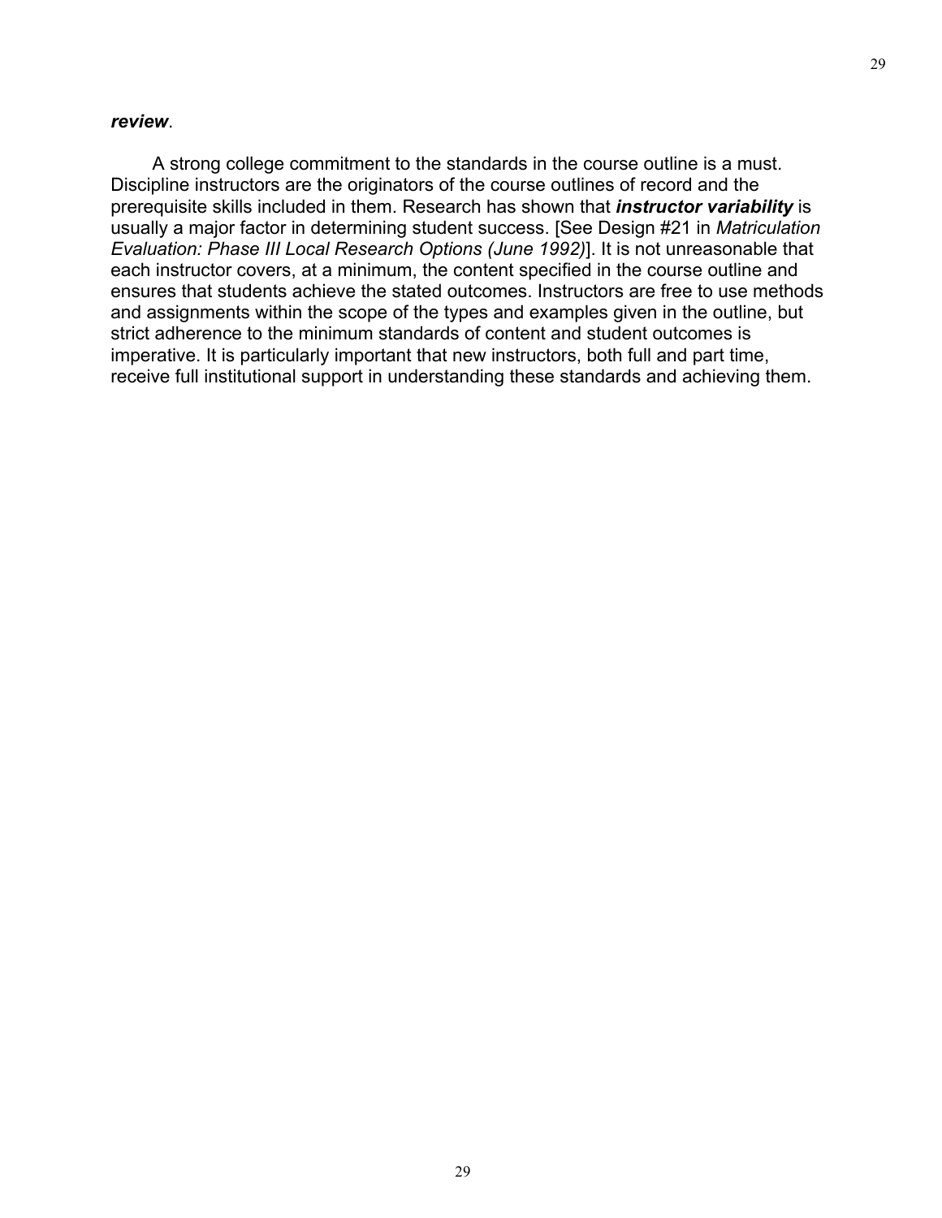***review***.

A strong college commitment to the standards in the course outline is a must. Discipline instructors are the originators of the course outlines of record and the prerequisite skills included in them. Research has shown that ***instructor variability*** is usually a major factor in determining student success. [See Design #21 in *Matriculation Evaluation: Phase III Local Research Options (June 1992)*]. It is not unreasonable that each instructor covers, at a minimum, the content specified in the course outline and ensures that students achieve the stated outcomes. Instructors are free to use methods and assignments within the scope of the types and examples given in the outline, but strict adherence to the minimum standards of content and student outcomes is imperative. It is particularly important that new instructors, both full and part time, receive full institutional support in understanding these standards and achieving them.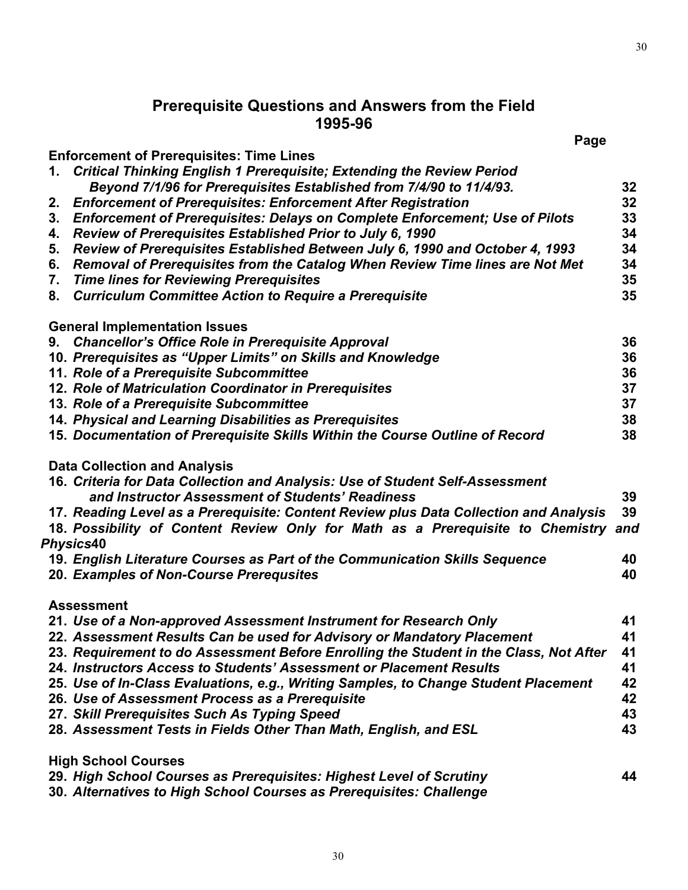# Prerequisite Questions and Answers from the Field 1995-96

| | Page |
|---|---|
| **Enforcement of Prerequisites: Time Lines** | |
| **1.** ***Critical Thinking English 1 Prerequisite; Extending the Review Period Beyond 7/1/96 for Prerequisites Established from 7/4/90 to 11/4/93.*** | **32** |
| **2.** ***Enforcement of Prerequisites: Enforcement After Registration*** | **32** |
| **3.** ***Enforcement of Prerequisites: Delays on Complete Enforcement; Use of Pilots*** | **33** |
| **4.** ***Review of Prerequisites Established Prior to July 6, 1990*** | **34** |
| **5.** ***Review of Prerequisites Established Between July 6, 1990 and October 4, 1993*** | **34** |
| **6.** ***Removal of Prerequisites from the Catalog When Review Time lines are Not Met*** | **34** |
| **7.** ***Time lines for Reviewing Prerequisites*** | **35** |
| **8.** ***Curriculum Committee Action to Require a Prerequisite*** | **35** |
| **General Implementation Issues** | |
| **9.** ***Chancellor's Office Role in Prerequisite Approval*** | **36** |
| **10.** ***Prerequisites as "Upper Limits" on Skills and Knowledge*** | **36** |
| **11.** ***Role of a Prerequisite Subcommittee*** | **36** |
| **12.** ***Role of Matriculation Coordinator in Prerequisites*** | **37** |
| **13.** ***Role of a Prerequisite Subcommittee*** | **37** |
| **14.** ***Physical and Learning Disabilities as Prerequisites*** | **38** |
| **15.** ***Documentation of Prerequisite Skills Within the Course Outline of Record*** | **38** |
| **Data Collection and Analysis** | |
| **16.** ***Criteria for Data Collection and Analysis: Use of Student Self-Assessment and Instructor Assessment of Students' Readiness*** | **39** |
| **17.** ***Reading Level as a Prerequisite: Content Review plus Data Collection and Analysis*** | **39** |
| **18.** ***Possibility of Content Review Only for Math as a Prerequisite to Chemistry and Physics*** | **40** |
| **19.** ***English Literature Courses as Part of the Communication Skills Sequence*** | **40** |
| **20.** ***Examples of Non-Course Prerequsites*** | **40** |
| **Assessment** | |
| **21.** ***Use of a Non-approved Assessment Instrument for Research Only*** | **41** |
| **22.** ***Assessment Results Can be used for Advisory or Mandatory Placement*** | **41** |
| **23.** ***Requirement to do Assessment Before Enrolling the Student in the Class, Not After*** | **41** |
| **24.** ***Instructors Access to Students' Assessment or Placement Results*** | **41** |
| **25.** ***Use of In-Class Evaluations, e.g., Writing Samples, to Change Student Placement*** | **42** |
| **26.** ***Use of Assessment Process as a Prerequisite*** | **42** |
| **27.** ***Skill Prerequisites Such As Typing Speed*** | **43** |
| **28.** ***Assessment Tests in Fields Other Than Math, English, and ESL*** | **43** |
| **High School Courses** | |
| **29.** ***High School Courses as Prerequisites: Highest Level of Scrutiny*** | **44** |
| **30.** ***Alternatives to High School Courses as Prerequisites: Challenge*** | |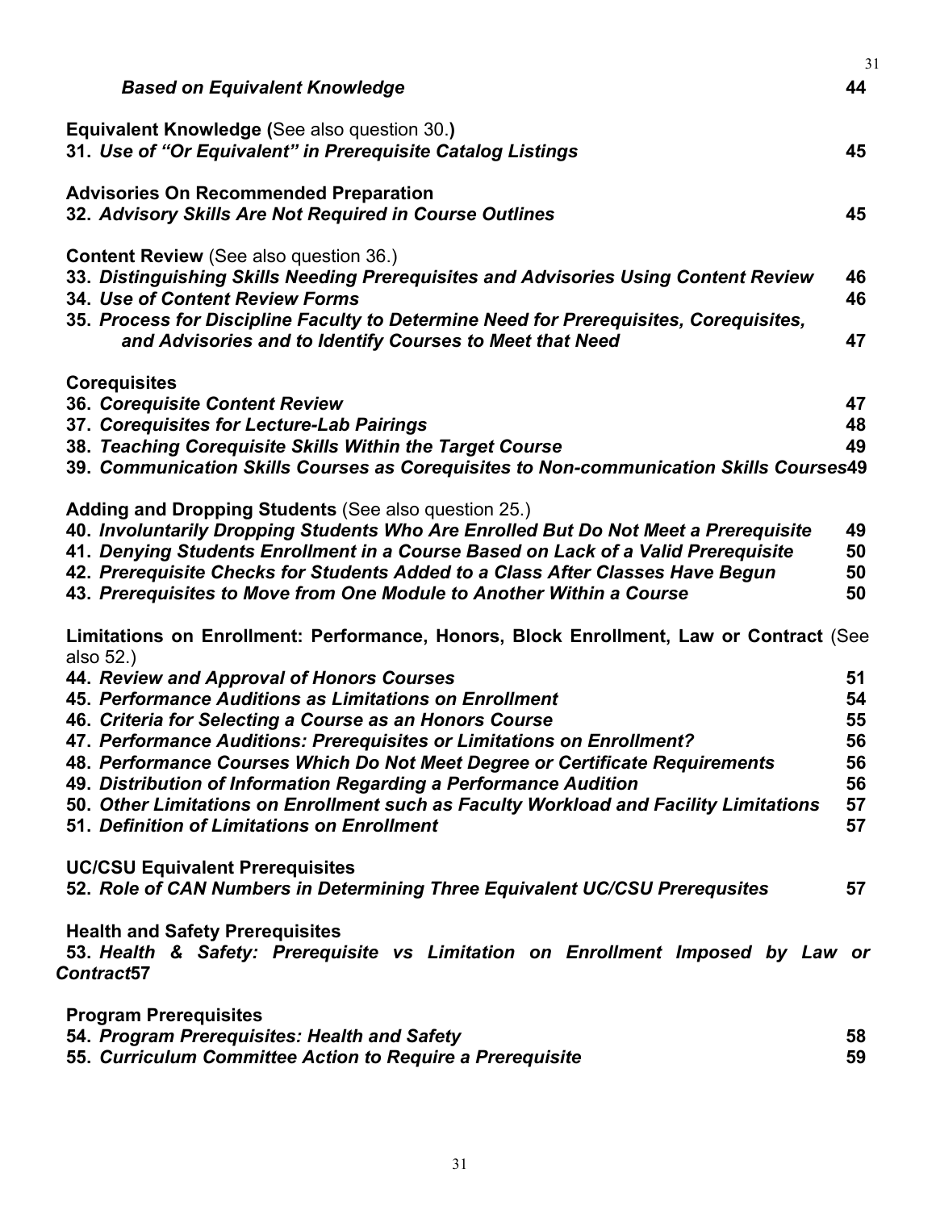*Based on Equivalent Knowledge* **44**

**Equivalent Knowledge (**See also question 30.**)**
**31.** ***Use of "Or Equivalent" in Prerequisite Catalog Listings*** **45**

**Advisories On Recommended Preparation**
**32.** ***Advisory Skills Are Not Required in Course Outlines*** **45**

**Content Review** (See also question 36.)
**33.** ***Distinguishing Skills Needing Prerequisites and Advisories Using Content Review*** **46**
**34.** ***Use of Content Review Forms*** **46**
**35.** ***Process for Discipline Faculty to Determine Need for Prerequisites, Corequisites, and Advisories and to Identify Courses to Meet that Need*** **47**

**Corequisites**
**36.** ***Corequisite Content Review*** **47**
**37.** ***Corequisites for Lecture-Lab Pairings*** **48**
**38.** ***Teaching Corequisite Skills Within the Target Course*** **49**
**39.** ***Communication Skills Courses as Corequisites to Non-communication Skills Courses*** **49**

**Adding and Dropping Students** (See also question 25.)
**40.** ***Involuntarily Dropping Students Who Are Enrolled But Do Not Meet a Prerequisite*** **49**
**41.** ***Denying Students Enrollment in a Course Based on Lack of a Valid Prerequisite*** **50**
**42.** ***Prerequisite Checks for Students Added to a Class After Classes Have Begun*** **50**
**43.** ***Prerequisites to Move from One Module to Another Within a Course*** **50**

**Limitations on Enrollment: Performance, Honors, Block Enrollment, Law or Contract** (See also 52.)
**44.** ***Review and Approval of Honors Courses*** **51**
**45.** ***Performance Auditions as Limitations on Enrollment*** **54**
**46.** ***Criteria for Selecting a Course as an Honors Course*** **55**
**47.** ***Performance Auditions: Prerequisites or Limitations on Enrollment?*** **56**
**48.** ***Performance Courses Which Do Not Meet Degree or Certificate Requirements*** **56**
**49.** ***Distribution of Information Regarding a Performance Audition*** **56**
**50.** ***Other Limitations on Enrollment such as Faculty Workload and Facility Limitations*** **57**
**51.** ***Definition of Limitations on Enrollment*** **57**

**UC/CSU Equivalent Prerequisites**
**52.** ***Role of CAN Numbers in Determining Three Equivalent UC/CSU Prerequsites*** **57**

**Health and Safety Prerequisites**
**53.** ***Health & Safety: Prerequisite vs Limitation on Enrollment Imposed by Law or Contract*** **57**

**Program Prerequisites**
**54.** ***Program Prerequisites: Health and Safety*** **58**
**55.** ***Curriculum Committee Action to Require a Prerequisite*** **59**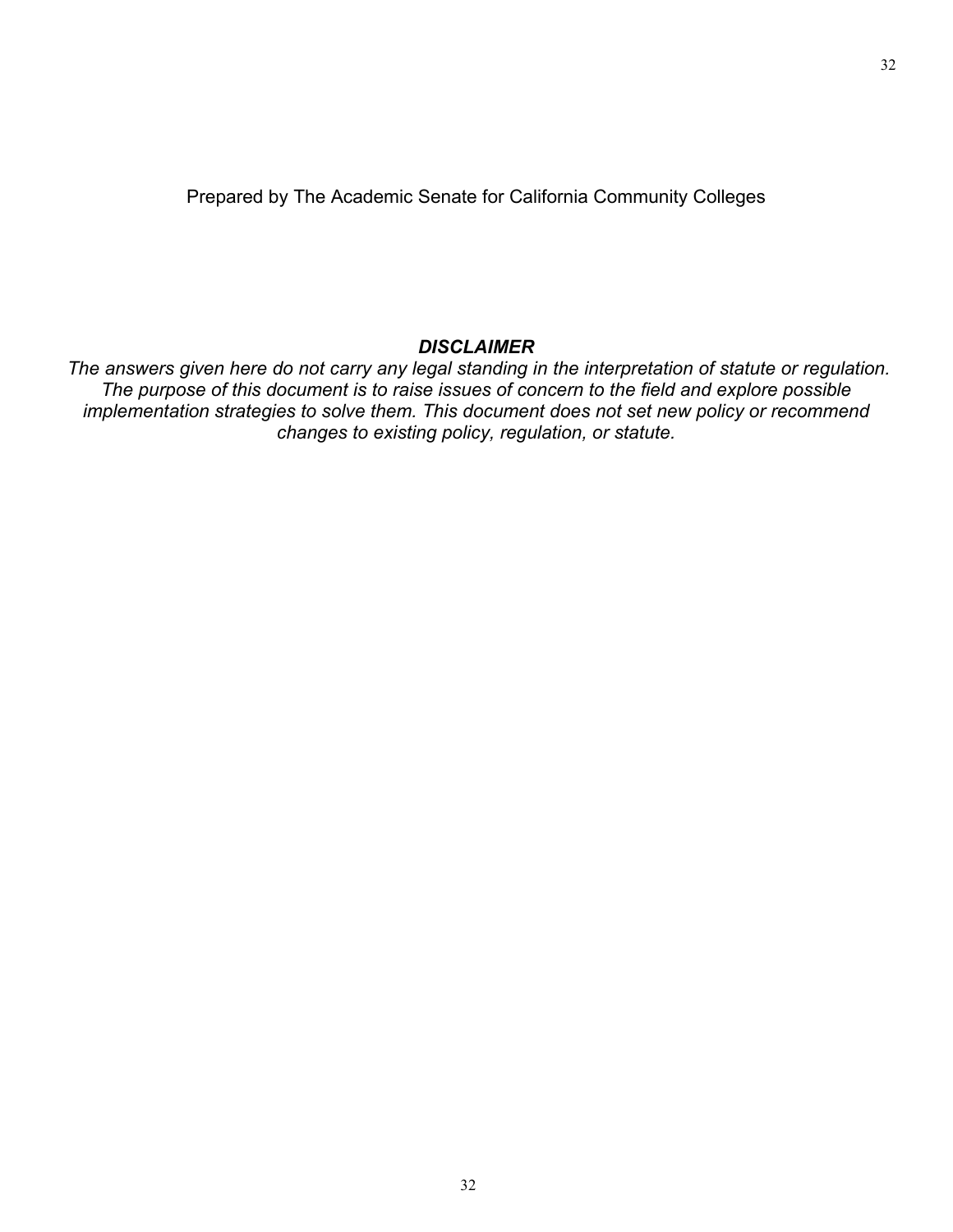Prepared by The Academic Senate for California Community Colleges

***DISCLAIMER***

*The answers given here do not carry any legal standing in the interpretation of statute or regulation. The purpose of this document is to raise issues of concern to the field and explore possible implementation strategies to solve them. This document does not set new policy or recommend changes to existing policy, regulation, or statute.*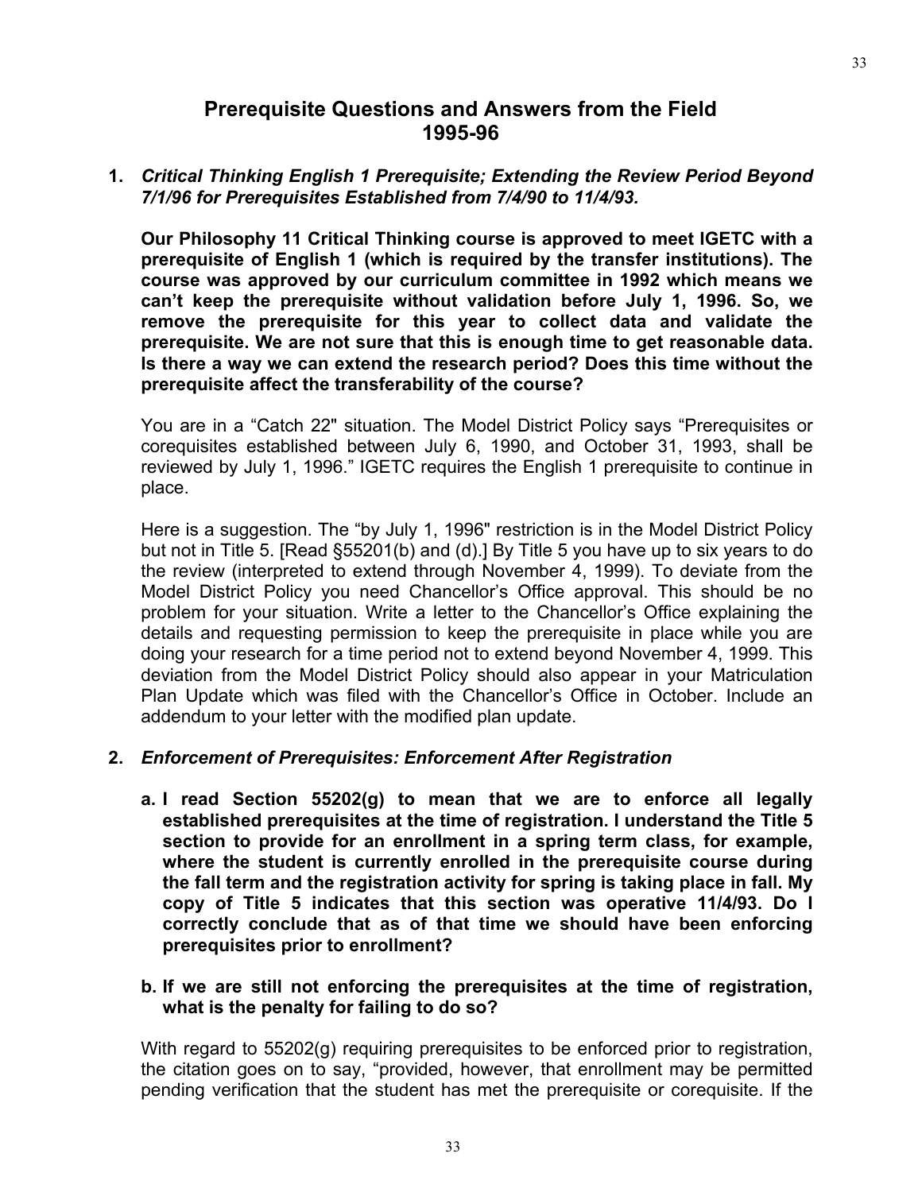# Prerequisite Questions and Answers from the Field 1995-96

1. ***Critical Thinking English 1 Prerequisite; Extending the Review Period Beyond 7/1/96 for Prerequisites Established from 7/4/90 to 11/4/93.***

   **Our Philosophy 11 Critical Thinking course is approved to meet IGETC with a prerequisite of English 1 (which is required by the transfer institutions). The course was approved by our curriculum committee in 1992 which means we can't keep the prerequisite without validation before July 1, 1996. So, we remove the prerequisite for this year to collect data and validate the prerequisite. We are not sure that this is enough time to get reasonable data. Is there a way we can extend the research period? Does this time without the prerequisite affect the transferability of the course?**

   You are in a "Catch 22" situation. The Model District Policy says "Prerequisites or corequisites established between July 6, 1990, and October 31, 1993, shall be reviewed by July 1, 1996." IGETC requires the English 1 prerequisite to continue in place.

   Here is a suggestion. The "by July 1, 1996" restriction is in the Model District Policy but not in Title 5. [Read §55201(b) and (d).] By Title 5 you have up to six years to do the review (interpreted to extend through November 4, 1999). To deviate from the Model District Policy you need Chancellor's Office approval. This should be no problem for your situation. Write a letter to the Chancellor's Office explaining the details and requesting permission to keep the prerequisite in place while you are doing your research for a time period not to extend beyond November 4, 1999. This deviation from the Model District Policy should also appear in your Matriculation Plan Update which was filed with the Chancellor's Office in October. Include an addendum to your letter with the modified plan update.

2. ***Enforcement of Prerequisites: Enforcement After Registration***

   a. **I read Section 55202(g) to mean that we are to enforce all legally established prerequisites at the time of registration. I understand the Title 5 section to provide for an enrollment in a spring term class, for example, where the student is currently enrolled in the prerequisite course during the fall term and the registration activity for spring is taking place in fall. My copy of Title 5 indicates that this section was operative 11/4/93. Do I correctly conclude that as of that time we should have been enforcing prerequisites prior to enrollment?**

   b. **If we are still not enforcing the prerequisites at the time of registration, what is the penalty for failing to do so?**

   With regard to 55202(g) requiring prerequisites to be enforced prior to registration, the citation goes on to say, "provided, however, that enrollment may be permitted pending verification that the student has met the prerequisite or corequisite. If the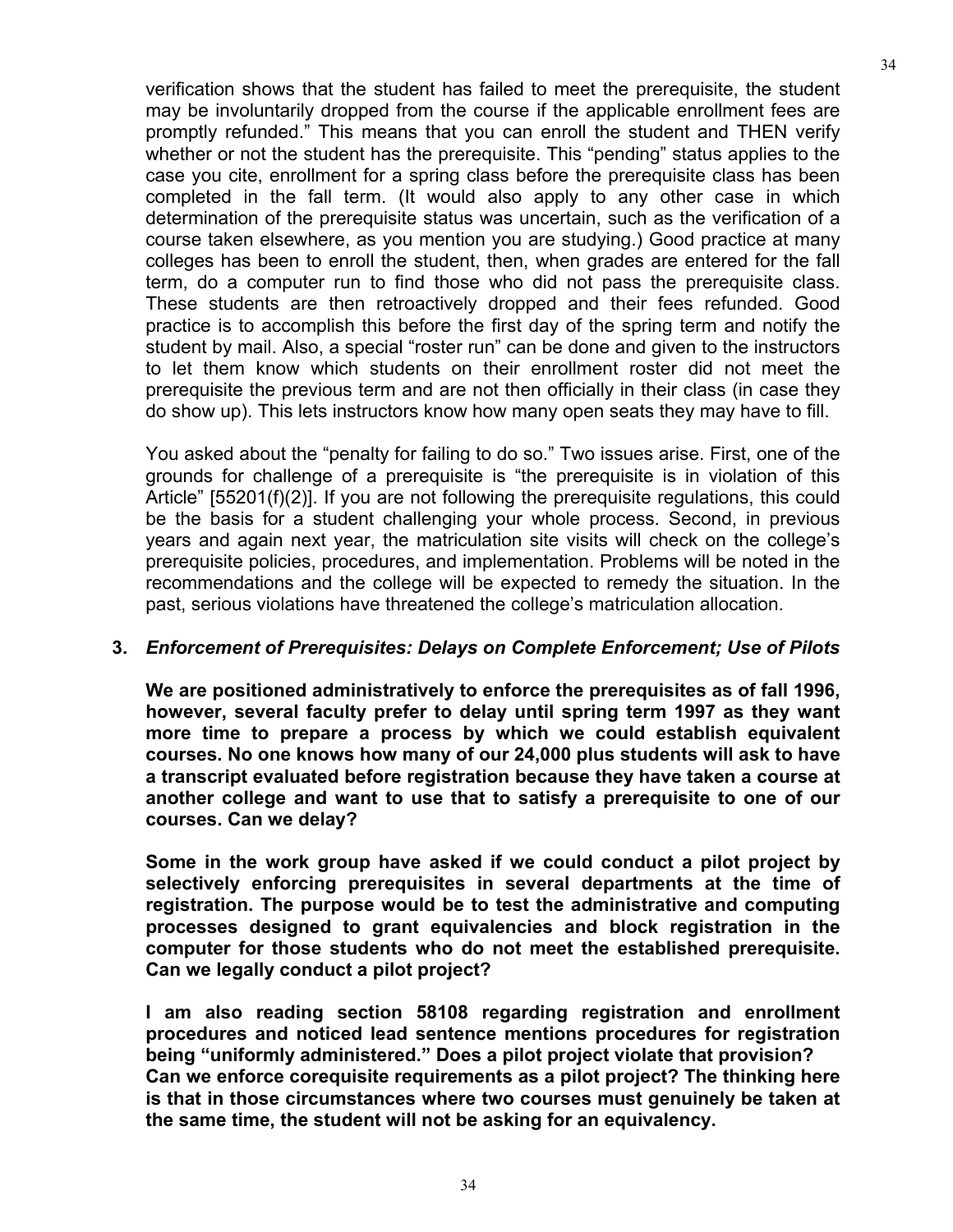verification shows that the student has failed to meet the prerequisite, the student may be involuntarily dropped from the course if the applicable enrollment fees are promptly refunded." This means that you can enroll the student and THEN verify whether or not the student has the prerequisite. This "pending" status applies to the case you cite, enrollment for a spring class before the prerequisite class has been completed in the fall term. (It would also apply to any other case in which determination of the prerequisite status was uncertain, such as the verification of a course taken elsewhere, as you mention you are studying.) Good practice at many colleges has been to enroll the student, then, when grades are entered for the fall term, do a computer run to find those who did not pass the prerequisite class. These students are then retroactively dropped and their fees refunded. Good practice is to accomplish this before the first day of the spring term and notify the student by mail. Also, a special "roster run" can be done and given to the instructors to let them know which students on their enrollment roster did not meet the prerequisite the previous term and are not then officially in their class (in case they do show up). This lets instructors know how many open seats they may have to fill.

You asked about the "penalty for failing to do so." Two issues arise. First, one of the grounds for challenge of a prerequisite is "the prerequisite is in violation of this Article" [55201(f)(2)]. If you are not following the prerequisite regulations, this could be the basis for a student challenging your whole process. Second, in previous years and again next year, the matriculation site visits will check on the college's prerequisite policies, procedures, and implementation. Problems will be noted in the recommendations and the college will be expected to remedy the situation. In the past, serious violations have threatened the college's matriculation allocation.

### 3. *Enforcement of Prerequisites: Delays on Complete Enforcement; Use of Pilots*

**We are positioned administratively to enforce the prerequisites as of fall 1996, however, several faculty prefer to delay until spring term 1997 as they want more time to prepare a process by which we could establish equivalent courses. No one knows how many of our 24,000 plus students will ask to have a transcript evaluated before registration because they have taken a course at another college and want to use that to satisfy a prerequisite to one of our courses. Can we delay?**

**Some in the work group have asked if we could conduct a pilot project by selectively enforcing prerequisites in several departments at the time of registration. The purpose would be to test the administrative and computing processes designed to grant equivalencies and block registration in the computer for those students who do not meet the established prerequisite. Can we legally conduct a pilot project?**

**I am also reading section 58108 regarding registration and enrollment procedures and noticed lead sentence mentions procedures for registration being "uniformly administered." Does a pilot project violate that provision? Can we enforce corequisite requirements as a pilot project? The thinking here is that in those circumstances where two courses must genuinely be taken at the same time, the student will not be asking for an equivalency.**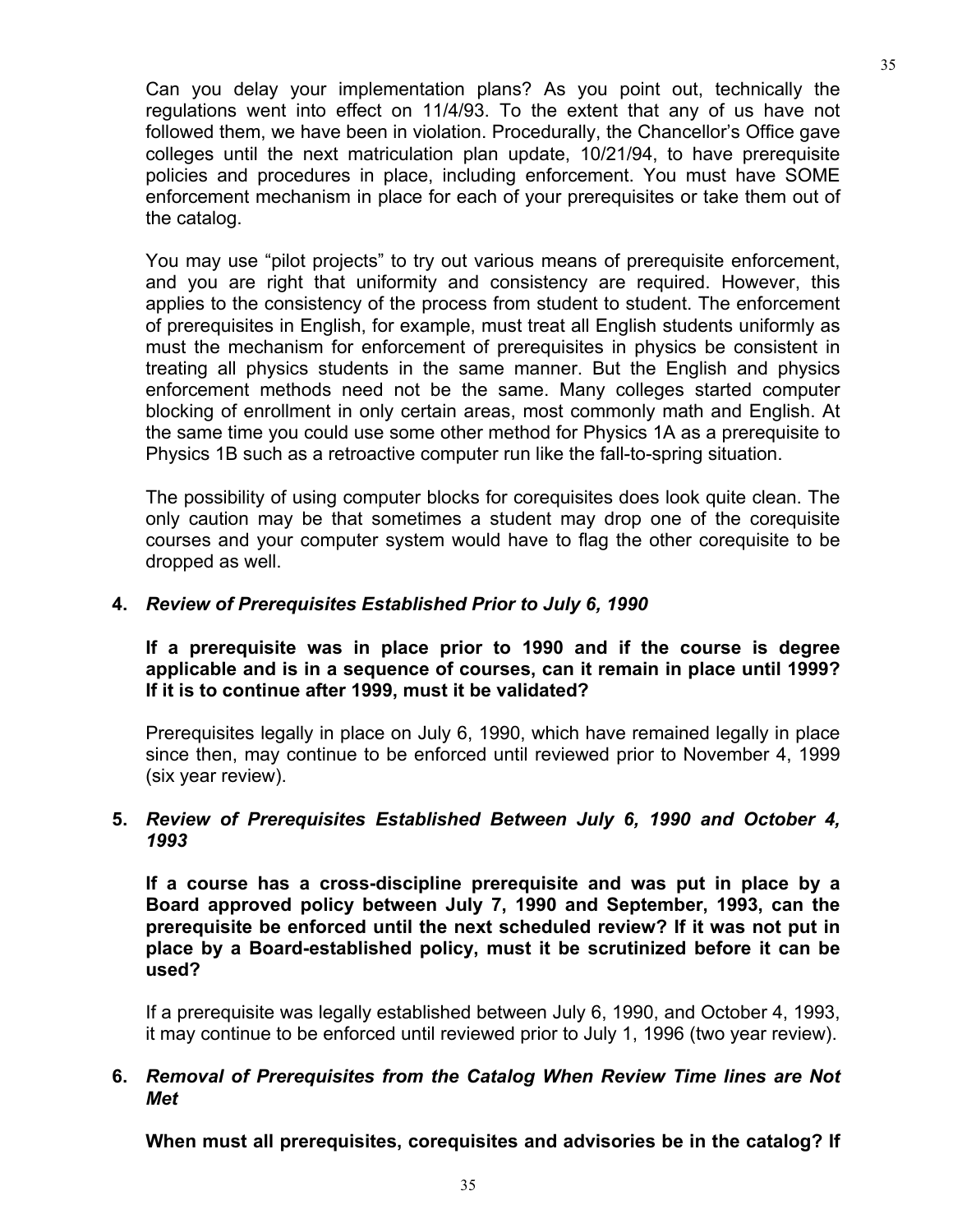Can you delay your implementation plans? As you point out, technically the regulations went into effect on 11/4/93. To the extent that any of us have not followed them, we have been in violation. Procedurally, the Chancellor's Office gave colleges until the next matriculation plan update, 10/21/94, to have prerequisite policies and procedures in place, including enforcement. You must have SOME enforcement mechanism in place for each of your prerequisites or take them out of the catalog.

You may use "pilot projects" to try out various means of prerequisite enforcement, and you are right that uniformity and consistency are required. However, this applies to the consistency of the process from student to student. The enforcement of prerequisites in English, for example, must treat all English students uniformly as must the mechanism for enforcement of prerequisites in physics be consistent in treating all physics students in the same manner. But the English and physics enforcement methods need not be the same. Many colleges started computer blocking of enrollment in only certain areas, most commonly math and English. At the same time you could use some other method for Physics 1A as a prerequisite to Physics 1B such as a retroactive computer run like the fall-to-spring situation.

The possibility of using computer blocks for corequisites does look quite clean. The only caution may be that sometimes a student may drop one of the corequisite courses and your computer system would have to flag the other corequisite to be dropped as well.

**4. *Review of Prerequisites Established Prior to July 6, 1990***

**If a prerequisite was in place prior to 1990 and if the course is degree applicable and is in a sequence of courses, can it remain in place until 1999? If it is to continue after 1999, must it be validated?**

Prerequisites legally in place on July 6, 1990, which have remained legally in place since then, may continue to be enforced until reviewed prior to November 4, 1999 (six year review).

**5. *Review of Prerequisites Established Between July 6, 1990 and October 4, 1993***

**If a course has a cross-discipline prerequisite and was put in place by a Board approved policy between July 7, 1990 and September, 1993, can the prerequisite be enforced until the next scheduled review? If it was not put in place by a Board-established policy, must it be scrutinized before it can be used?**

If a prerequisite was legally established between July 6, 1990, and October 4, 1993, it may continue to be enforced until reviewed prior to July 1, 1996 (two year review).

**6. *Removal of Prerequisites from the Catalog When Review Time lines are Not Met***

**When must all prerequisites, corequisites and advisories be in the catalog? If**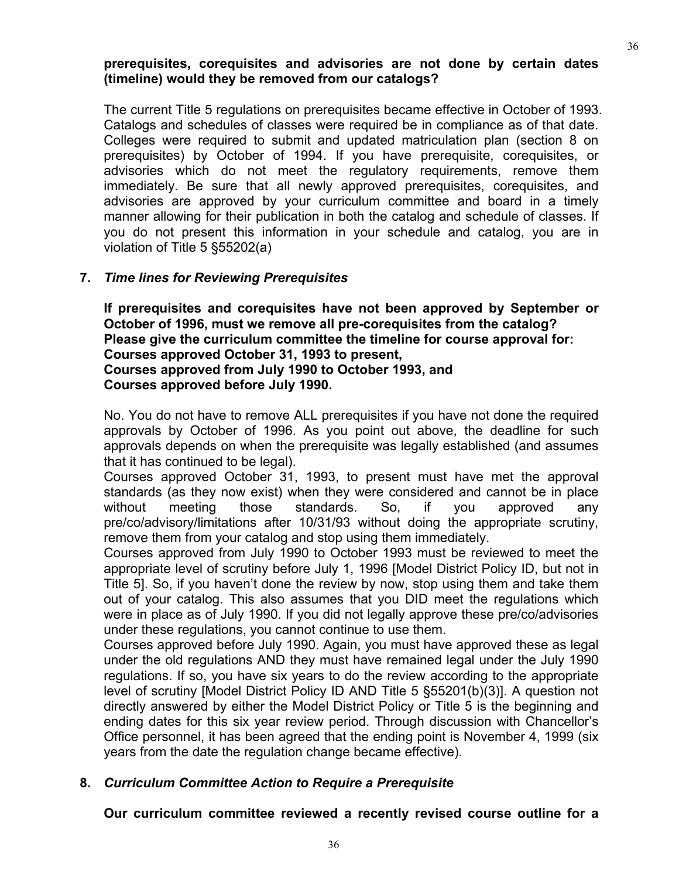**prerequisites, corequisites and advisories are not done by certain dates (timeline) would they be removed from our catalogs?**

The current Title 5 regulations on prerequisites became effective in October of 1993. Catalogs and schedules of classes were required be in compliance as of that date. Colleges were required to submit and updated matriculation plan (section 8 on prerequisites) by October of 1994. If you have prerequisite, corequisites, or advisories which do not meet the regulatory requirements, remove them immediately. Be sure that all newly approved prerequisites, corequisites, and advisories are approved by your curriculum committee and board in a timely manner allowing for their publication in both the catalog and schedule of classes. If you do not present this information in your schedule and catalog, you are in violation of Title 5 §55202(a)

**7.** ***Time lines for Reviewing Prerequisites***

**If prerequisites and corequisites have not been approved by September or October of 1996, must we remove all pre-corequisites from the catalog? Please give the curriculum committee the timeline for course approval for: Courses approved October 31, 1993 to present, Courses approved from July 1990 to October 1993, and Courses approved before July 1990.**

No. You do not have to remove ALL prerequisites if you have not done the required approvals by October of 1996. As you point out above, the deadline for such approvals depends on when the prerequisite was legally established (and assumes that it has continued to be legal).

Courses approved October 31, 1993, to present must have met the approval standards (as they now exist) when they were considered and cannot be in place without meeting those standards. So, if you approved any pre/co/advisory/limitations after 10/31/93 without doing the appropriate scrutiny, remove them from your catalog and stop using them immediately.

Courses approved from July 1990 to October 1993 must be reviewed to meet the appropriate level of scrutiny before July 1, 1996 [Model District Policy ID, but not in Title 5]. So, if you haven't done the review by now, stop using them and take them out of your catalog. This also assumes that you DID meet the regulations which were in place as of July 1990. If you did not legally approve these pre/co/advisories under these regulations, you cannot continue to use them.

Courses approved before July 1990. Again, you must have approved these as legal under the old regulations AND they must have remained legal under the July 1990 regulations. If so, you have six years to do the review according to the appropriate level of scrutiny [Model District Policy ID AND Title 5 §55201(b)(3)]. A question not directly answered by either the Model District Policy or Title 5 is the beginning and ending dates for this six year review period. Through discussion with Chancellor's Office personnel, it has been agreed that the ending point is November 4, 1999 (six years from the date the regulation change became effective).

**8.** ***Curriculum Committee Action to Require a Prerequisite***

**Our curriculum committee reviewed a recently revised course outline for a**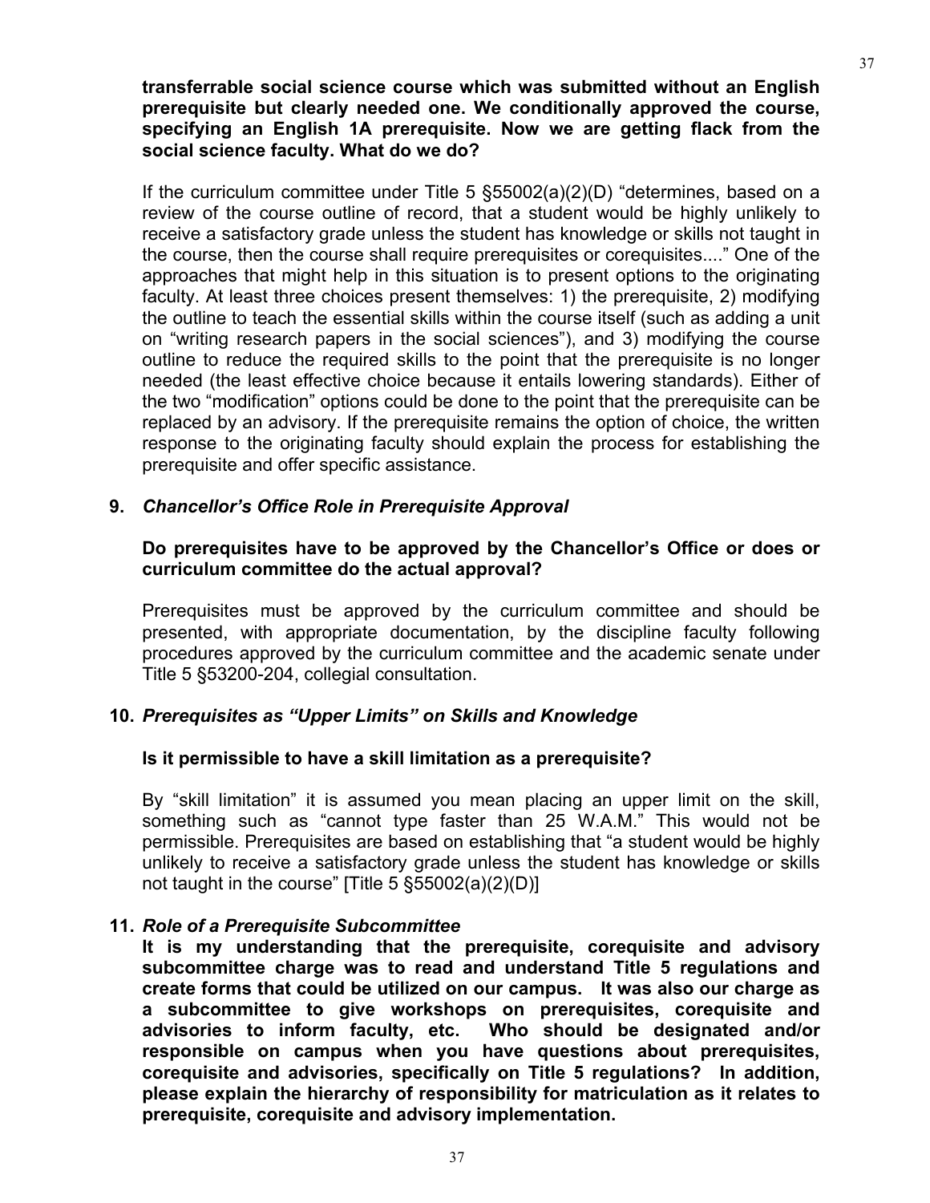**transferrable social science course which was submitted without an English prerequisite but clearly needed one. We conditionally approved the course, specifying an English 1A prerequisite. Now we are getting flack from the social science faculty. What do we do?**

If the curriculum committee under Title 5 §55002(a)(2)(D) "determines, based on a review of the course outline of record, that a student would be highly unlikely to receive a satisfactory grade unless the student has knowledge or skills not taught in the course, then the course shall require prerequisites or corequisites...." One of the approaches that might help in this situation is to present options to the originating faculty. At least three choices present themselves: 1) the prerequisite, 2) modifying the outline to teach the essential skills within the course itself (such as adding a unit on "writing research papers in the social sciences"), and 3) modifying the course outline to reduce the required skills to the point that the prerequisite is no longer needed (the least effective choice because it entails lowering standards). Either of the two "modification" options could be done to the point that the prerequisite can be replaced by an advisory. If the prerequisite remains the option of choice, the written response to the originating faculty should explain the process for establishing the prerequisite and offer specific assistance.

### 9. *Chancellor's Office Role in Prerequisite Approval*

**Do prerequisites have to be approved by the Chancellor's Office or does or curriculum committee do the actual approval?**

Prerequisites must be approved by the curriculum committee and should be presented, with appropriate documentation, by the discipline faculty following procedures approved by the curriculum committee and the academic senate under Title 5 §53200-204, collegial consultation.

### 10. *Prerequisites as "Upper Limits" on Skills and Knowledge*

**Is it permissible to have a skill limitation as a prerequisite?**

By "skill limitation" it is assumed you mean placing an upper limit on the skill, something such as "cannot type faster than 25 W.A.M." This would not be permissible. Prerequisites are based on establishing that "a student would be highly unlikely to receive a satisfactory grade unless the student has knowledge or skills not taught in the course" [Title 5 §55002(a)(2)(D)]

### 11. *Role of a Prerequisite Subcommittee*

**It is my understanding that the prerequisite, corequisite and advisory subcommittee charge was to read and understand Title 5 regulations and create forms that could be utilized on our campus. It was also our charge as a subcommittee to give workshops on prerequisites, corequisite and advisories to inform faculty, etc. Who should be designated and/or responsible on campus when you have questions about prerequisites, corequisite and advisories, specifically on Title 5 regulations? In addition, please explain the hierarchy of responsibility for matriculation as it relates to prerequisite, corequisite and advisory implementation.**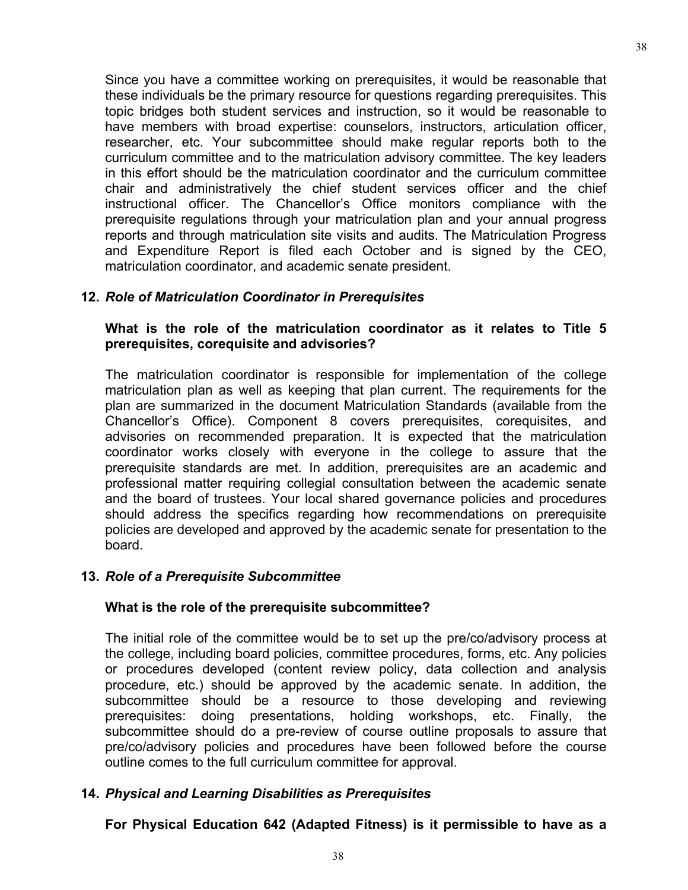Since you have a committee working on prerequisites, it would be reasonable that these individuals be the primary resource for questions regarding prerequisites. This topic bridges both student services and instruction, so it would be reasonable to have members with broad expertise: counselors, instructors, articulation officer, researcher, etc. Your subcommittee should make regular reports both to the curriculum committee and to the matriculation advisory committee. The key leaders in this effort should be the matriculation coordinator and the curriculum committee chair and administratively the chief student services officer and the chief instructional officer. The Chancellor's Office monitors compliance with the prerequisite regulations through your matriculation plan and your annual progress reports and through matriculation site visits and audits. The Matriculation Progress and Expenditure Report is filed each October and is signed by the CEO, matriculation coordinator, and academic senate president.

### 12. *Role of Matriculation Coordinator in Prerequisites*

**What is the role of the matriculation coordinator as it relates to Title 5 prerequisites, corequisite and advisories?**

The matriculation coordinator is responsible for implementation of the college matriculation plan as well as keeping that plan current. The requirements for the plan are summarized in the document Matriculation Standards (available from the Chancellor's Office). Component 8 covers prerequisites, corequisites, and advisories on recommended preparation. It is expected that the matriculation coordinator works closely with everyone in the college to assure that the prerequisite standards are met. In addition, prerequisites are an academic and professional matter requiring collegial consultation between the academic senate and the board of trustees. Your local shared governance policies and procedures should address the specifics regarding how recommendations on prerequisite policies are developed and approved by the academic senate for presentation to the board.

### 13. *Role of a Prerequisite Subcommittee*

**What is the role of the prerequisite subcommittee?**

The initial role of the committee would be to set up the pre/co/advisory process at the college, including board policies, committee procedures, forms, etc. Any policies or procedures developed (content review policy, data collection and analysis procedure, etc.) should be approved by the academic senate. In addition, the subcommittee should be a resource to those developing and reviewing prerequisites: doing presentations, holding workshops, etc. Finally, the subcommittee should do a pre-review of course outline proposals to assure that pre/co/advisory policies and procedures have been followed before the course outline comes to the full curriculum committee for approval.

### 14. *Physical and Learning Disabilities as Prerequisites*

**For Physical Education 642 (Adapted Fitness) is it permissible to have as a**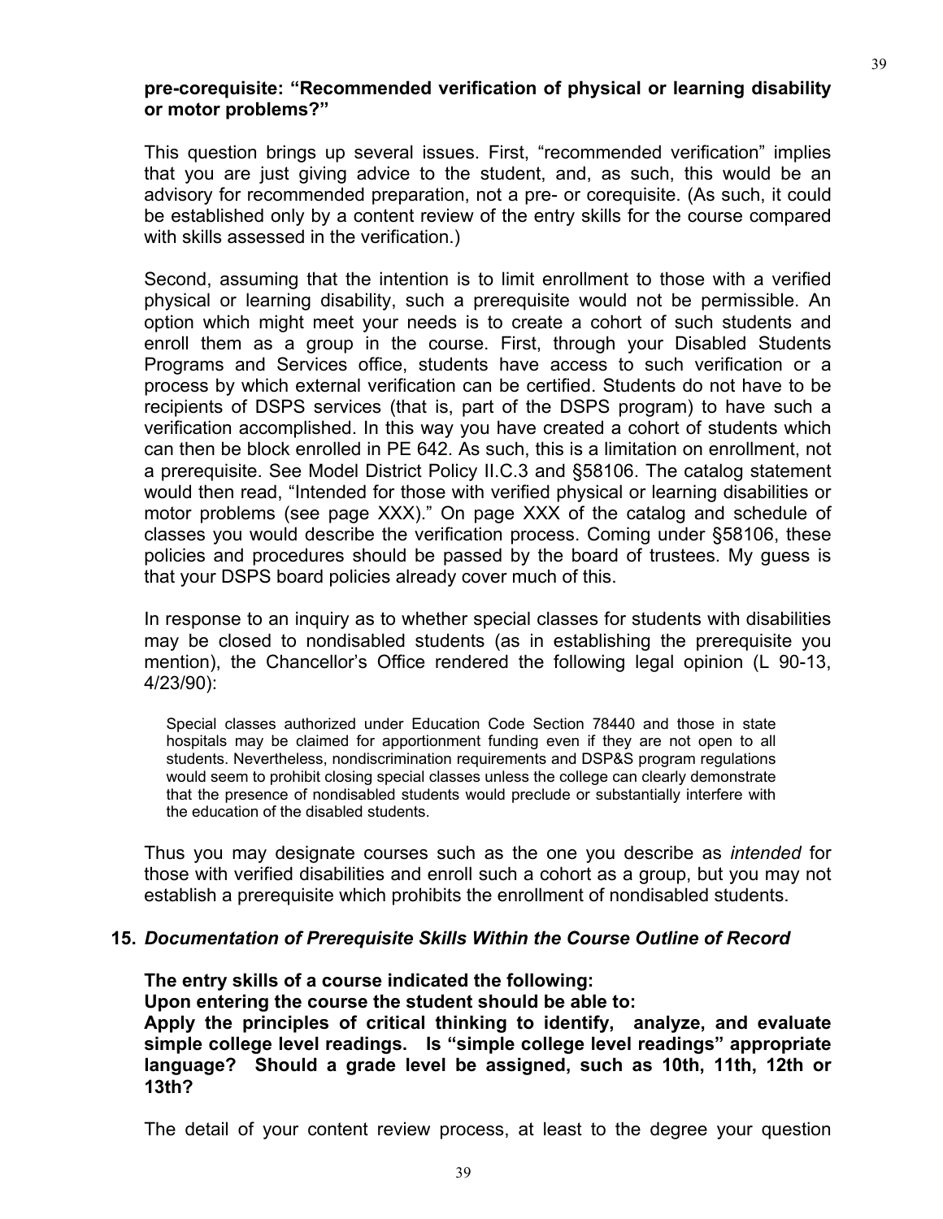**pre-corequisite: "Recommended verification of physical or learning disability or motor problems?"**

This question brings up several issues. First, "recommended verification" implies that you are just giving advice to the student, and, as such, this would be an advisory for recommended preparation, not a pre- or corequisite. (As such, it could be established only by a content review of the entry skills for the course compared with skills assessed in the verification.)

Second, assuming that the intention is to limit enrollment to those with a verified physical or learning disability, such a prerequisite would not be permissible. An option which might meet your needs is to create a cohort of such students and enroll them as a group in the course. First, through your Disabled Students Programs and Services office, students have access to such verification or a process by which external verification can be certified. Students do not have to be recipients of DSPS services (that is, part of the DSPS program) to have such a verification accomplished. In this way you have created a cohort of students which can then be block enrolled in PE 642. As such, this is a limitation on enrollment, not a prerequisite. See Model District Policy II.C.3 and §58106. The catalog statement would then read, "Intended for those with verified physical or learning disabilities or motor problems (see page XXX)." On page XXX of the catalog and schedule of classes you would describe the verification process. Coming under §58106, these policies and procedures should be passed by the board of trustees. My guess is that your DSPS board policies already cover much of this.

In response to an inquiry as to whether special classes for students with disabilities may be closed to nondisabled students (as in establishing the prerequisite you mention), the Chancellor's Office rendered the following legal opinion (L 90-13, 4/23/90):

> Special classes authorized under Education Code Section 78440 and those in state hospitals may be claimed for apportionment funding even if they are not open to all students. Nevertheless, nondiscrimination requirements and DSP&S program regulations would seem to prohibit closing special classes unless the college can clearly demonstrate that the presence of nondisabled students would preclude or substantially interfere with the education of the disabled students.

Thus you may designate courses such as the one you describe as *intended* for those with verified disabilities and enroll such a cohort as a group, but you may not establish a prerequisite which prohibits the enrollment of nondisabled students.

### 15. *Documentation of Prerequisite Skills Within the Course Outline of Record*

**The entry skills of a course indicated the following:**
**Upon entering the course the student should be able to:**
**Apply the principles of critical thinking to identify, analyze, and evaluate simple college level readings. Is "simple college level readings" appropriate language? Should a grade level be assigned, such as 10th, 11th, 12th or 13th?**

The detail of your content review process, at least to the degree your question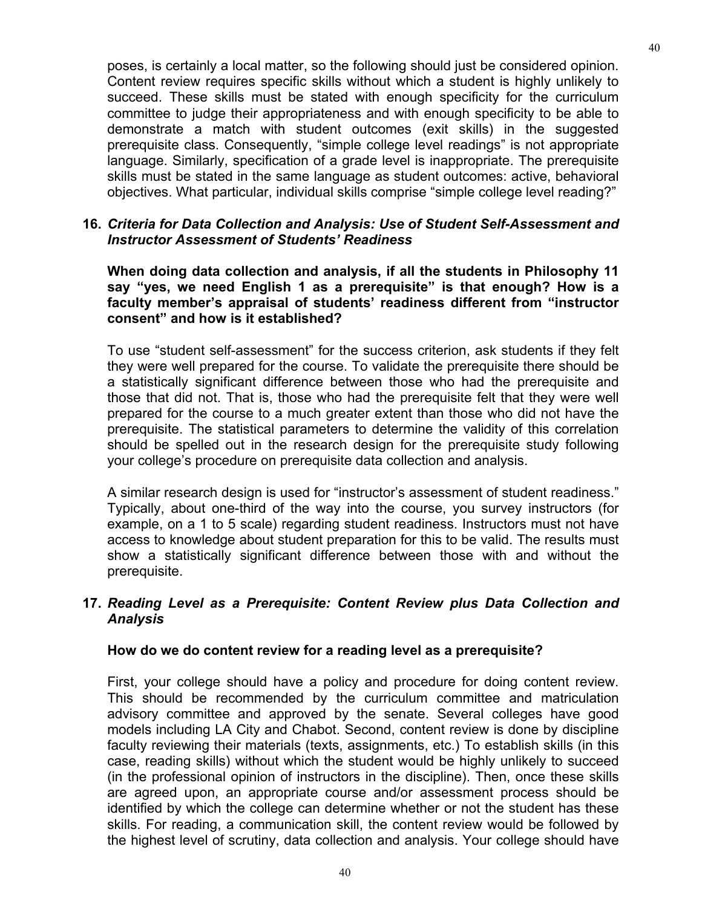poses, is certainly a local matter, so the following should just be considered opinion. Content review requires specific skills without which a student is highly unlikely to succeed. These skills must be stated with enough specificity for the curriculum committee to judge their appropriateness and with enough specificity to be able to demonstrate a match with student outcomes (exit skills) in the suggested prerequisite class. Consequently, “simple college level readings” is not appropriate language. Similarly, specification of a grade level is inappropriate. The prerequisite skills must be stated in the same language as student outcomes: active, behavioral objectives. What particular, individual skills comprise “simple college level reading?”

### 16. *Criteria for Data Collection and Analysis: Use of Student Self-Assessment and Instructor Assessment of Students’ Readiness*

**When doing data collection and analysis, if all the students in Philosophy 11 say “yes, we need English 1 as a prerequisite” is that enough? How is a faculty member’s appraisal of students’ readiness different from “instructor consent” and how is it established?**

To use “student self-assessment” for the success criterion, ask students if they felt they were well prepared for the course. To validate the prerequisite there should be a statistically significant difference between those who had the prerequisite and those that did not. That is, those who had the prerequisite felt that they were well prepared for the course to a much greater extent than those who did not have the prerequisite. The statistical parameters to determine the validity of this correlation should be spelled out in the research design for the prerequisite study following your college’s procedure on prerequisite data collection and analysis.

A similar research design is used for “instructor’s assessment of student readiness.” Typically, about one-third of the way into the course, you survey instructors (for example, on a 1 to 5 scale) regarding student readiness. Instructors must not have access to knowledge about student preparation for this to be valid. The results must show a statistically significant difference between those with and without the prerequisite.

### 17. *Reading Level as a Prerequisite: Content Review plus Data Collection and Analysis*

**How do we do content review for a reading level as a prerequisite?**

First, your college should have a policy and procedure for doing content review. This should be recommended by the curriculum committee and matriculation advisory committee and approved by the senate. Several colleges have good models including LA City and Chabot. Second, content review is done by discipline faculty reviewing their materials (texts, assignments, etc.) To establish skills (in this case, reading skills) without which the student would be highly unlikely to succeed (in the professional opinion of instructors in the discipline). Then, once these skills are agreed upon, an appropriate course and/or assessment process should be identified by which the college can determine whether or not the student has these skills. For reading, a communication skill, the content review would be followed by the highest level of scrutiny, data collection and analysis. Your college should have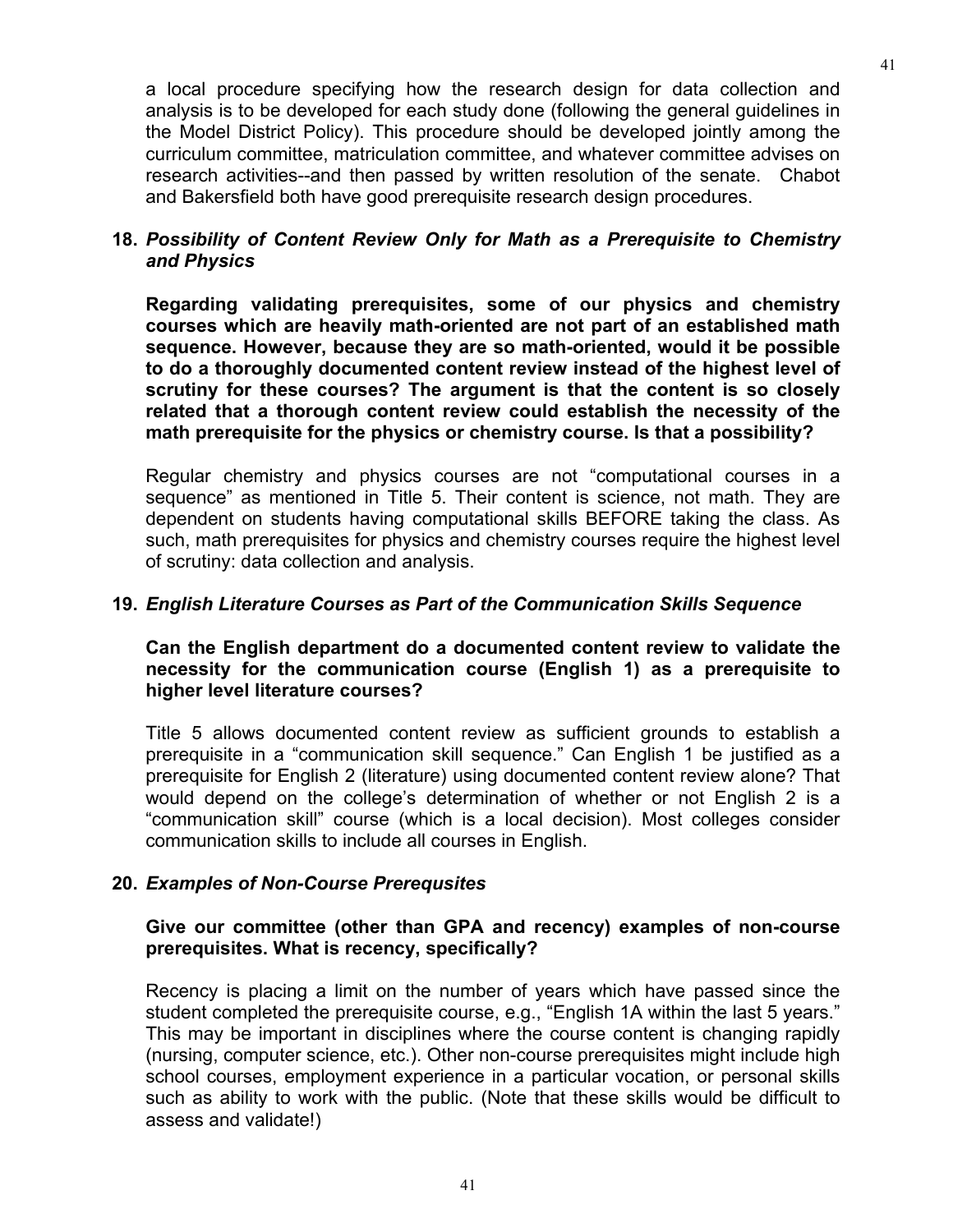a local procedure specifying how the research design for data collection and analysis is to be developed for each study done (following the general guidelines in the Model District Policy). This procedure should be developed jointly among the curriculum committee, matriculation committee, and whatever committee advises on research activities--and then passed by written resolution of the senate. Chabot and Bakersfield both have good prerequisite research design procedures.

**18.** ***Possibility of Content Review Only for Math as a Prerequisite to Chemistry and Physics***

**Regarding validating prerequisites, some of our physics and chemistry courses which are heavily math-oriented are not part of an established math sequence. However, because they are so math-oriented, would it be possible to do a thoroughly documented content review instead of the highest level of scrutiny for these courses? The argument is that the content is so closely related that a thorough content review could establish the necessity of the math prerequisite for the physics or chemistry course. Is that a possibility?**

Regular chemistry and physics courses are not "computational courses in a sequence" as mentioned in Title 5. Their content is science, not math. They are dependent on students having computational skills BEFORE taking the class. As such, math prerequisites for physics and chemistry courses require the highest level of scrutiny: data collection and analysis.

**19.** ***English Literature Courses as Part of the Communication Skills Sequence***

**Can the English department do a documented content review to validate the necessity for the communication course (English 1) as a prerequisite to higher level literature courses?**

Title 5 allows documented content review as sufficient grounds to establish a prerequisite in a "communication skill sequence." Can English 1 be justified as a prerequisite for English 2 (literature) using documented content review alone? That would depend on the college's determination of whether or not English 2 is a "communication skill" course (which is a local decision). Most colleges consider communication skills to include all courses in English.

**20.** ***Examples of Non-Course Prerequsites***

**Give our committee (other than GPA and recency) examples of non-course prerequisites. What is recency, specifically?**

Recency is placing a limit on the number of years which have passed since the student completed the prerequisite course, e.g., "English 1A within the last 5 years." This may be important in disciplines where the course content is changing rapidly (nursing, computer science, etc.). Other non-course prerequisites might include high school courses, employment experience in a particular vocation, or personal skills such as ability to work with the public. (Note that these skills would be difficult to assess and validate!)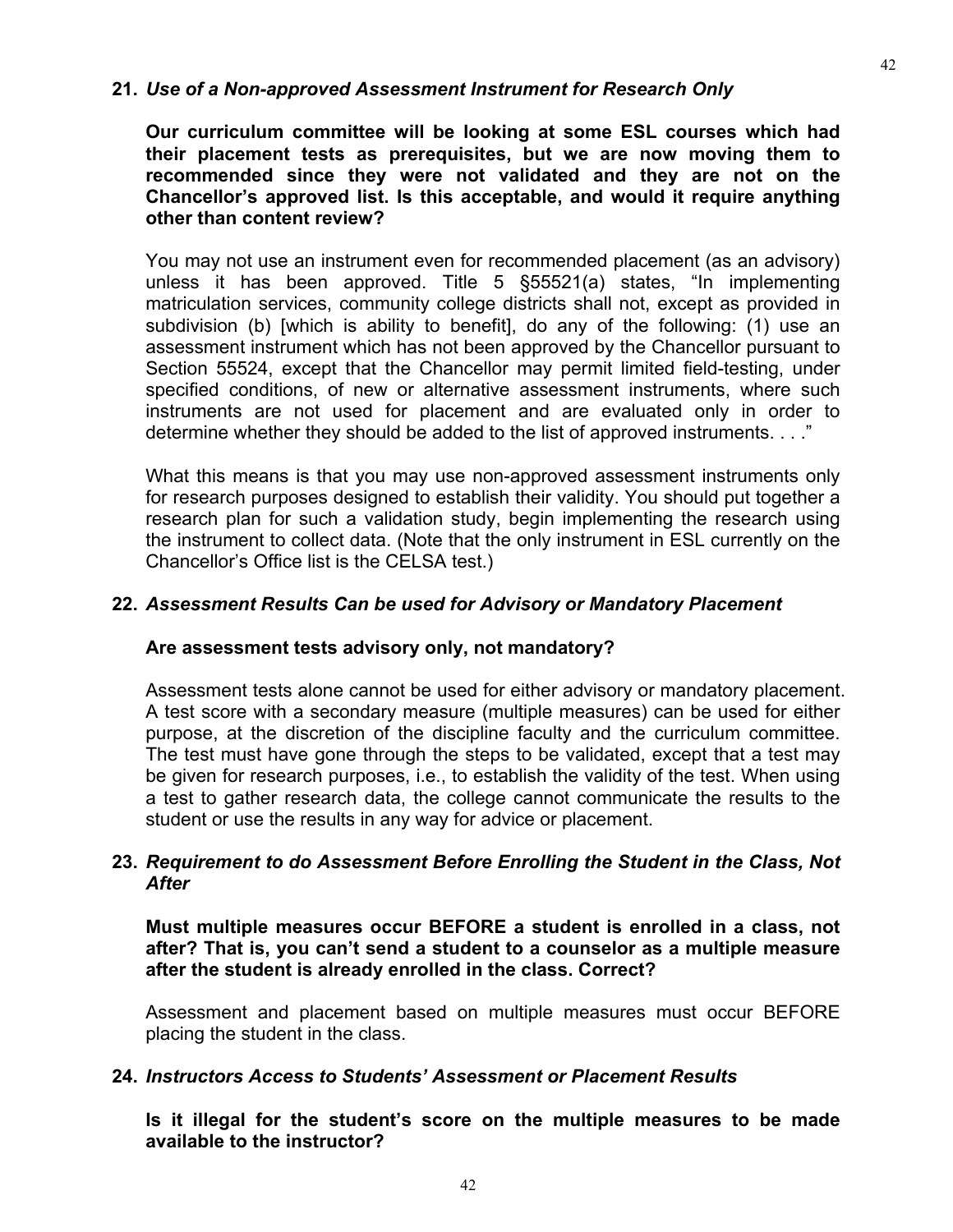**21.** ***Use of a Non-approved Assessment Instrument for Research Only***

**Our curriculum committee will be looking at some ESL courses which had their placement tests as prerequisites, but we are now moving them to recommended since they were not validated and they are not on the Chancellor's approved list. Is this acceptable, and would it require anything other than content review?**

You may not use an instrument even for recommended placement (as an advisory) unless it has been approved. Title 5 §55521(a) states, "In implementing matriculation services, community college districts shall not, except as provided in subdivision (b) [which is ability to benefit], do any of the following: (1) use an assessment instrument which has not been approved by the Chancellor pursuant to Section 55524, except that the Chancellor may permit limited field-testing, under specified conditions, of new or alternative assessment instruments, where such instruments are not used for placement and are evaluated only in order to determine whether they should be added to the list of approved instruments. . . ."

What this means is that you may use non-approved assessment instruments only for research purposes designed to establish their validity. You should put together a research plan for such a validation study, begin implementing the research using the instrument to collect data. (Note that the only instrument in ESL currently on the Chancellor's Office list is the CELSA test.)

**22.** ***Assessment Results Can be used for Advisory or Mandatory Placement***

**Are assessment tests advisory only, not mandatory?**

Assessment tests alone cannot be used for either advisory or mandatory placement. A test score with a secondary measure (multiple measures) can be used for either purpose, at the discretion of the discipline faculty and the curriculum committee. The test must have gone through the steps to be validated, except that a test may be given for research purposes, i.e., to establish the validity of the test. When using a test to gather research data, the college cannot communicate the results to the student or use the results in any way for advice or placement.

**23.** ***Requirement to do Assessment Before Enrolling the Student in the Class, Not After***

**Must multiple measures occur BEFORE a student is enrolled in a class, not after? That is, you can't send a student to a counselor as a multiple measure after the student is already enrolled in the class. Correct?**

Assessment and placement based on multiple measures must occur BEFORE placing the student in the class.

**24.** ***Instructors Access to Students' Assessment or Placement Results***

**Is it illegal for the student's score on the multiple measures to be made available to the instructor?**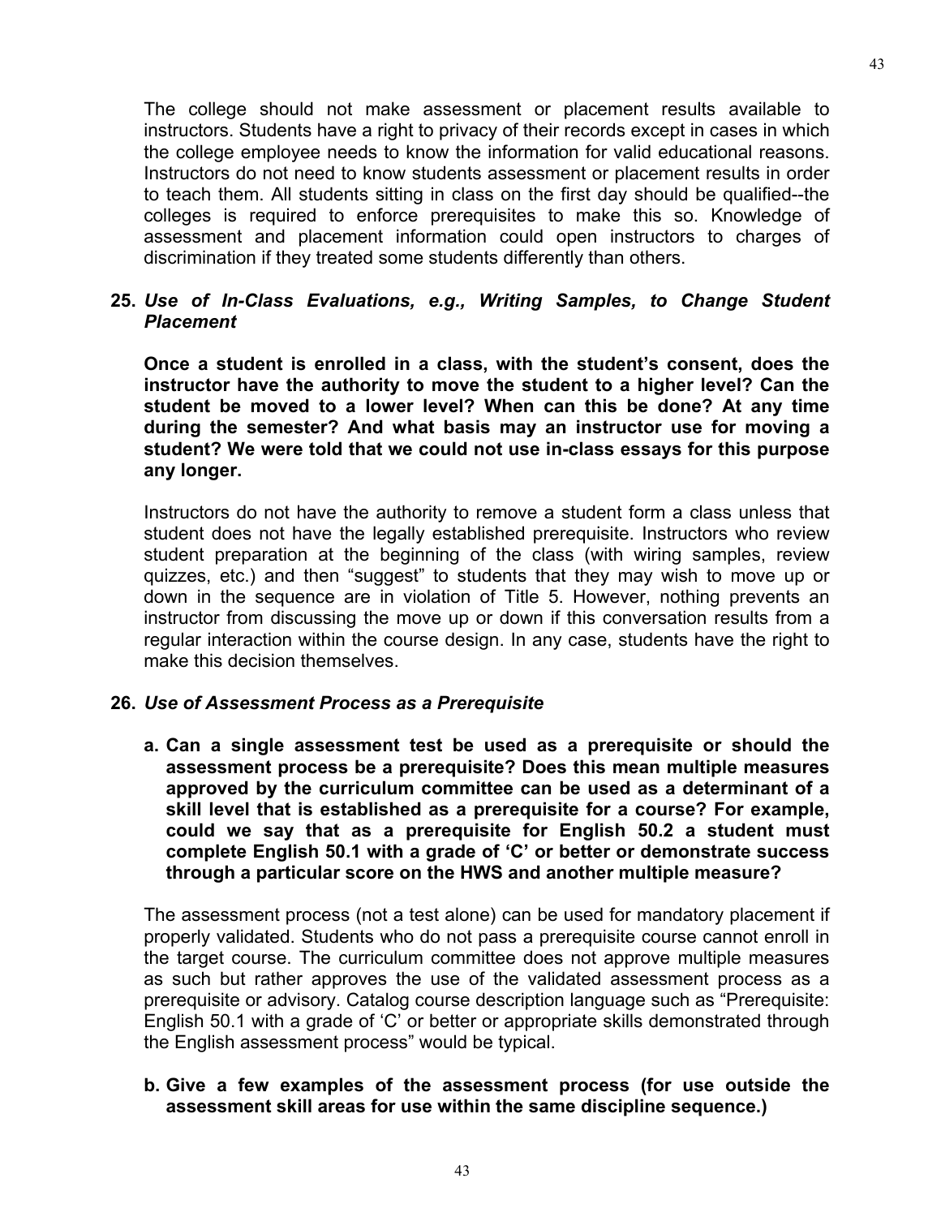The college should not make assessment or placement results available to instructors. Students have a right to privacy of their records except in cases in which the college employee needs to know the information for valid educational reasons. Instructors do not need to know students assessment or placement results in order to teach them. All students sitting in class on the first day should be qualified--the colleges is required to enforce prerequisites to make this so. Knowledge of assessment and placement information could open instructors to charges of discrimination if they treated some students differently than others.

**25.** ***Use of In-Class Evaluations, e.g., Writing Samples, to Change Student Placement***

**Once a student is enrolled in a class, with the student's consent, does the instructor have the authority to move the student to a higher level? Can the student be moved to a lower level? When can this be done? At any time during the semester? And what basis may an instructor use for moving a student? We were told that we could not use in-class essays for this purpose any longer.**

Instructors do not have the authority to remove a student form a class unless that student does not have the legally established prerequisite. Instructors who review student preparation at the beginning of the class (with wiring samples, review quizzes, etc.) and then "suggest" to students that they may wish to move up or down in the sequence are in violation of Title 5. However, nothing prevents an instructor from discussing the move up or down if this conversation results from a regular interaction within the course design. In any case, students have the right to make this decision themselves.

**26.** ***Use of Assessment Process as a Prerequisite***

**a. Can a single assessment test be used as a prerequisite or should the assessment process be a prerequisite? Does this mean multiple measures approved by the curriculum committee can be used as a determinant of a skill level that is established as a prerequisite for a course? For example, could we say that as a prerequisite for English 50.2 a student must complete English 50.1 with a grade of 'C' or better or demonstrate success through a particular score on the HWS and another multiple measure?**

The assessment process (not a test alone) can be used for mandatory placement if properly validated. Students who do not pass a prerequisite course cannot enroll in the target course. The curriculum committee does not approve multiple measures as such but rather approves the use of the validated assessment process as a prerequisite or advisory. Catalog course description language such as "Prerequisite: English 50.1 with a grade of 'C' or better or appropriate skills demonstrated through the English assessment process" would be typical.

**b. Give a few examples of the assessment process (for use outside the assessment skill areas for use within the same discipline sequence.)**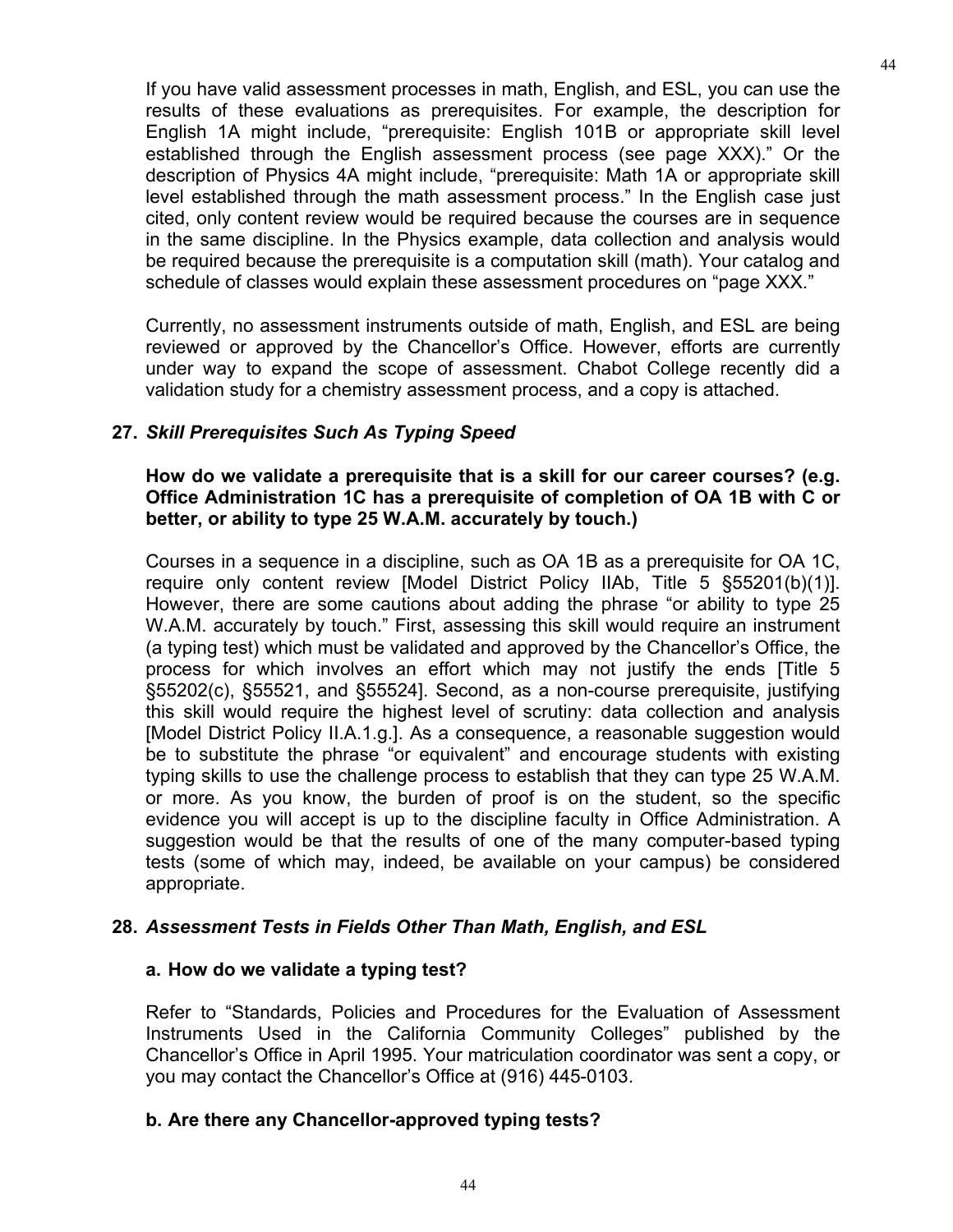If you have valid assessment processes in math, English, and ESL, you can use the results of these evaluations as prerequisites. For example, the description for English 1A might include, "prerequisite: English 101B or appropriate skill level established through the English assessment process (see page XXX)." Or the description of Physics 4A might include, "prerequisite: Math 1A or appropriate skill level established through the math assessment process." In the English case just cited, only content review would be required because the courses are in sequence in the same discipline. In the Physics example, data collection and analysis would be required because the prerequisite is a computation skill (math). Your catalog and schedule of classes would explain these assessment procedures on "page XXX."

Currently, no assessment instruments outside of math, English, and ESL are being reviewed or approved by the Chancellor's Office. However, efforts are currently under way to expand the scope of assessment. Chabot College recently did a validation study for a chemistry assessment process, and a copy is attached.

### 27. *Skill Prerequisites Such As Typing Speed*

**How do we validate a prerequisite that is a skill for our career courses? (e.g. Office Administration 1C has a prerequisite of completion of OA 1B with C or better, or ability to type 25 W.A.M. accurately by touch.)**

Courses in a sequence in a discipline, such as OA 1B as a prerequisite for OA 1C, require only content review [Model District Policy IIAb, Title 5 §55201(b)(1)]. However, there are some cautions about adding the phrase "or ability to type 25 W.A.M. accurately by touch." First, assessing this skill would require an instrument (a typing test) which must be validated and approved by the Chancellor's Office, the process for which involves an effort which may not justify the ends [Title 5 §55202(c), §55521, and §55524]. Second, as a non-course prerequisite, justifying this skill would require the highest level of scrutiny: data collection and analysis [Model District Policy II.A.1.g.]. As a consequence, a reasonable suggestion would be to substitute the phrase "or equivalent" and encourage students with existing typing skills to use the challenge process to establish that they can type 25 W.A.M. or more. As you know, the burden of proof is on the student, so the specific evidence you will accept is up to the discipline faculty in Office Administration. A suggestion would be that the results of one of the many computer-based typing tests (some of which may, indeed, be available on your campus) be considered appropriate.

### 28. *Assessment Tests in Fields Other Than Math, English, and ESL*

**a. How do we validate a typing test?**

Refer to "Standards, Policies and Procedures for the Evaluation of Assessment Instruments Used in the California Community Colleges" published by the Chancellor's Office in April 1995. Your matriculation coordinator was sent a copy, or you may contact the Chancellor's Office at (916) 445-0103.

**b. Are there any Chancellor-approved typing tests?**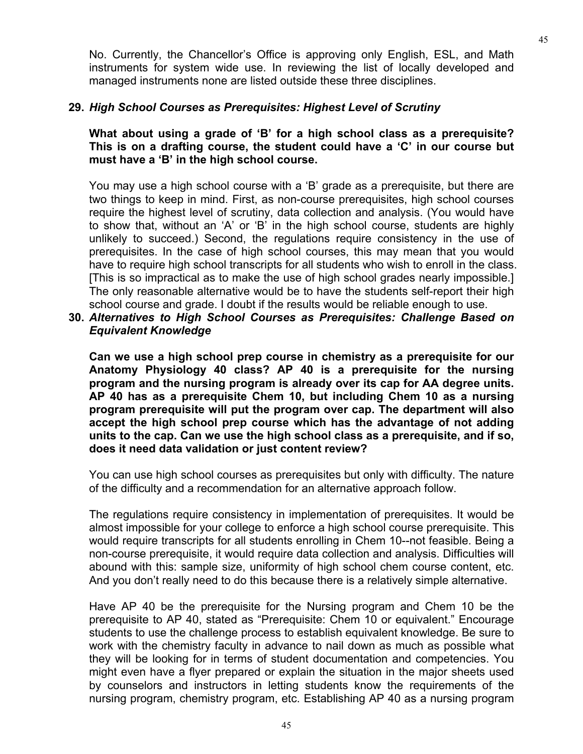No. Currently, the Chancellor's Office is approving only English, ESL, and Math instruments for system wide use. In reviewing the list of locally developed and managed instruments none are listed outside these three disciplines.

**29.** ***High School Courses as Prerequisites: Highest Level of Scrutiny***

**What about using a grade of 'B' for a high school class as a prerequisite? This is on a drafting course, the student could have a 'C' in our course but must have a 'B' in the high school course.**

You may use a high school course with a 'B' grade as a prerequisite, but there are two things to keep in mind. First, as non-course prerequisites, high school courses require the highest level of scrutiny, data collection and analysis. (You would have to show that, without an 'A' or 'B' in the high school course, students are highly unlikely to succeed.) Second, the regulations require consistency in the use of prerequisites. In the case of high school courses, this may mean that you would have to require high school transcripts for all students who wish to enroll in the class. [This is so impractical as to make the use of high school grades nearly impossible.] The only reasonable alternative would be to have the students self-report their high school course and grade. I doubt if the results would be reliable enough to use.

**30.** ***Alternatives to High School Courses as Prerequisites: Challenge Based on Equivalent Knowledge***

**Can we use a high school prep course in chemistry as a prerequisite for our Anatomy Physiology 40 class? AP 40 is a prerequisite for the nursing program and the nursing program is already over its cap for AA degree units. AP 40 has as a prerequisite Chem 10, but including Chem 10 as a nursing program prerequisite will put the program over cap. The department will also accept the high school prep course which has the advantage of not adding units to the cap. Can we use the high school class as a prerequisite, and if so, does it need data validation or just content review?**

You can use high school courses as prerequisites but only with difficulty. The nature of the difficulty and a recommendation for an alternative approach follow.

The regulations require consistency in implementation of prerequisites. It would be almost impossible for your college to enforce a high school course prerequisite. This would require transcripts for all students enrolling in Chem 10--not feasible. Being a non-course prerequisite, it would require data collection and analysis. Difficulties will abound with this: sample size, uniformity of high school chem course content, etc. And you don't really need to do this because there is a relatively simple alternative.

Have AP 40 be the prerequisite for the Nursing program and Chem 10 be the prerequisite to AP 40, stated as "Prerequisite: Chem 10 or equivalent." Encourage students to use the challenge process to establish equivalent knowledge. Be sure to work with the chemistry faculty in advance to nail down as much as possible what they will be looking for in terms of student documentation and competencies. You might even have a flyer prepared or explain the situation in the major sheets used by counselors and instructors in letting students know the requirements of the nursing program, chemistry program, etc. Establishing AP 40 as a nursing program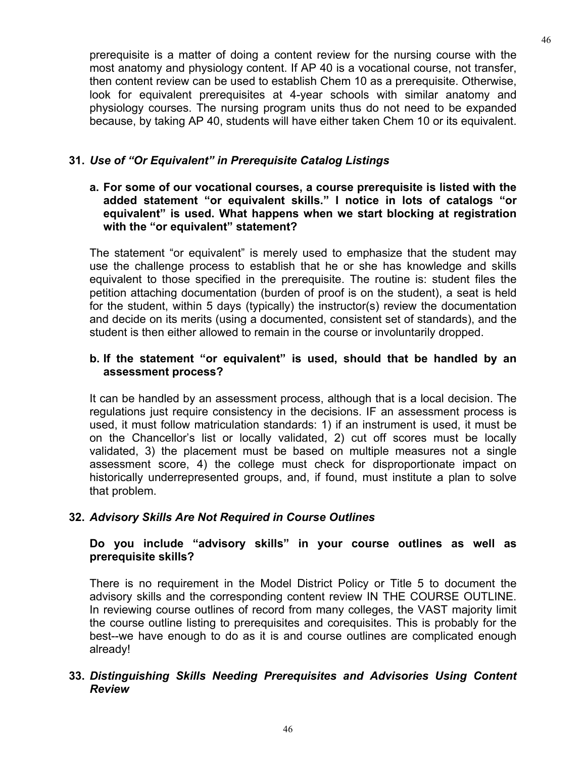prerequisite is a matter of doing a content review for the nursing course with the most anatomy and physiology content. If AP 40 is a vocational course, not transfer, then content review can be used to establish Chem 10 as a prerequisite. Otherwise, look for equivalent prerequisites at 4-year schools with similar anatomy and physiology courses. The nursing program units thus do not need to be expanded because, by taking AP 40, students will have either taken Chem 10 or its equivalent.

### 31. *Use of "Or Equivalent" in Prerequisite Catalog Listings*

**a. For some of our vocational courses, a course prerequisite is listed with the added statement "or equivalent skills." I notice in lots of catalogs "or equivalent" is used. What happens when we start blocking at registration with the "or equivalent" statement?**

The statement "or equivalent" is merely used to emphasize that the student may use the challenge process to establish that he or she has knowledge and skills equivalent to those specified in the prerequisite. The routine is: student files the petition attaching documentation (burden of proof is on the student), a seat is held for the student, within 5 days (typically) the instructor(s) review the documentation and decide on its merits (using a documented, consistent set of standards), and the student is then either allowed to remain in the course or involuntarily dropped.

**b. If the statement "or equivalent" is used, should that be handled by an assessment process?**

It can be handled by an assessment process, although that is a local decision. The regulations just require consistency in the decisions. IF an assessment process is used, it must follow matriculation standards: 1) if an instrument is used, it must be on the Chancellor's list or locally validated, 2) cut off scores must be locally validated, 3) the placement must be based on multiple measures not a single assessment score, 4) the college must check for disproportionate impact on historically underrepresented groups, and, if found, must institute a plan to solve that problem.

### 32. *Advisory Skills Are Not Required in Course Outlines*

**Do you include "advisory skills" in your course outlines as well as prerequisite skills?**

There is no requirement in the Model District Policy or Title 5 to document the advisory skills and the corresponding content review IN THE COURSE OUTLINE. In reviewing course outlines of record from many colleges, the VAST majority limit the course outline listing to prerequisites and corequisites. This is probably for the best--we have enough to do as it is and course outlines are complicated enough already!

### 33. *Distinguishing Skills Needing Prerequisites and Advisories Using Content Review*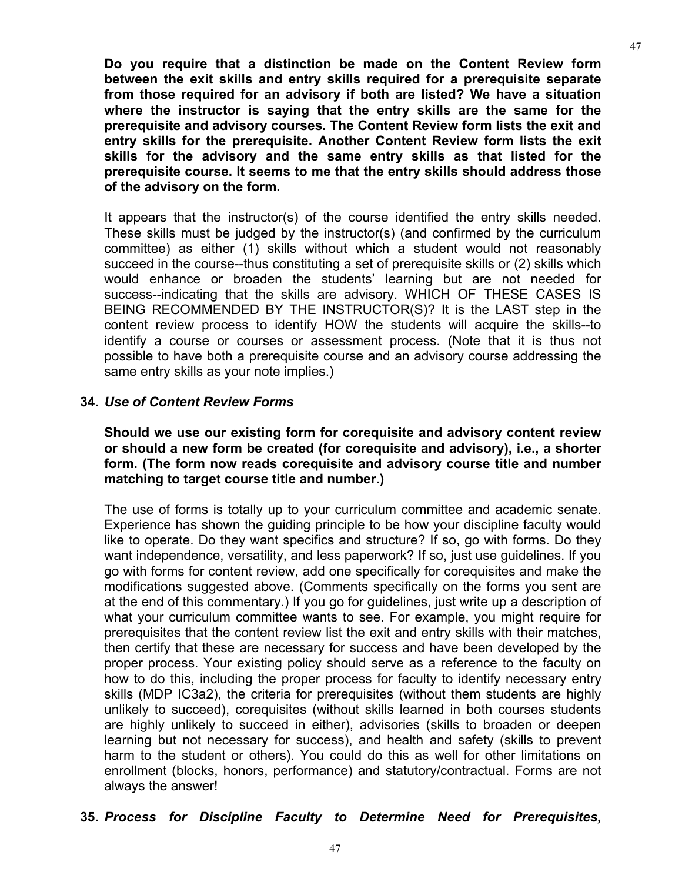**Do you require that a distinction be made on the Content Review form between the exit skills and entry skills required for a prerequisite separate from those required for an advisory if both are listed? We have a situation where the instructor is saying that the entry skills are the same for the prerequisite and advisory courses. The Content Review form lists the exit and entry skills for the prerequisite. Another Content Review form lists the exit skills for the advisory and the same entry skills as that listed for the prerequisite course. It seems to me that the entry skills should address those of the advisory on the form.**

It appears that the instructor(s) of the course identified the entry skills needed. These skills must be judged by the instructor(s) (and confirmed by the curriculum committee) as either (1) skills without which a student would not reasonably succeed in the course--thus constituting a set of prerequisite skills or (2) skills which would enhance or broaden the students' learning but are not needed for success--indicating that the skills are advisory. WHICH OF THESE CASES IS BEING RECOMMENDED BY THE INSTRUCTOR(S)? It is the LAST step in the content review process to identify HOW the students will acquire the skills--to identify a course or courses or assessment process. (Note that it is thus not possible to have both a prerequisite course and an advisory course addressing the same entry skills as your note implies.)

**34.** ***Use of Content Review Forms***

**Should we use our existing form for corequisite and advisory content review or should a new form be created (for corequisite and advisory), i.e., a shorter form. (The form now reads corequisite and advisory course title and number matching to target course title and number.)**

The use of forms is totally up to your curriculum committee and academic senate. Experience has shown the guiding principle to be how your discipline faculty would like to operate. Do they want specifics and structure? If so, go with forms. Do they want independence, versatility, and less paperwork? If so, just use guidelines. If you go with forms for content review, add one specifically for corequisites and make the modifications suggested above. (Comments specifically on the forms you sent are at the end of this commentary.) If you go for guidelines, just write up a description of what your curriculum committee wants to see. For example, you might require for prerequisites that the content review list the exit and entry skills with their matches, then certify that these are necessary for success and have been developed by the proper process. Your existing policy should serve as a reference to the faculty on how to do this, including the proper process for faculty to identify necessary entry skills (MDP IC3a2), the criteria for prerequisites (without them students are highly unlikely to succeed), corequisites (without skills learned in both courses students are highly unlikely to succeed in either), advisories (skills to broaden or deepen learning but not necessary for success), and health and safety (skills to prevent harm to the student or others). You could do this as well for other limitations on enrollment (blocks, honors, performance) and statutory/contractual. Forms are not always the answer!

**35.** ***Process for Discipline Faculty to Determine Need for Prerequisites,***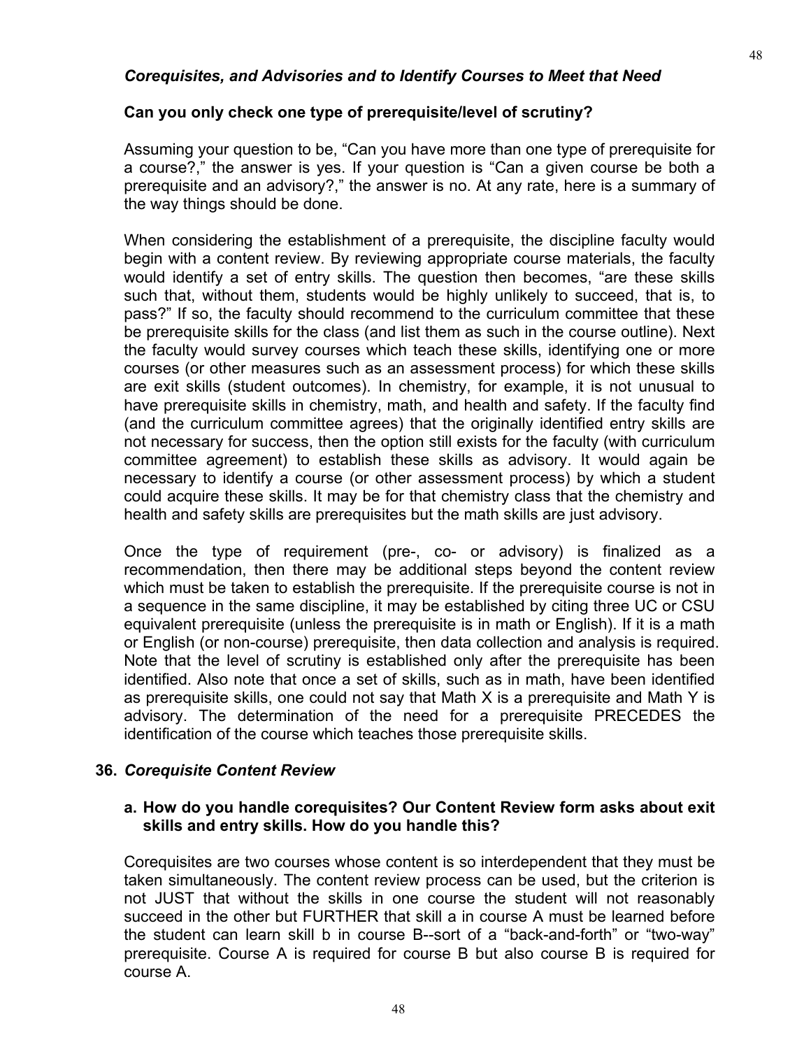*Corequisites, and Advisories and to Identify Courses to Meet that Need*

**Can you only check one type of prerequisite/level of scrutiny?**

Assuming your question to be, "Can you have more than one type of prerequisite for a course?," the answer is yes. If your question is "Can a given course be both a prerequisite and an advisory?," the answer is no. At any rate, here is a summary of the way things should be done.

When considering the establishment of a prerequisite, the discipline faculty would begin with a content review. By reviewing appropriate course materials, the faculty would identify a set of entry skills. The question then becomes, "are these skills such that, without them, students would be highly unlikely to succeed, that is, to pass?" If so, the faculty should recommend to the curriculum committee that these be prerequisite skills for the class (and list them as such in the course outline). Next the faculty would survey courses which teach these skills, identifying one or more courses (or other measures such as an assessment process) for which these skills are exit skills (student outcomes). In chemistry, for example, it is not unusual to have prerequisite skills in chemistry, math, and health and safety. If the faculty find (and the curriculum committee agrees) that the originally identified entry skills are not necessary for success, then the option still exists for the faculty (with curriculum committee agreement) to establish these skills as advisory. It would again be necessary to identify a course (or other assessment process) by which a student could acquire these skills. It may be for that chemistry class that the chemistry and health and safety skills are prerequisites but the math skills are just advisory.

Once the type of requirement (pre-, co- or advisory) is finalized as a recommendation, then there may be additional steps beyond the content review which must be taken to establish the prerequisite. If the prerequisite course is not in a sequence in the same discipline, it may be established by citing three UC or CSU equivalent prerequisite (unless the prerequisite is in math or English). If it is a math or English (or non-course) prerequisite, then data collection and analysis is required. Note that the level of scrutiny is established only after the prerequisite has been identified. Also note that once a set of skills, such as in math, have been identified as prerequisite skills, one could not say that Math X is a prerequisite and Math Y is advisory. The determination of the need for a prerequisite PRECEDES the identification of the course which teaches those prerequisite skills.

**36.** ***Corequisite Content Review***

**a. How do you handle corequisites? Our Content Review form asks about exit skills and entry skills. How do you handle this?**

Corequisites are two courses whose content is so interdependent that they must be taken simultaneously. The content review process can be used, but the criterion is not JUST that without the skills in one course the student will not reasonably succeed in the other but FURTHER that skill a in course A must be learned before the student can learn skill b in course B--sort of a "back-and-forth" or "two-way" prerequisite. Course A is required for course B but also course B is required for course A.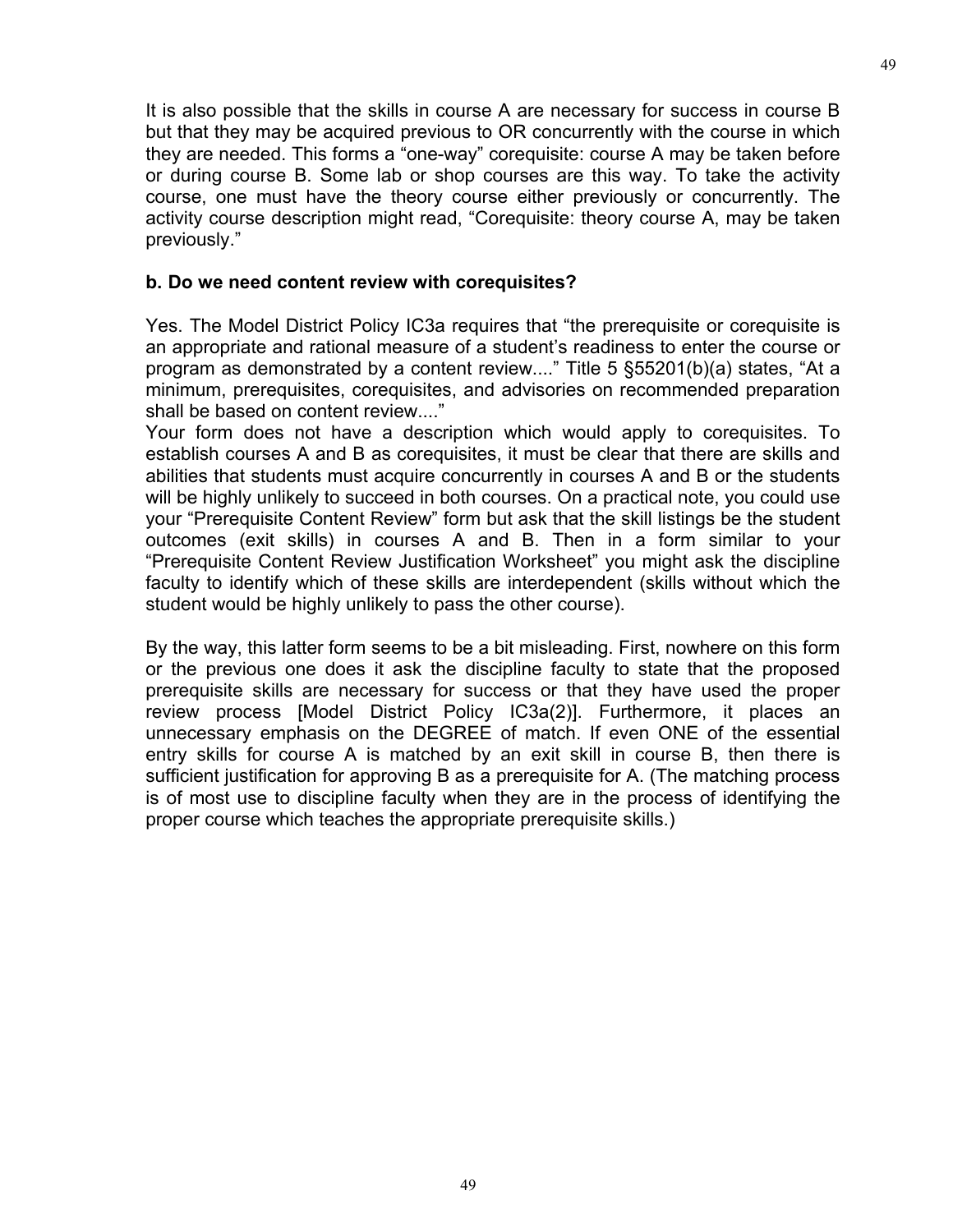It is also possible that the skills in course A are necessary for success in course B but that they may be acquired previous to OR concurrently with the course in which they are needed. This forms a "one-way" corequisite: course A may be taken before or during course B. Some lab or shop courses are this way. To take the activity course, one must have the theory course either previously or concurrently. The activity course description might read, "Corequisite: theory course A, may be taken previously."

**b. Do we need content review with corequisites?**

Yes. The Model District Policy IC3a requires that "the prerequisite or corequisite is an appropriate and rational measure of a student's readiness to enter the course or program as demonstrated by a content review...." Title 5 §55201(b)(a) states, "At a minimum, prerequisites, corequisites, and advisories on recommended preparation shall be based on content review...."

Your form does not have a description which would apply to corequisites. To establish courses A and B as corequisites, it must be clear that there are skills and abilities that students must acquire concurrently in courses A and B or the students will be highly unlikely to succeed in both courses. On a practical note, you could use your "Prerequisite Content Review" form but ask that the skill listings be the student outcomes (exit skills) in courses A and B. Then in a form similar to your "Prerequisite Content Review Justification Worksheet" you might ask the discipline faculty to identify which of these skills are interdependent (skills without which the student would be highly unlikely to pass the other course).

By the way, this latter form seems to be a bit misleading. First, nowhere on this form or the previous one does it ask the discipline faculty to state that the proposed prerequisite skills are necessary for success or that they have used the proper review process [Model District Policy IC3a(2)]. Furthermore, it places an unnecessary emphasis on the DEGREE of match. If even ONE of the essential entry skills for course A is matched by an exit skill in course B, then there is sufficient justification for approving B as a prerequisite for A. (The matching process is of most use to discipline faculty when they are in the process of identifying the proper course which teaches the appropriate prerequisite skills.)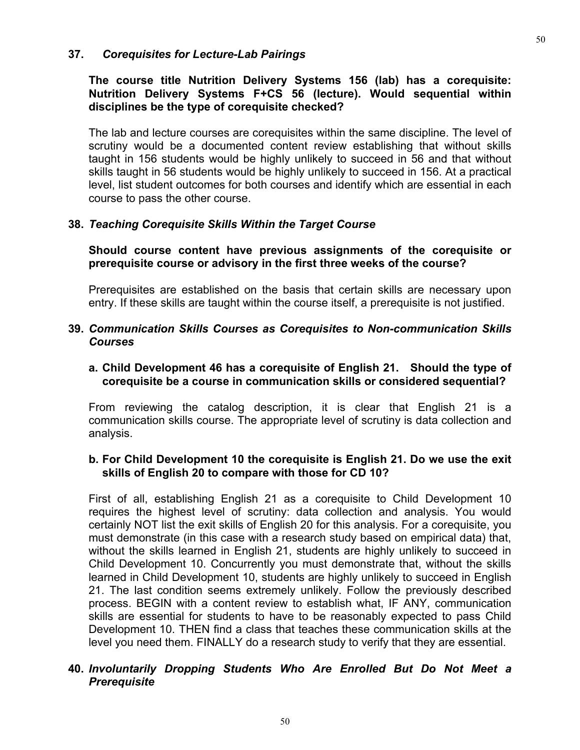**37.** ***Corequisites for Lecture-Lab Pairings***

**The course title Nutrition Delivery Systems 156 (lab) has a corequisite: Nutrition Delivery Systems F+CS 56 (lecture). Would sequential within disciplines be the type of corequisite checked?**

The lab and lecture courses are corequisites within the same discipline. The level of scrutiny would be a documented content review establishing that without skills taught in 156 students would be highly unlikely to succeed in 56 and that without skills taught in 56 students would be highly unlikely to succeed in 156. At a practical level, list student outcomes for both courses and identify which are essential in each course to pass the other course.

**38.** ***Teaching Corequisite Skills Within the Target Course***

**Should course content have previous assignments of the corequisite or prerequisite course or advisory in the first three weeks of the course?**

Prerequisites are established on the basis that certain skills are necessary upon entry. If these skills are taught within the course itself, a prerequisite is not justified.

**39.** ***Communication Skills Courses as Corequisites to Non-communication Skills Courses***

**a. Child Development 46 has a corequisite of English 21. Should the type of corequisite be a course in communication skills or considered sequential?**

From reviewing the catalog description, it is clear that English 21 is a communication skills course. The appropriate level of scrutiny is data collection and analysis.

**b. For Child Development 10 the corequisite is English 21. Do we use the exit skills of English 20 to compare with those for CD 10?**

First of all, establishing English 21 as a corequisite to Child Development 10 requires the highest level of scrutiny: data collection and analysis. You would certainly NOT list the exit skills of English 20 for this analysis. For a corequisite, you must demonstrate (in this case with a research study based on empirical data) that, without the skills learned in English 21, students are highly unlikely to succeed in Child Development 10. Concurrently you must demonstrate that, without the skills learned in Child Development 10, students are highly unlikely to succeed in English 21. The last condition seems extremely unlikely. Follow the previously described process. BEGIN with a content review to establish what, IF ANY, communication skills are essential for students to have to be reasonably expected to pass Child Development 10. THEN find a class that teaches these communication skills at the level you need them. FINALLY do a research study to verify that they are essential.

**40.** ***Involuntarily Dropping Students Who Are Enrolled But Do Not Meet a Prerequisite***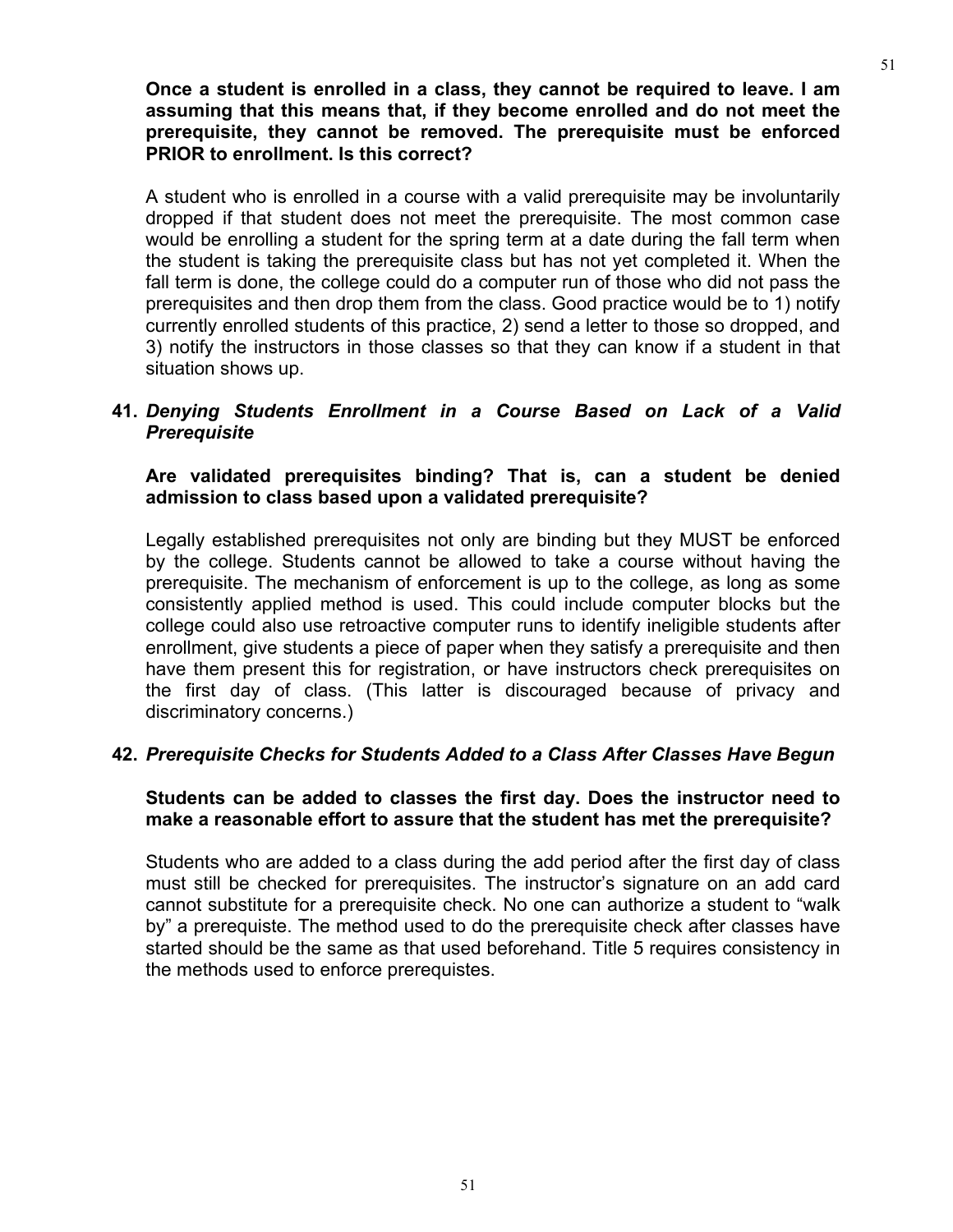**Once a student is enrolled in a class, they cannot be required to leave. I am assuming that this means that, if they become enrolled and do not meet the prerequisite, they cannot be removed. The prerequisite must be enforced PRIOR to enrollment. Is this correct?**

A student who is enrolled in a course with a valid prerequisite may be involuntarily dropped if that student does not meet the prerequisite. The most common case would be enrolling a student for the spring term at a date during the fall term when the student is taking the prerequisite class but has not yet completed it. When the fall term is done, the college could do a computer run of those who did not pass the prerequisites and then drop them from the class. Good practice would be to 1) notify currently enrolled students of this practice, 2) send a letter to those so dropped, and 3) notify the instructors in those classes so that they can know if a student in that situation shows up.

### 41. *Denying Students Enrollment in a Course Based on Lack of a Valid Prerequisite*

**Are validated prerequisites binding? That is, can a student be denied admission to class based upon a validated prerequisite?**

Legally established prerequisites not only are binding but they MUST be enforced by the college. Students cannot be allowed to take a course without having the prerequisite. The mechanism of enforcement is up to the college, as long as some consistently applied method is used. This could include computer blocks but the college could also use retroactive computer runs to identify ineligible students after enrollment, give students a piece of paper when they satisfy a prerequisite and then have them present this for registration, or have instructors check prerequisites on the first day of class. (This latter is discouraged because of privacy and discriminatory concerns.)

### 42. *Prerequisite Checks for Students Added to a Class After Classes Have Begun*

**Students can be added to classes the first day. Does the instructor need to make a reasonable effort to assure that the student has met the prerequisite?**

Students who are added to a class during the add period after the first day of class must still be checked for prerequisites. The instructor's signature on an add card cannot substitute for a prerequisite check. No one can authorize a student to "walk by" a prerequiste. The method used to do the prerequisite check after classes have started should be the same as that used beforehand. Title 5 requires consistency in the methods used to enforce prerequistes.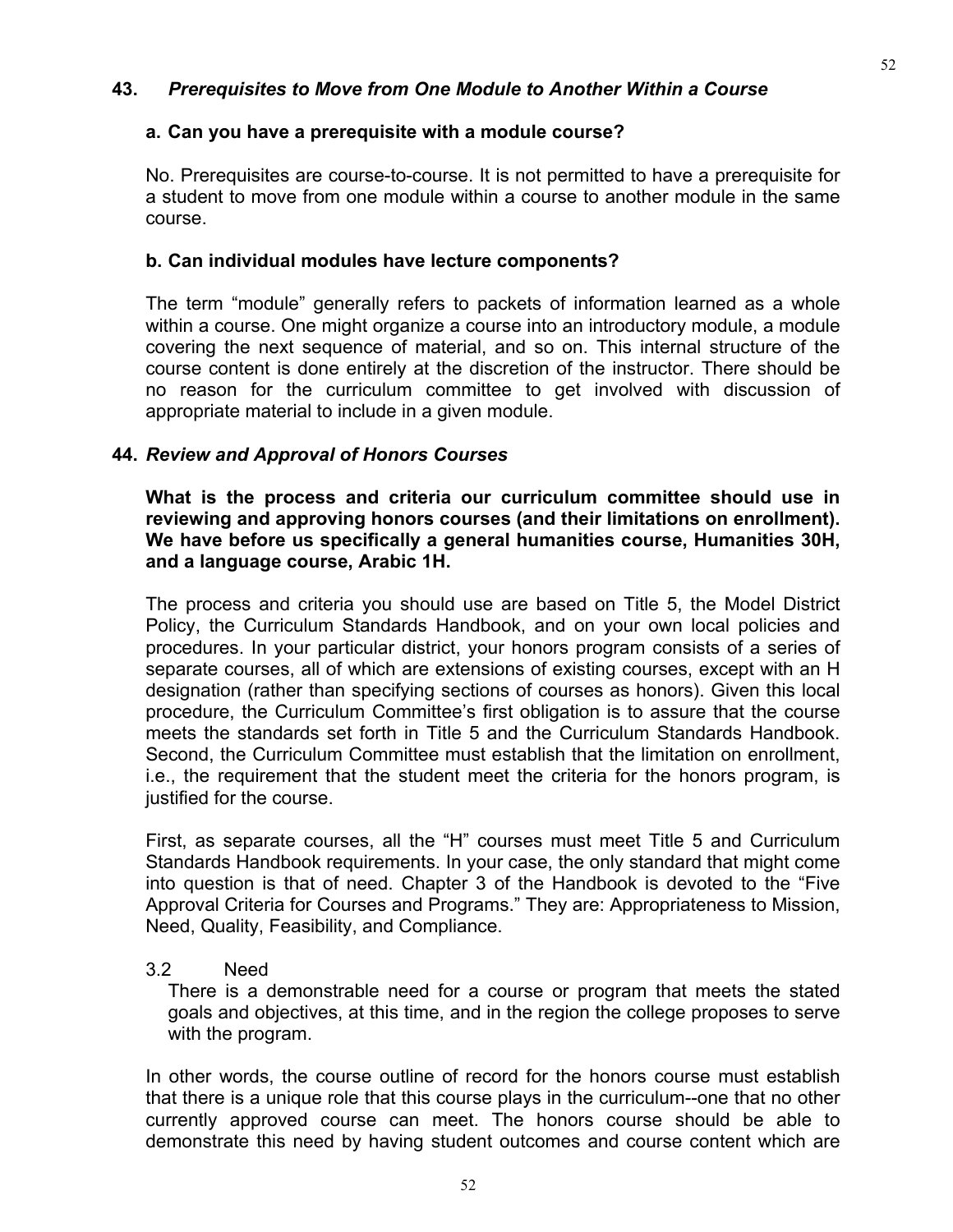### 43. *Prerequisites to Move from One Module to Another Within a Course*

**a. Can you have a prerequisite with a module course?**

No. Prerequisites are course-to-course. It is not permitted to have a prerequisite for a student to move from one module within a course to another module in the same course.

**b. Can individual modules have lecture components?**

The term "module" generally refers to packets of information learned as a whole within a course. One might organize a course into an introductory module, a module covering the next sequence of material, and so on. This internal structure of the course content is done entirely at the discretion of the instructor. There should be no reason for the curriculum committee to get involved with discussion of appropriate material to include in a given module.

### 44. *Review and Approval of Honors Courses*

**What is the process and criteria our curriculum committee should use in reviewing and approving honors courses (and their limitations on enrollment). We have before us specifically a general humanities course, Humanities 30H, and a language course, Arabic 1H.**

The process and criteria you should use are based on Title 5, the Model District Policy, the Curriculum Standards Handbook, and on your own local policies and procedures. In your particular district, your honors program consists of a series of separate courses, all of which are extensions of existing courses, except with an H designation (rather than specifying sections of courses as honors). Given this local procedure, the Curriculum Committee's first obligation is to assure that the course meets the standards set forth in Title 5 and the Curriculum Standards Handbook. Second, the Curriculum Committee must establish that the limitation on enrollment, i.e., the requirement that the student meet the criteria for the honors program, is justified for the course.

First, as separate courses, all the "H" courses must meet Title 5 and Curriculum Standards Handbook requirements. In your case, the only standard that might come into question is that of need. Chapter 3 of the Handbook is devoted to the "Five Approval Criteria for Courses and Programs." They are: Appropriateness to Mission, Need, Quality, Feasibility, and Compliance.

3.2 Need

There is a demonstrable need for a course or program that meets the stated goals and objectives, at this time, and in the region the college proposes to serve with the program.

In other words, the course outline of record for the honors course must establish that there is a unique role that this course plays in the curriculum--one that no other currently approved course can meet. The honors course should be able to demonstrate this need by having student outcomes and course content which are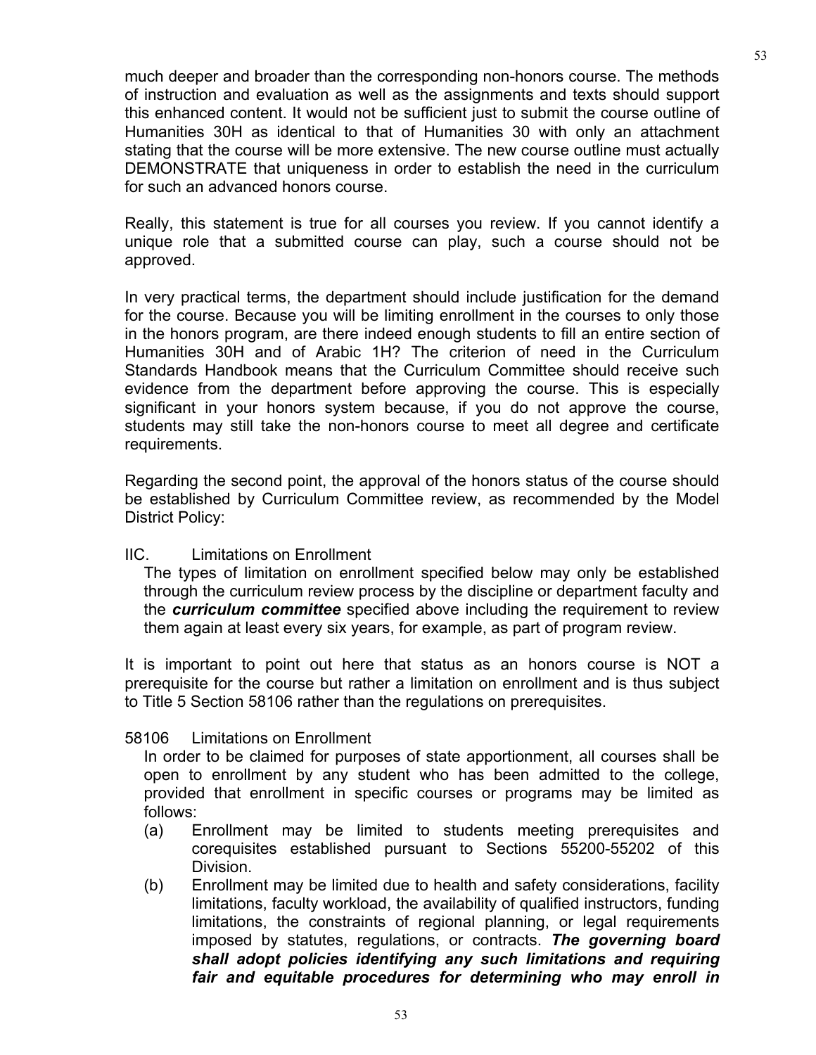much deeper and broader than the corresponding non-honors course. The methods of instruction and evaluation as well as the assignments and texts should support this enhanced content. It would not be sufficient just to submit the course outline of Humanities 30H as identical to that of Humanities 30 with only an attachment stating that the course will be more extensive. The new course outline must actually DEMONSTRATE that uniqueness in order to establish the need in the curriculum for such an advanced honors course.

Really, this statement is true for all courses you review. If you cannot identify a unique role that a submitted course can play, such a course should not be approved.

In very practical terms, the department should include justification for the demand for the course. Because you will be limiting enrollment in the courses to only those in the honors program, are there indeed enough students to fill an entire section of Humanities 30H and of Arabic 1H? The criterion of need in the Curriculum Standards Handbook means that the Curriculum Committee should receive such evidence from the department before approving the course. This is especially significant in your honors system because, if you do not approve the course, students may still take the non-honors course to meet all degree and certificate requirements.

Regarding the second point, the approval of the honors status of the course should be established by Curriculum Committee review, as recommended by the Model District Policy:

IIC. Limitations on Enrollment

> The types of limitation on enrollment specified below may only be established through the curriculum review process by the discipline or department faculty and the ***curriculum committee*** specified above including the requirement to review them again at least every six years, for example, as part of program review.

It is important to point out here that status as an honors course is NOT a prerequisite for the course but rather a limitation on enrollment and is thus subject to Title 5 Section 58106 rather than the regulations on prerequisites.

58106 Limitations on Enrollment

> In order to be claimed for purposes of state apportionment, all courses shall be open to enrollment by any student who has been admitted to the college, provided that enrollment in specific courses or programs may be limited as follows:
>
> (a) Enrollment may be limited to students meeting prerequisites and corequisites established pursuant to Sections 55200-55202 of this Division.
>
> (b) Enrollment may be limited due to health and safety considerations, facility limitations, faculty workload, the availability of qualified instructors, funding limitations, the constraints of regional planning, or legal requirements imposed by statutes, regulations, or contracts. ***The governing board shall adopt policies identifying any such limitations and requiring fair and equitable procedures for determining who may enroll in***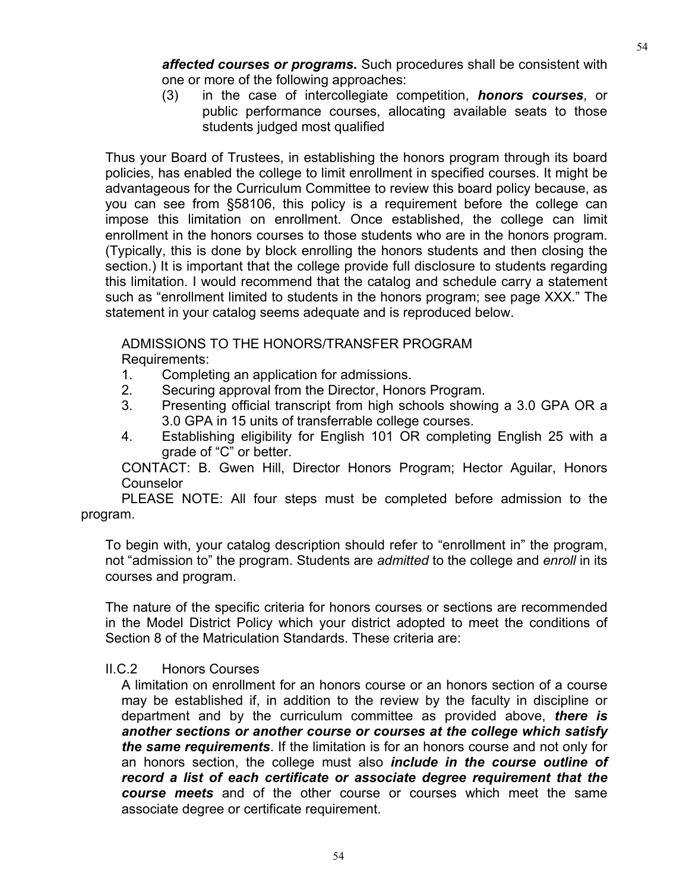***affected courses or programs.*** Such procedures shall be consistent with one or more of the following approaches:

(3) in the case of intercollegiate competition, ***honors courses***, or public performance courses, allocating available seats to those students judged most qualified

Thus your Board of Trustees, in establishing the honors program through its board policies, has enabled the college to limit enrollment in specified courses. It might be advantageous for the Curriculum Committee to review this board policy because, as you can see from §58106, this policy is a requirement before the college can impose this limitation on enrollment. Once established, the college can limit enrollment in the honors courses to those students who are in the honors program. (Typically, this is done by block enrolling the honors students and then closing the section.) It is important that the college provide full disclosure to students regarding this limitation. I would recommend that the catalog and schedule carry a statement such as "enrollment limited to students in the honors program; see page XXX." The statement in your catalog seems adequate and is reproduced below.

ADMISSIONS TO THE HONORS/TRANSFER PROGRAM
Requirements:

1. Completing an application for admissions.
2. Securing approval from the Director, Honors Program.
3. Presenting official transcript from high schools showing a 3.0 GPA OR a 3.0 GPA in 15 units of transferrable college courses.
4. Establishing eligibility for English 101 OR completing English 25 with a grade of "C" or better.

CONTACT: B. Gwen Hill, Director Honors Program; Hector Aguilar, Honors Counselor

PLEASE NOTE: All four steps must be completed before admission to the program.

To begin with, your catalog description should refer to "enrollment in" the program, not "admission to" the program. Students are *admitted* to the college and *enroll* in its courses and program.

The nature of the specific criteria for honors courses or sections are recommended in the Model District Policy which your district adopted to meet the conditions of Section 8 of the Matriculation Standards. These criteria are:

II.C.2 Honors Courses

A limitation on enrollment for an honors course or an honors section of a course may be established if, in addition to the review by the faculty in discipline or department and by the curriculum committee as provided above, ***there is another sections or another course or courses at the college which satisfy the same requirements***. If the limitation is for an honors course and not only for an honors section, the college must also ***include in the course outline of record a list of each certificate or associate degree requirement that the course meets*** and of the other course or courses which meet the same associate degree or certificate requirement.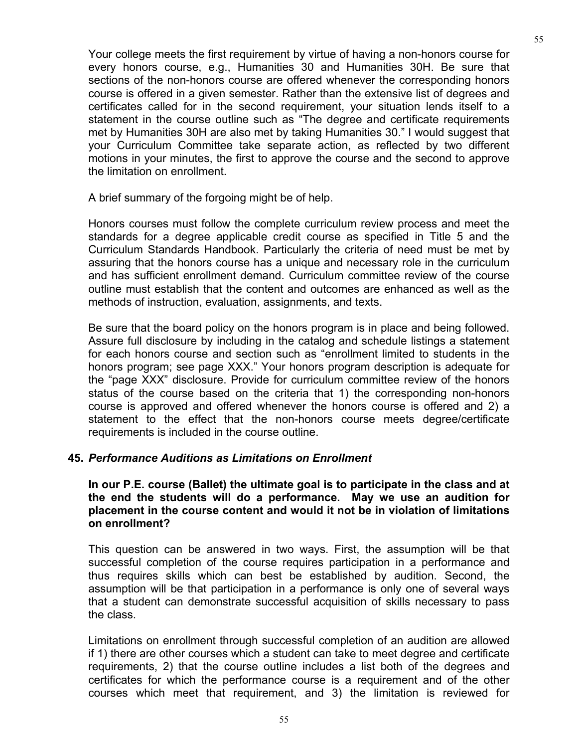Your college meets the first requirement by virtue of having a non-honors course for every honors course, e.g., Humanities 30 and Humanities 30H. Be sure that sections of the non-honors course are offered whenever the corresponding honors course is offered in a given semester. Rather than the extensive list of degrees and certificates called for in the second requirement, your situation lends itself to a statement in the course outline such as "The degree and certificate requirements met by Humanities 30H are also met by taking Humanities 30." I would suggest that your Curriculum Committee take separate action, as reflected by two different motions in your minutes, the first to approve the course and the second to approve the limitation on enrollment.

A brief summary of the forgoing might be of help.

Honors courses must follow the complete curriculum review process and meet the standards for a degree applicable credit course as specified in Title 5 and the Curriculum Standards Handbook. Particularly the criteria of need must be met by assuring that the honors course has a unique and necessary role in the curriculum and has sufficient enrollment demand. Curriculum committee review of the course outline must establish that the content and outcomes are enhanced as well as the methods of instruction, evaluation, assignments, and texts.

Be sure that the board policy on the honors program is in place and being followed. Assure full disclosure by including in the catalog and schedule listings a statement for each honors course and section such as "enrollment limited to students in the honors program; see page XXX." Your honors program description is adequate for the "page XXX" disclosure. Provide for curriculum committee review of the honors status of the course based on the criteria that 1) the corresponding non-honors course is approved and offered whenever the honors course is offered and 2) a statement to the effect that the non-honors course meets degree/certificate requirements is included in the course outline.

### 45. *Performance Auditions as Limitations on Enrollment*

**In our P.E. course (Ballet) the ultimate goal is to participate in the class and at the end the students will do a performance. May we use an audition for placement in the course content and would it not be in violation of limitations on enrollment?**

This question can be answered in two ways. First, the assumption will be that successful completion of the course requires participation in a performance and thus requires skills which can best be established by audition. Second, the assumption will be that participation in a performance is only one of several ways that a student can demonstrate successful acquisition of skills necessary to pass the class.

Limitations on enrollment through successful completion of an audition are allowed if 1) there are other courses which a student can take to meet degree and certificate requirements, 2) that the course outline includes a list both of the degrees and certificates for which the performance course is a requirement and of the other courses which meet that requirement, and 3) the limitation is reviewed for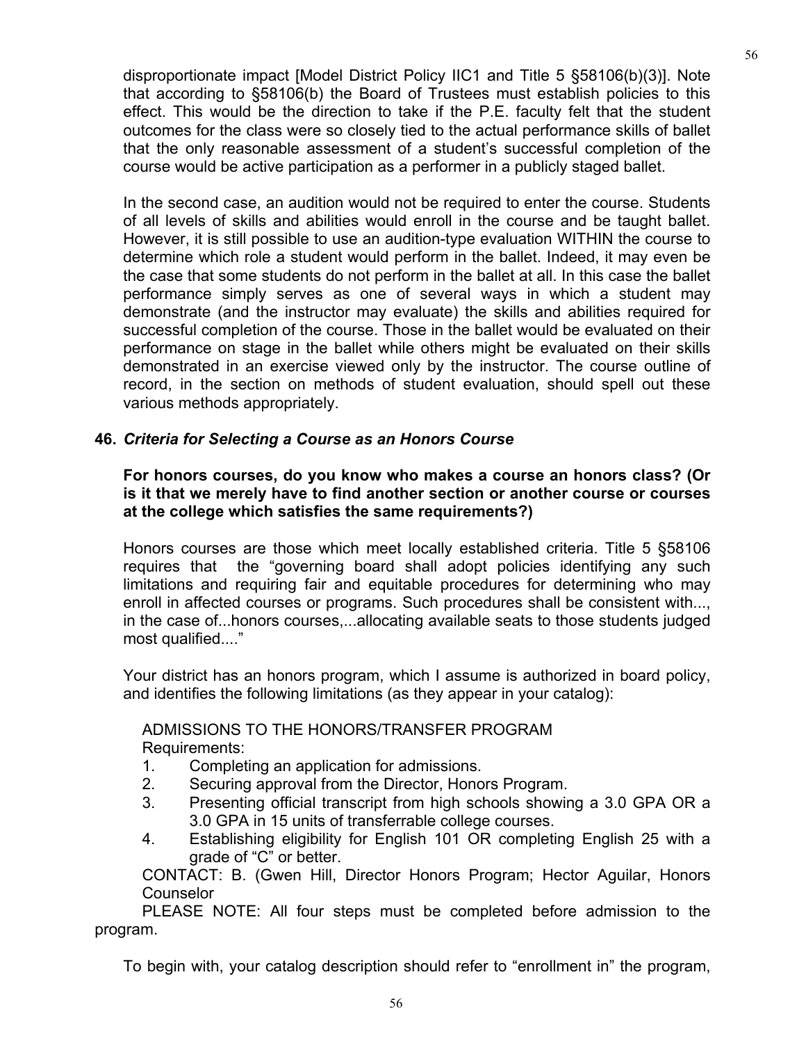disproportionate impact [Model District Policy IIC1 and Title 5 §58106(b)(3)]. Note that according to §58106(b) the Board of Trustees must establish policies to this effect. This would be the direction to take if the P.E. faculty felt that the student outcomes for the class were so closely tied to the actual performance skills of ballet that the only reasonable assessment of a student's successful completion of the course would be active participation as a performer in a publicly staged ballet.

In the second case, an audition would not be required to enter the course. Students of all levels of skills and abilities would enroll in the course and be taught ballet. However, it is still possible to use an audition-type evaluation WITHIN the course to determine which role a student would perform in the ballet. Indeed, it may even be the case that some students do not perform in the ballet at all. In this case the ballet performance simply serves as one of several ways in which a student may demonstrate (and the instructor may evaluate) the skills and abilities required for successful completion of the course. Those in the ballet would be evaluated on their performance on stage in the ballet while others might be evaluated on their skills demonstrated in an exercise viewed only by the instructor. The course outline of record, in the section on methods of student evaluation, should spell out these various methods appropriately.

### 46. *Criteria for Selecting a Course as an Honors Course*

**For honors courses, do you know who makes a course an honors class? (Or is it that we merely have to find another section or another course or courses at the college which satisfies the same requirements?)**

Honors courses are those which meet locally established criteria. Title 5 §58106 requires that the "governing board shall adopt policies identifying any such limitations and requiring fair and equitable procedures for determining who may enroll in affected courses or programs. Such procedures shall be consistent with..., in the case of...honors courses,...allocating available seats to those students judged most qualified...."

Your district has an honors program, which I assume is authorized in board policy, and identifies the following limitations (as they appear in your catalog):

ADMISSIONS TO THE HONORS/TRANSFER PROGRAM
Requirements:

1. Completing an application for admissions.
2. Securing approval from the Director, Honors Program.
3. Presenting official transcript from high schools showing a 3.0 GPA OR a 3.0 GPA in 15 units of transferrable college courses.
4. Establishing eligibility for English 101 OR completing English 25 with a grade of "C" or better.

CONTACT: B. (Gwen Hill, Director Honors Program; Hector Aguilar, Honors Counselor

PLEASE NOTE: All four steps must be completed before admission to the program.

To begin with, your catalog description should refer to "enrollment in" the program,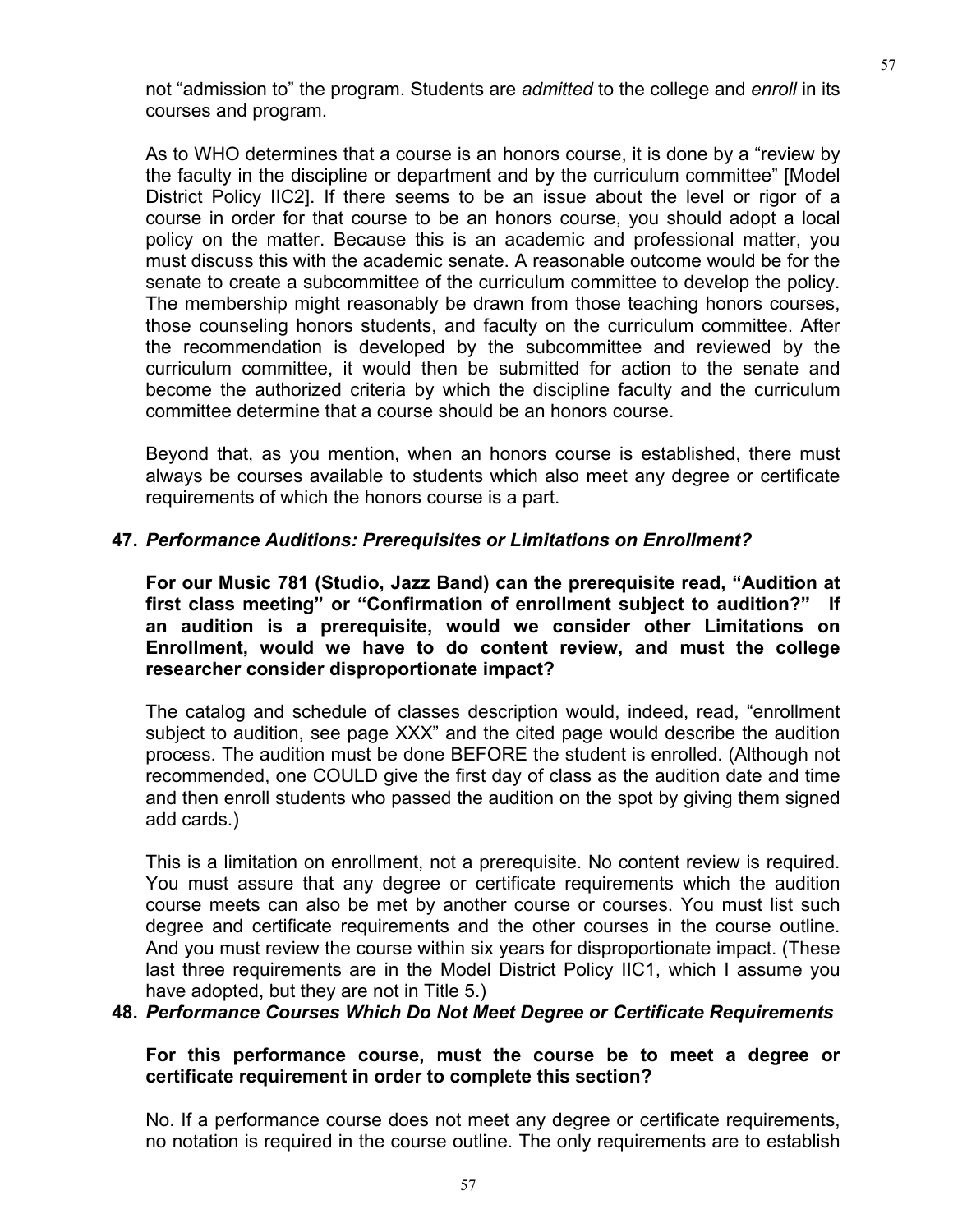not "admission to" the program. Students are *admitted* to the college and *enroll* in its courses and program.

As to WHO determines that a course is an honors course, it is done by a "review by the faculty in the discipline or department and by the curriculum committee" [Model District Policy IIC2]. If there seems to be an issue about the level or rigor of a course in order for that course to be an honors course, you should adopt a local policy on the matter. Because this is an academic and professional matter, you must discuss this with the academic senate. A reasonable outcome would be for the senate to create a subcommittee of the curriculum committee to develop the policy. The membership might reasonably be drawn from those teaching honors courses, those counseling honors students, and faculty on the curriculum committee. After the recommendation is developed by the subcommittee and reviewed by the curriculum committee, it would then be submitted for action to the senate and become the authorized criteria by which the discipline faculty and the curriculum committee determine that a course should be an honors course.

Beyond that, as you mention, when an honors course is established, there must always be courses available to students which also meet any degree or certificate requirements of which the honors course is a part.

### 47. *Performance Auditions: Prerequisites or Limitations on Enrollment?*

**For our Music 781 (Studio, Jazz Band) can the prerequisite read, "Audition at first class meeting" or "Confirmation of enrollment subject to audition?" If an audition is a prerequisite, would we consider other Limitations on Enrollment, would we have to do content review, and must the college researcher consider disproportionate impact?**

The catalog and schedule of classes description would, indeed, read, "enrollment subject to audition, see page XXX" and the cited page would describe the audition process. The audition must be done BEFORE the student is enrolled. (Although not recommended, one COULD give the first day of class as the audition date and time and then enroll students who passed the audition on the spot by giving them signed add cards.)

This is a limitation on enrollment, not a prerequisite. No content review is required. You must assure that any degree or certificate requirements which the audition course meets can also be met by another course or courses. You must list such degree and certificate requirements and the other courses in the course outline. And you must review the course within six years for disproportionate impact. (These last three requirements are in the Model District Policy IIC1, which I assume you have adopted, but they are not in Title 5.)

### 48. *Performance Courses Which Do Not Meet Degree or Certificate Requirements*

**For this performance course, must the course be to meet a degree or certificate requirement in order to complete this section?**

No. If a performance course does not meet any degree or certificate requirements, no notation is required in the course outline. The only requirements are to establish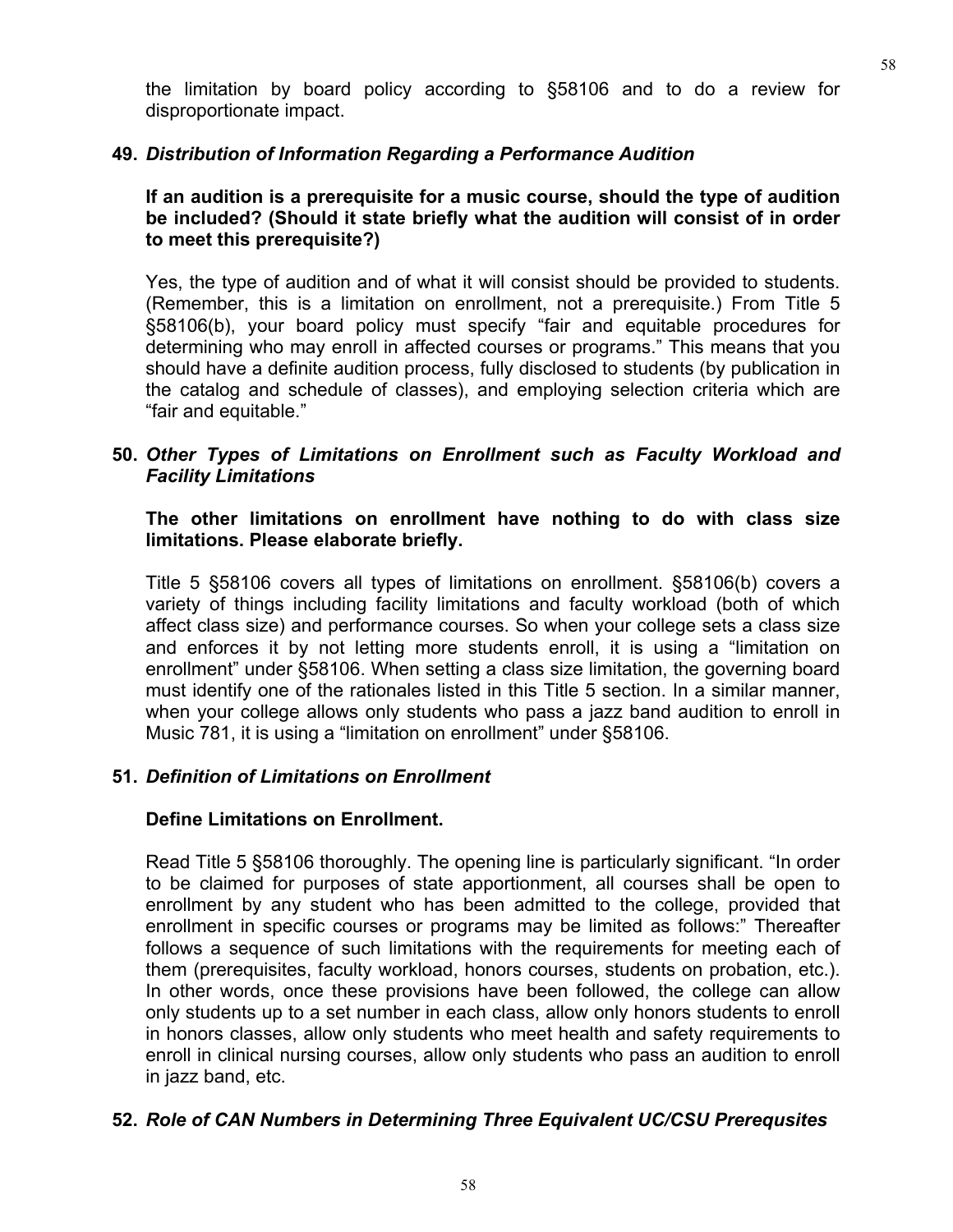the limitation by board policy according to §58106 and to do a review for disproportionate impact.

**49.** ***Distribution of Information Regarding a Performance Audition***

**If an audition is a prerequisite for a music course, should the type of audition be included? (Should it state briefly what the audition will consist of in order to meet this prerequisite?)**

Yes, the type of audition and of what it will consist should be provided to students. (Remember, this is a limitation on enrollment, not a prerequisite.) From Title 5 §58106(b), your board policy must specify "fair and equitable procedures for determining who may enroll in affected courses or programs." This means that you should have a definite audition process, fully disclosed to students (by publication in the catalog and schedule of classes), and employing selection criteria which are "fair and equitable."

**50.** ***Other Types of Limitations on Enrollment such as Faculty Workload and Facility Limitations***

**The other limitations on enrollment have nothing to do with class size limitations. Please elaborate briefly.**

Title 5 §58106 covers all types of limitations on enrollment. §58106(b) covers a variety of things including facility limitations and faculty workload (both of which affect class size) and performance courses. So when your college sets a class size and enforces it by not letting more students enroll, it is using a "limitation on enrollment" under §58106. When setting a class size limitation, the governing board must identify one of the rationales listed in this Title 5 section. In a similar manner, when your college allows only students who pass a jazz band audition to enroll in Music 781, it is using a "limitation on enrollment" under §58106.

**51.** ***Definition of Limitations on Enrollment***

**Define Limitations on Enrollment.**

Read Title 5 §58106 thoroughly. The opening line is particularly significant. "In order to be claimed for purposes of state apportionment, all courses shall be open to enrollment by any student who has been admitted to the college, provided that enrollment in specific courses or programs may be limited as follows:" Thereafter follows a sequence of such limitations with the requirements for meeting each of them (prerequisites, faculty workload, honors courses, students on probation, etc.). In other words, once these provisions have been followed, the college can allow only students up to a set number in each class, allow only honors students to enroll in honors classes, allow only students who meet health and safety requirements to enroll in clinical nursing courses, allow only students who pass an audition to enroll in jazz band, etc.

**52.** ***Role of CAN Numbers in Determining Three Equivalent UC/CSU Prerequsites***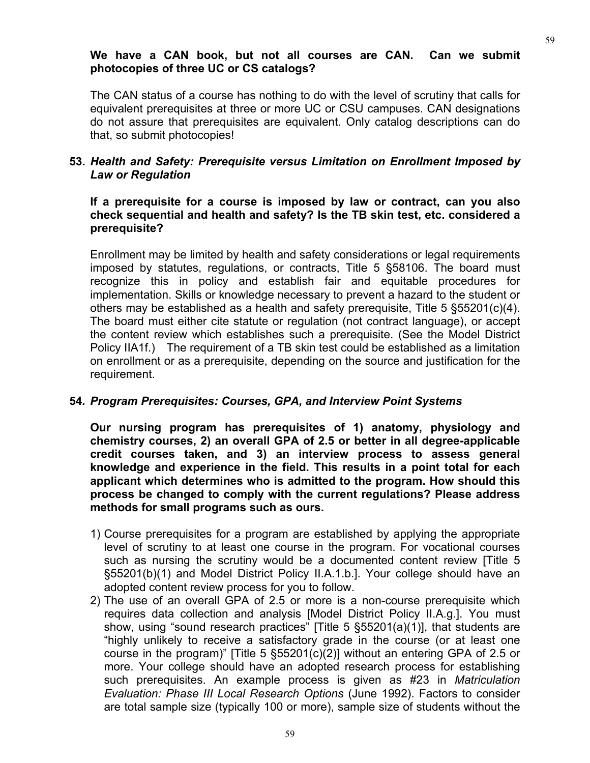**We have a CAN book, but not all courses are CAN. Can we submit photocopies of three UC or CS catalogs?**

The CAN status of a course has nothing to do with the level of scrutiny that calls for equivalent prerequisites at three or more UC or CSU campuses. CAN designations do not assure that prerequisites are equivalent. Only catalog descriptions can do that, so submit photocopies!

### 53. *Health and Safety: Prerequisite versus Limitation on Enrollment Imposed by Law or Regulation*

**If a prerequisite for a course is imposed by law or contract, can you also check sequential and health and safety? Is the TB skin test, etc. considered a prerequisite?**

Enrollment may be limited by health and safety considerations or legal requirements imposed by statutes, regulations, or contracts, Title 5 §58106. The board must recognize this in policy and establish fair and equitable procedures for implementation. Skills or knowledge necessary to prevent a hazard to the student or others may be established as a health and safety prerequisite, Title 5 §55201(c)(4). The board must either cite statute or regulation (not contract language), or accept the content review which establishes such a prerequisite. (See the Model District Policy IIA1f.) The requirement of a TB skin test could be established as a limitation on enrollment or as a prerequisite, depending on the source and justification for the requirement.

### 54. *Program Prerequisites: Courses, GPA, and Interview Point Systems*

**Our nursing program has prerequisites of 1) anatomy, physiology and chemistry courses, 2) an overall GPA of 2.5 or better in all degree-applicable credit courses taken, and 3) an interview process to assess general knowledge and experience in the field. This results in a point total for each applicant which determines who is admitted to the program. How should this process be changed to comply with the current regulations? Please address methods for small programs such as ours.**

1) Course prerequisites for a program are established by applying the appropriate level of scrutiny to at least one course in the program. For vocational courses such as nursing the scrutiny would be a documented content review [Title 5 §55201(b)(1) and Model District Policy II.A.1.b.]. Your college should have an adopted content review process for you to follow.
2) The use of an overall GPA of 2.5 or more is a non-course prerequisite which requires data collection and analysis [Model District Policy II.A.g.]. You must show, using "sound research practices" [Title 5 §55201(a)(1)], that students are "highly unlikely to receive a satisfactory grade in the course (or at least one course in the program)" [Title 5 §55201(c)(2)] without an entering GPA of 2.5 or more. Your college should have an adopted research process for establishing such prerequisites. An example process is given as #23 in *Matriculation Evaluation: Phase III Local Research Options* (June 1992). Factors to consider are total sample size (typically 100 or more), sample size of students without the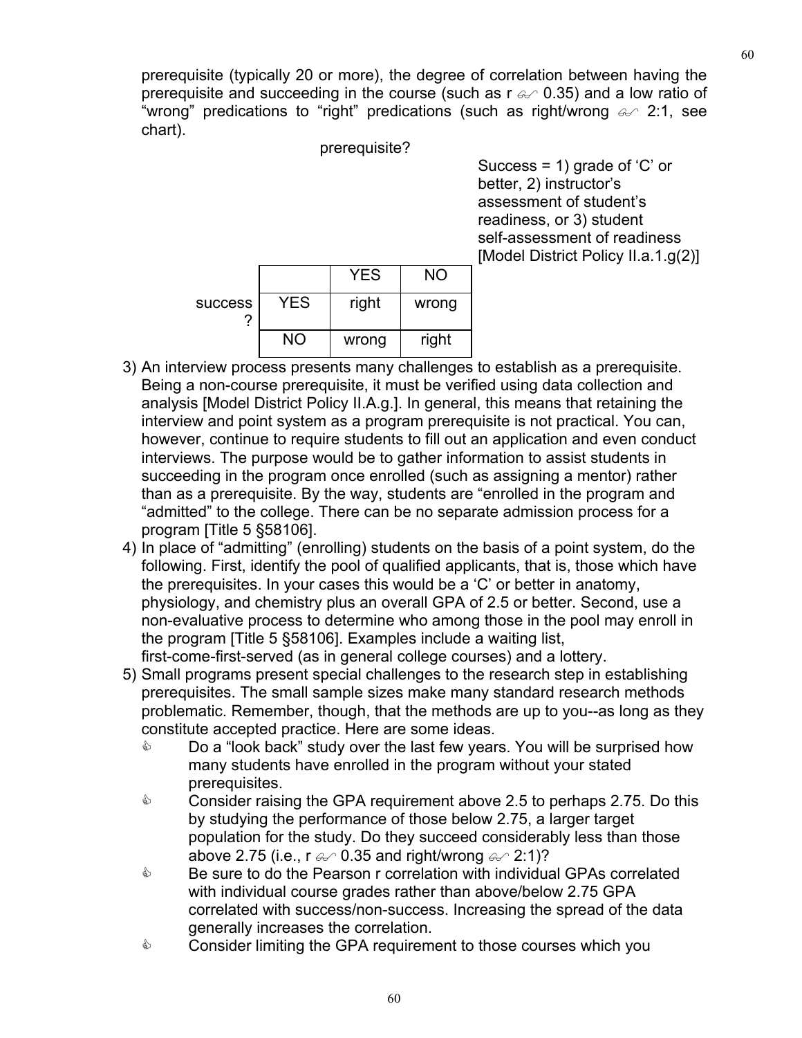prerequisite (typically 20 or more), the degree of correlation between having the prerequisite and succeeding in the course (such as r $\geq$ 0.35) and a low ratio of "wrong" predications to "right" predications (such as right/wrong $\geq$ 2:1, see chart).

prerequisite?

Success = 1) grade of 'C' or better, 2) instructor's assessment of student's readiness, or 3) student self-assessment of readiness [Model District Policy II.a.1.g(2)]

| | | YES | NO |
|---|---|---|---|
| success? | YES | right | wrong |
| | NO | wrong | right |

3) An interview process presents many challenges to establish as a prerequisite. Being a non-course prerequisite, it must be verified using data collection and analysis [Model District Policy II.A.g.]. In general, this means that retaining the interview and point system as a program prerequisite is not practical. You can, however, continue to require students to fill out an application and even conduct interviews. The purpose would be to gather information to assist students in succeeding in the program once enrolled (such as assigning a mentor) rather than as a prerequisite. By the way, students are "enrolled in the program and "admitted" to the college. There can be no separate admission process for a program [Title 5 §58106].
4) In place of "admitting" (enrolling) students on the basis of a point system, do the following. First, identify the pool of qualified applicants, that is, those which have the prerequisites. In your cases this would be a 'C' or better in anatomy, physiology, and chemistry plus an overall GPA of 2.5 or better. Second, use a non-evaluative process to determine who among those in the pool may enroll in the program [Title 5 §58106]. Examples include a waiting list, first-come-first-served (as in general college courses) and a lottery.
5) Small programs present special challenges to the research step in establishing prerequisites. The small sample sizes make many standard research methods problematic. Remember, though, that the methods are up to you--as long as they constitute accepted practice. Here are some ideas.
   - Do a "look back" study over the last few years. You will be surprised how many students have enrolled in the program without your stated prerequisites.
   - Consider raising the GPA requirement above 2.5 to perhaps 2.75. Do this by studying the performance of those below 2.75, a larger target population for the study. Do they succeed considerably less than those above 2.75 (i.e., r $\geq$ 0.35 and right/wrong $\geq$ 2:1)?
   - Be sure to do the Pearson r correlation with individual GPAs correlated with individual course grades rather than above/below 2.75 GPA correlated with success/non-success. Increasing the spread of the data generally increases the correlation.
   - Consider limiting the GPA requirement to those courses which you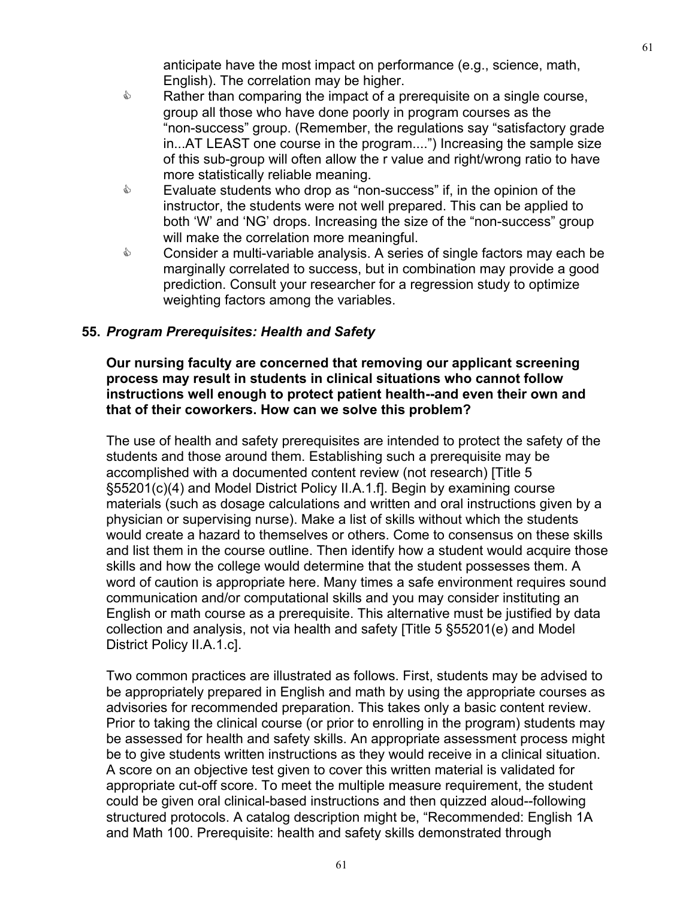anticipate have the most impact on performance (e.g., science, math, English). The correlation may be higher.

- Rather than comparing the impact of a prerequisite on a single course, group all those who have done poorly in program courses as the "non-success" group. (Remember, the regulations say "satisfactory grade in...AT LEAST one course in the program....") Increasing the sample size of this sub-group will often allow the r value and right/wrong ratio to have more statistically reliable meaning.
- Evaluate students who drop as "non-success" if, in the opinion of the instructor, the students were not well prepared. This can be applied to both 'W' and 'NG' drops. Increasing the size of the "non-success" group will make the correlation more meaningful.
- Consider a multi-variable analysis. A series of single factors may each be marginally correlated to success, but in combination may provide a good prediction. Consult your researcher for a regression study to optimize weighting factors among the variables.

### 55. *Program Prerequisites: Health and Safety*

**Our nursing faculty are concerned that removing our applicant screening process may result in students in clinical situations who cannot follow instructions well enough to protect patient health--and even their own and that of their coworkers. How can we solve this problem?**

The use of health and safety prerequisites are intended to protect the safety of the students and those around them. Establishing such a prerequisite may be accomplished with a documented content review (not research) [Title 5 §55201(c)(4) and Model District Policy II.A.1.f]. Begin by examining course materials (such as dosage calculations and written and oral instructions given by a physician or supervising nurse). Make a list of skills without which the students would create a hazard to themselves or others. Come to consensus on these skills and list them in the course outline. Then identify how a student would acquire those skills and how the college would determine that the student possesses them. A word of caution is appropriate here. Many times a safe environment requires sound communication and/or computational skills and you may consider instituting an English or math course as a prerequisite. This alternative must be justified by data collection and analysis, not via health and safety [Title 5 §55201(e) and Model District Policy II.A.1.c].

Two common practices are illustrated as follows. First, students may be advised to be appropriately prepared in English and math by using the appropriate courses as advisories for recommended preparation. This takes only a basic content review. Prior to taking the clinical course (or prior to enrolling in the program) students may be assessed for health and safety skills. An appropriate assessment process might be to give students written instructions as they would receive in a clinical situation. A score on an objective test given to cover this written material is validated for appropriate cut-off score. To meet the multiple measure requirement, the student could be given oral clinical-based instructions and then quizzed aloud--following structured protocols. A catalog description might be, "Recommended: English 1A and Math 100. Prerequisite: health and safety skills demonstrated through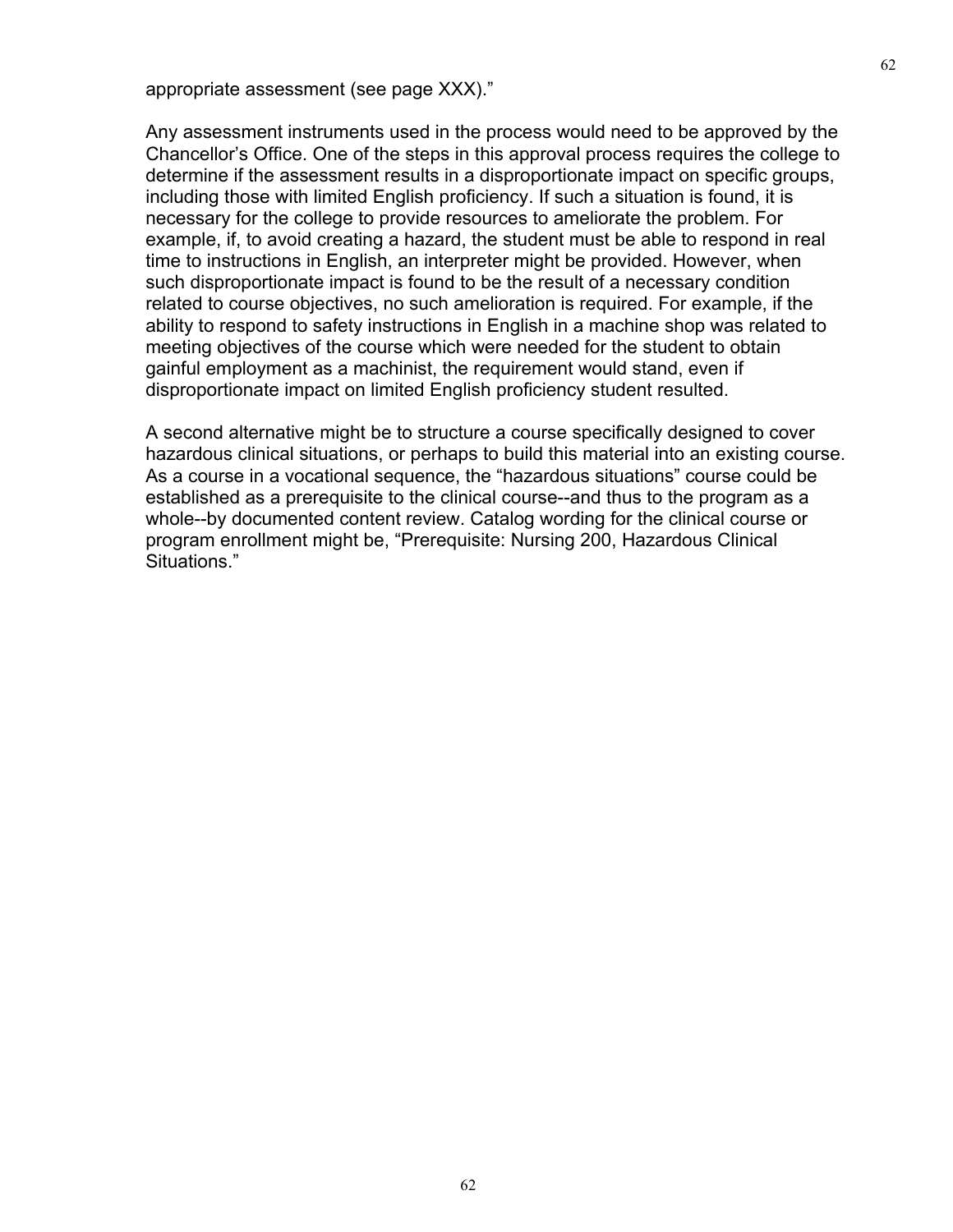appropriate assessment (see page XXX)."

Any assessment instruments used in the process would need to be approved by the Chancellor's Office. One of the steps in this approval process requires the college to determine if the assessment results in a disproportionate impact on specific groups, including those with limited English proficiency. If such a situation is found, it is necessary for the college to provide resources to ameliorate the problem. For example, if, to avoid creating a hazard, the student must be able to respond in real time to instructions in English, an interpreter might be provided. However, when such disproportionate impact is found to be the result of a necessary condition related to course objectives, no such amelioration is required. For example, if the ability to respond to safety instructions in English in a machine shop was related to meeting objectives of the course which were needed for the student to obtain gainful employment as a machinist, the requirement would stand, even if disproportionate impact on limited English proficiency student resulted.

A second alternative might be to structure a course specifically designed to cover hazardous clinical situations, or perhaps to build this material into an existing course. As a course in a vocational sequence, the "hazardous situations" course could be established as a prerequisite to the clinical course--and thus to the program as a whole--by documented content review. Catalog wording for the clinical course or program enrollment might be, "Prerequisite: Nursing 200, Hazardous Clinical Situations."